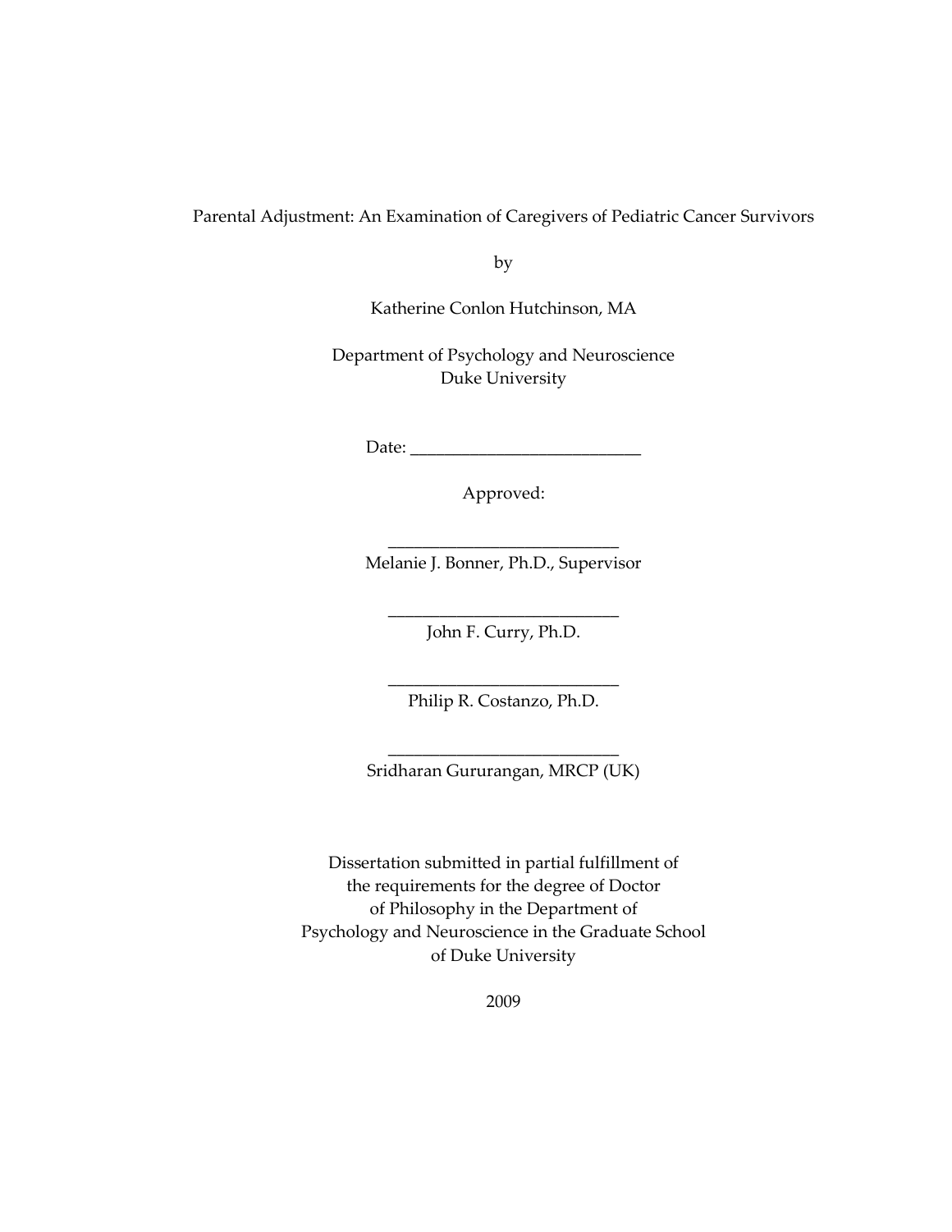Parental Adjustment: An Examination of Caregivers of Pediatric Cancer Survivors

by

Katherine Conlon Hutchinson, MA

Department of Psychology and Neuroscience
Duke University

Date: ___________________________

Approved:

___________________________
Melanie J. Bonner, Ph.D., Supervisor

___________________________
John F. Curry, Ph.D.

___________________________
Philip R. Costanzo, Ph.D.

___________________________
Sridharan Gururangan, MRCP (UK)

Dissertation submitted in partial fulfillment of
the requirements for the degree of Doctor
of Philosophy in the Department of
Psychology and Neuroscience in the Graduate School
of Duke University

2009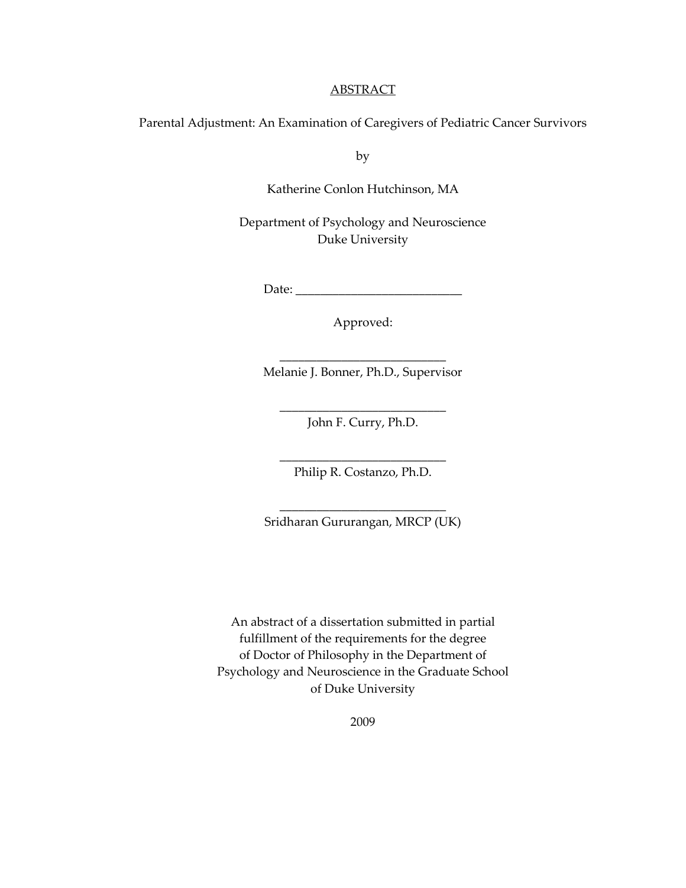ABSTRACT

Parental Adjustment: An Examination of Caregivers of Pediatric Cancer Survivors

by

Katherine Conlon Hutchinson, MA

Department of Psychology and Neuroscience
Duke University

Date: ___________________________

Approved:

___________________________
Melanie J. Bonner, Ph.D., Supervisor

___________________________
John F. Curry, Ph.D.

___________________________
Philip R. Costanzo, Ph.D.

___________________________
Sridharan Gururangan, MRCP (UK)

An abstract of a dissertation submitted in partial
fulfillment of the requirements for the degree
of Doctor of Philosophy in the Department of
Psychology and Neuroscience in the Graduate School
of Duke University

2009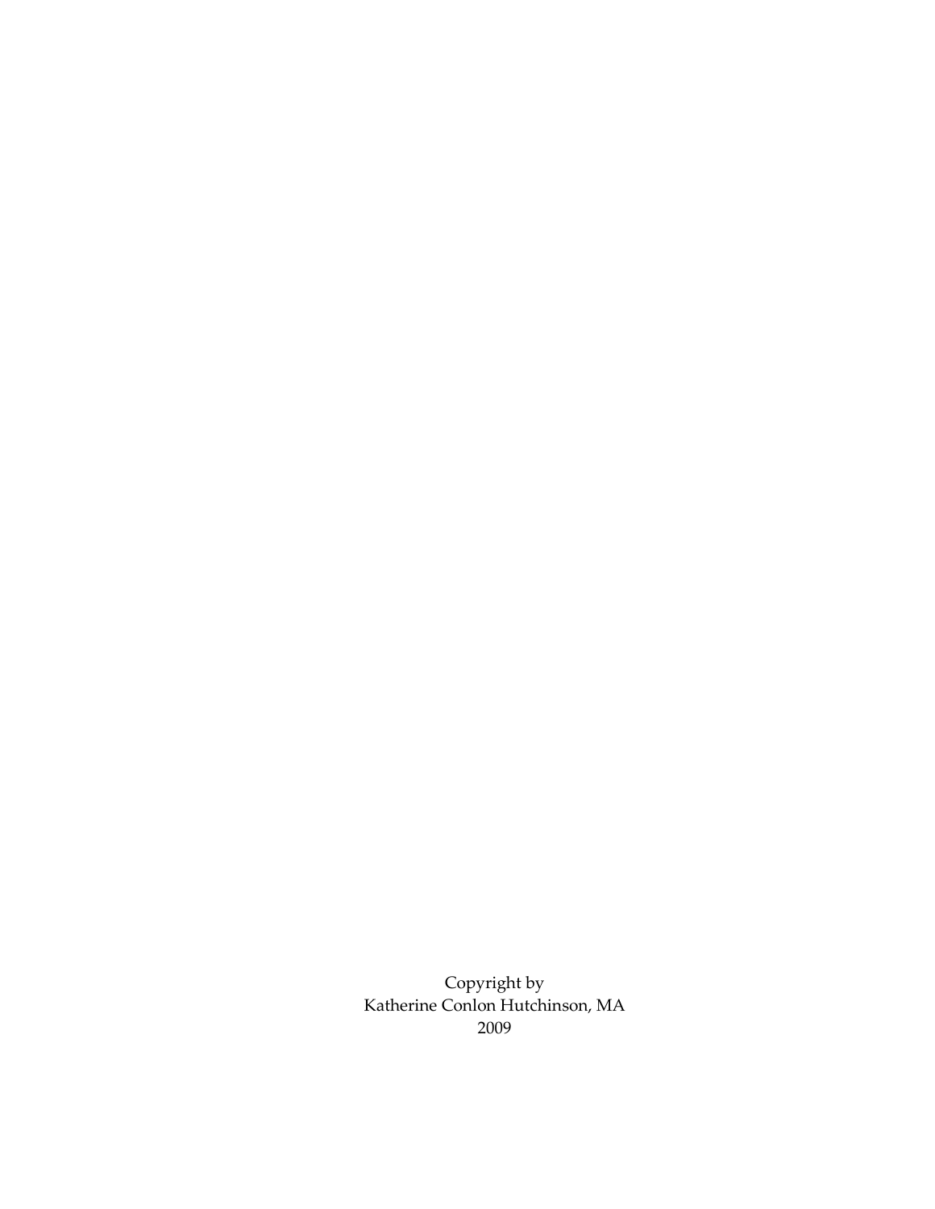Copyright by
Katherine Conlon Hutchinson, MA
2009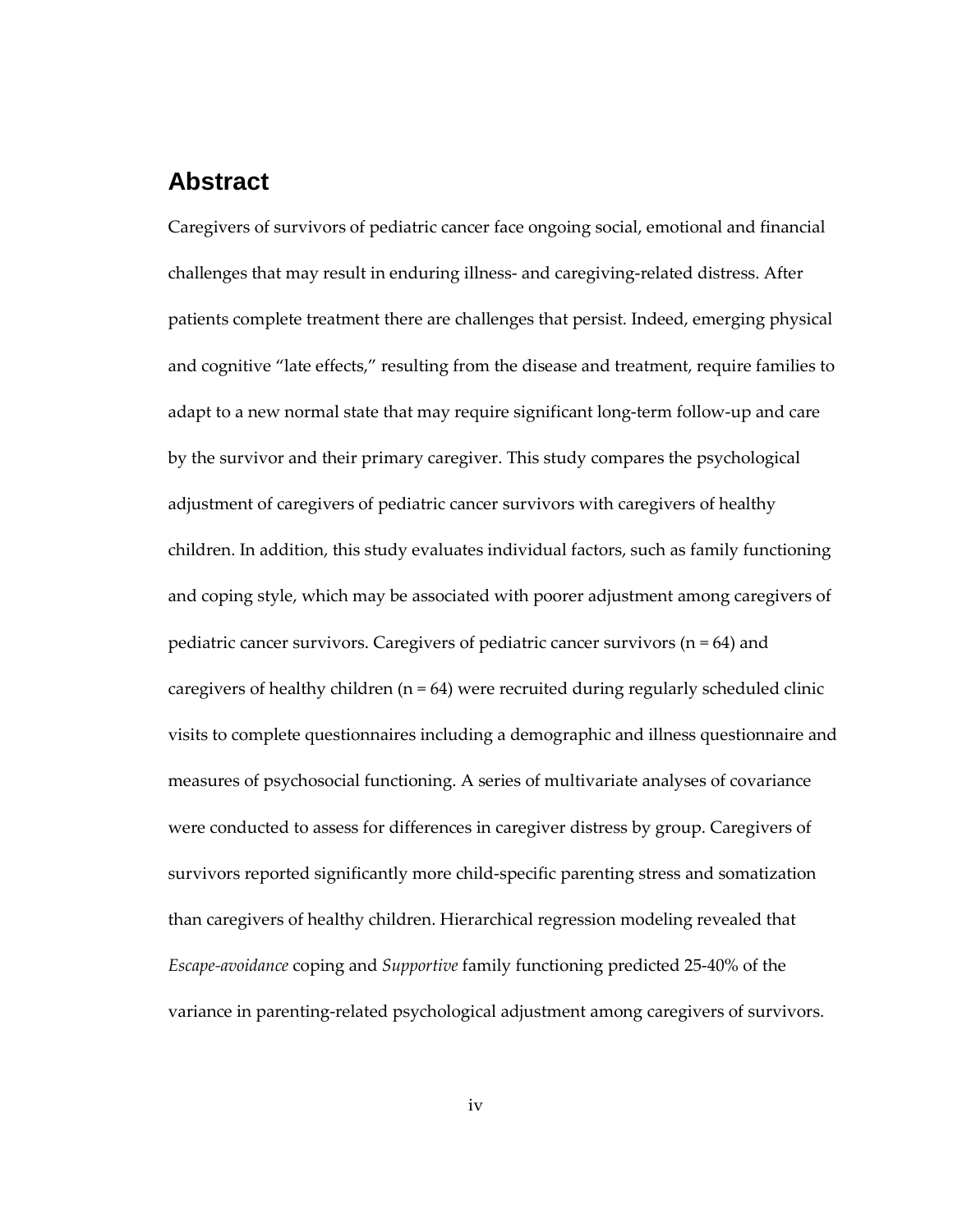# Abstract

Caregivers of survivors of pediatric cancer face ongoing social, emotional and financial challenges that may result in enduring illness- and caregiving-related distress. After patients complete treatment there are challenges that persist. Indeed, emerging physical and cognitive "late effects," resulting from the disease and treatment, require families to adapt to a new normal state that may require significant long-term follow-up and care by the survivor and their primary caregiver. This study compares the psychological adjustment of caregivers of pediatric cancer survivors with caregivers of healthy children. In addition, this study evaluates individual factors, such as family functioning and coping style, which may be associated with poorer adjustment among caregivers of pediatric cancer survivors. Caregivers of pediatric cancer survivors ($n = 64$) and caregivers of healthy children ($n = 64$) were recruited during regularly scheduled clinic visits to complete questionnaires including a demographic and illness questionnaire and measures of psychosocial functioning. A series of multivariate analyses of covariance were conducted to assess for differences in caregiver distress by group. Caregivers of survivors reported significantly more child-specific parenting stress and somatization than caregivers of healthy children. Hierarchical regression modeling revealed that *Escape-avoidance* coping and *Supportive* family functioning predicted 25-40% of the variance in parenting-related psychological adjustment among caregivers of survivors.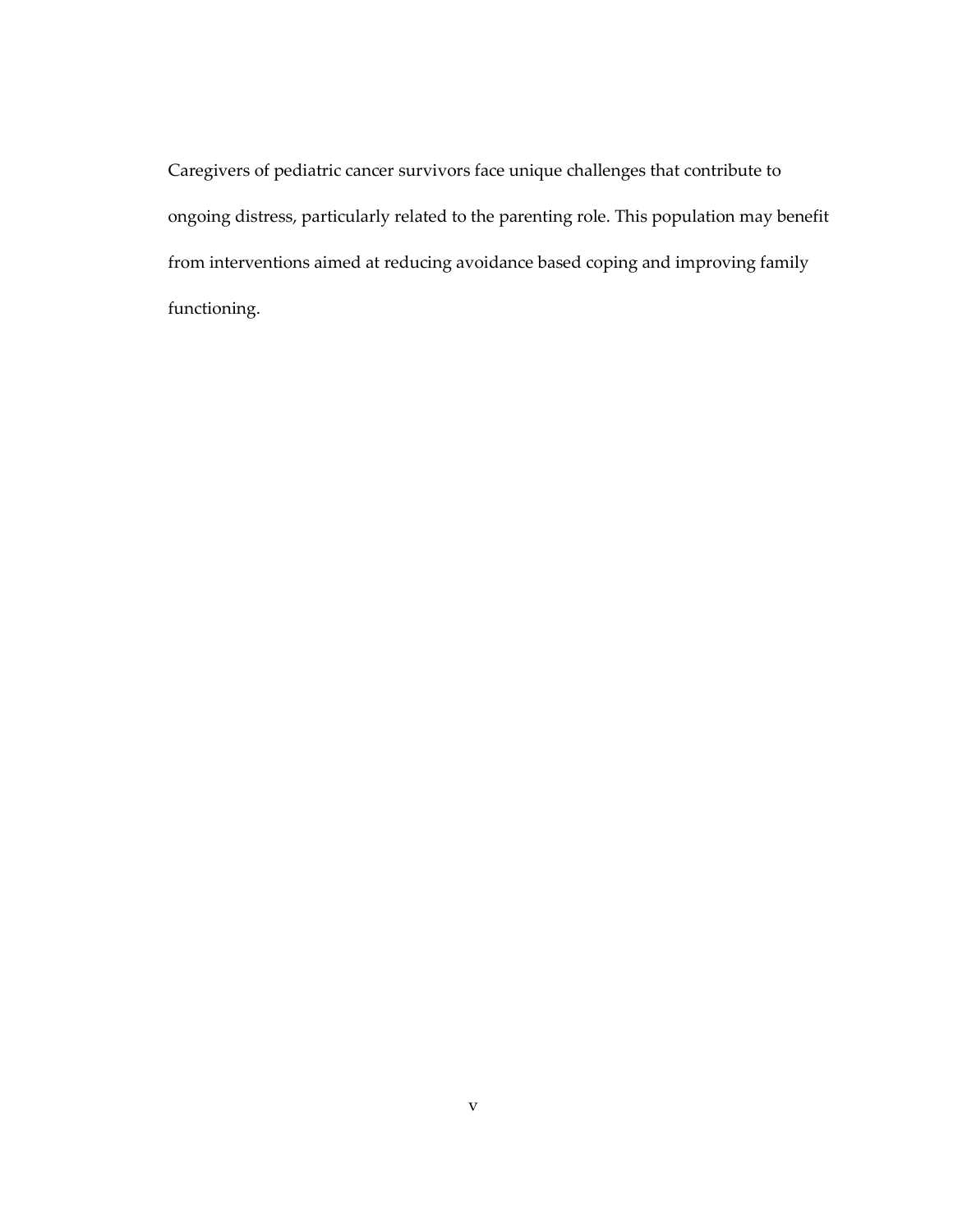Caregivers of pediatric cancer survivors face unique challenges that contribute to ongoing distress, particularly related to the parenting role. This population may benefit from interventions aimed at reducing avoidance based coping and improving family functioning.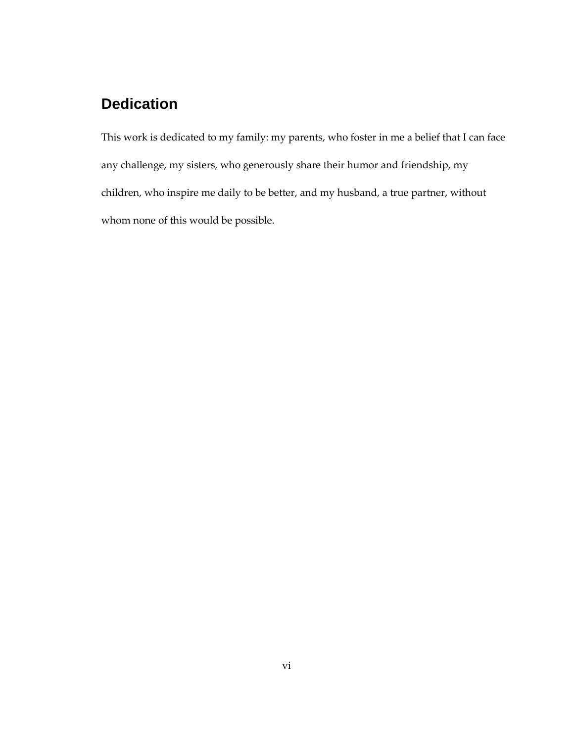# Dedication

This work is dedicated to my family: my parents, who foster in me a belief that I can face any challenge, my sisters, who generously share their humor and friendship, my children, who inspire me daily to be better, and my husband, a true partner, without whom none of this would be possible.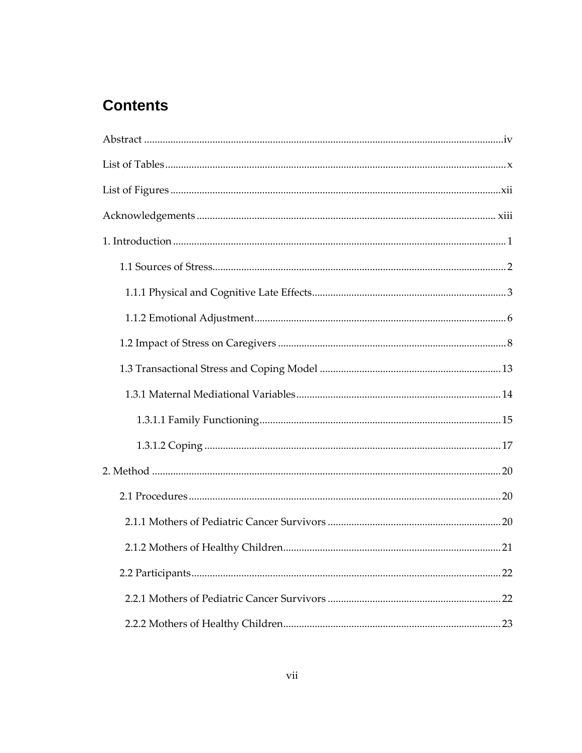# Contents

Abstract ........................................................................................................................... iv

List of Tables ...................................................................................................................... x

List of Figures ................................................................................................................... xii

Acknowledgements ......................................................................................................... xiii

1. Introduction ..................................................................................................................... 1

  1.1 Sources of Stress ........................................................................................................ 2

    1.1.1 Physical and Cognitive Late Effects .................................................................... 3

    1.1.2 Emotional Adjustment .......................................................................................... 6

  1.2 Impact of Stress on Caregivers ................................................................................. 8

  1.3 Transactional Stress and Coping Model .................................................................. 13

    1.3.1 Maternal Mediational Variables ......................................................................... 14

      1.3.1.1 Family Functioning ......................................................................................... 15

      1.3.1.2 Coping .............................................................................................................. 17

2. Method ........................................................................................................................... 20

  2.1 Procedures ................................................................................................................. 20

    2.1.1 Mothers of Pediatric Cancer Survivors ............................................................. 20

    2.1.2 Mothers of Healthy Children .............................................................................. 21

  2.2 Participants ................................................................................................................ 22

    2.2.1 Mothers of Pediatric Cancer Survivors ............................................................. 22

    2.2.2 Mothers of Healthy Children .............................................................................. 23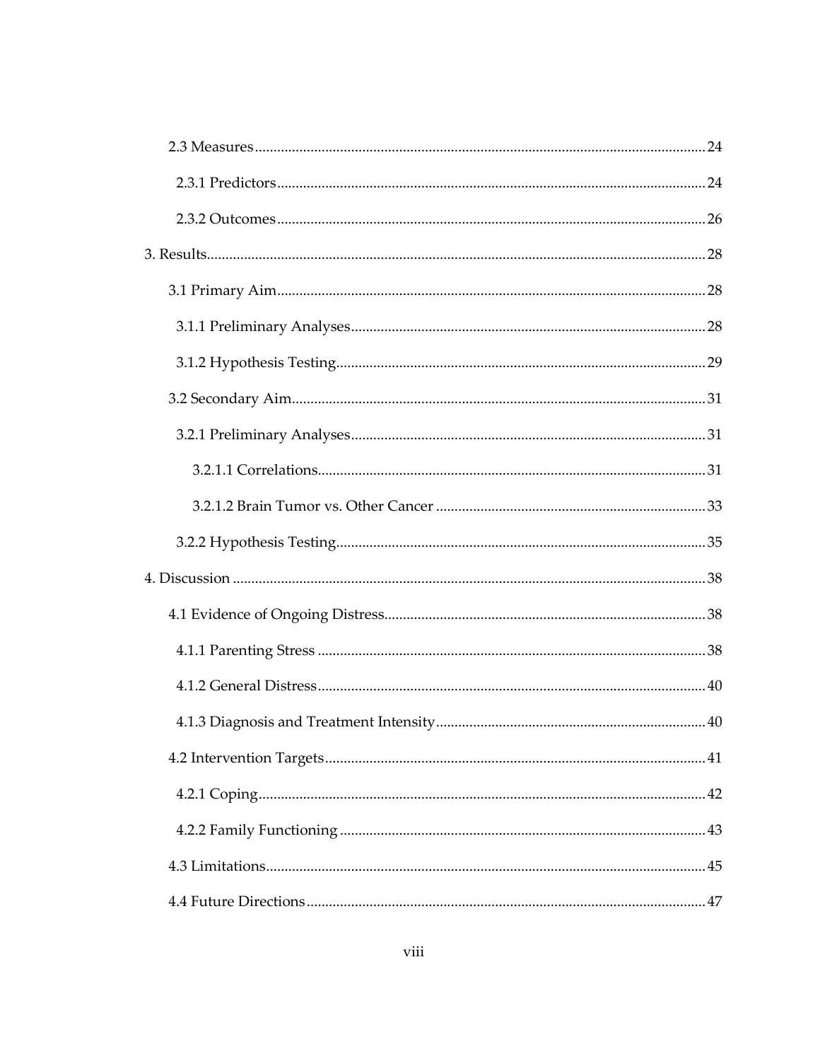2.3 Measures ........................................................................................................ 24

2.3.1 Predictors ................................................................................................. 24

2.3.2 Outcomes ................................................................................................. 26

3. Results ................................................................................................................. 28

3.1 Primary Aim ..................................................................................................... 28

3.1.1 Preliminary Analyses ............................................................................. 28

3.1.2 Hypothesis Testing ................................................................................. 29

3.2 Secondary Aim ................................................................................................. 31

3.2.1 Preliminary Analyses ............................................................................. 31

3.2.1.1 Correlations ....................................................................................... 31

3.2.1.2 Brain Tumor vs. Other Cancer ......................................................... 33

3.2.2 Hypothesis Testing ................................................................................. 35

4. Discussion ............................................................................................................ 38

4.1 Evidence of Ongoing Distress ........................................................................ 38

4.1.1 Parenting Stress ...................................................................................... 38

4.1.2 General Distress ...................................................................................... 40

4.1.3 Diagnosis and Treatment Intensity ....................................................... 40

4.2 Intervention Targets ........................................................................................ 41

4.2.1 Coping ...................................................................................................... 42

4.2.2 Family Functioning ................................................................................. 43

4.3 Limitations ........................................................................................................ 45

4.4 Future Directions ............................................................................................. 47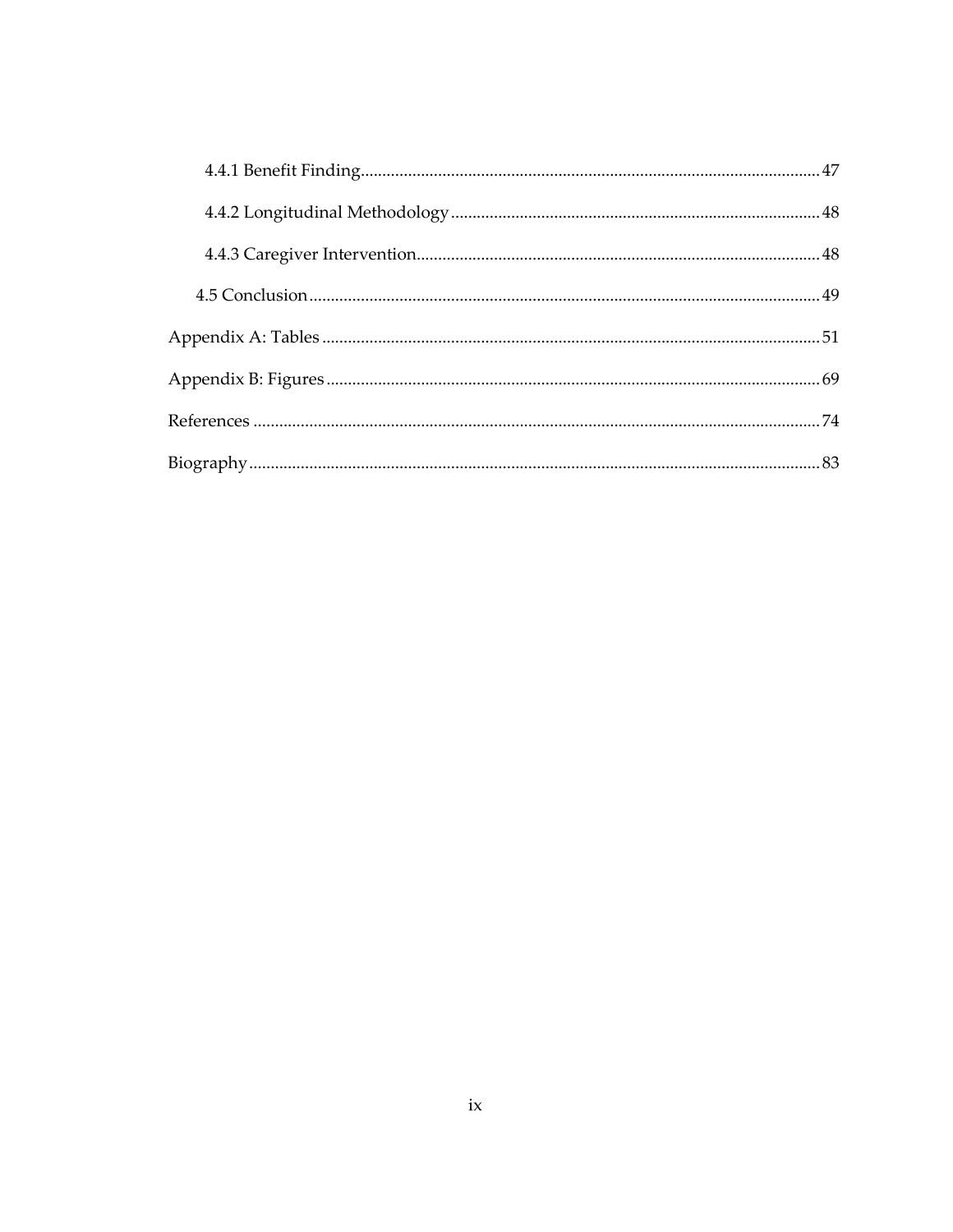4.4.1 Benefit Finding........................................................................................................ 47

4.4.2 Longitudinal Methodology ..................................................................................... 48

4.4.3 Caregiver Intervention............................................................................................. 48

4.5 Conclusion ........................................................................................................................ 49

Appendix A: Tables ................................................................................................................... 51

Appendix B: Figures .................................................................................................................. 69

References .................................................................................................................................... 74

Biography ..................................................................................................................................... 83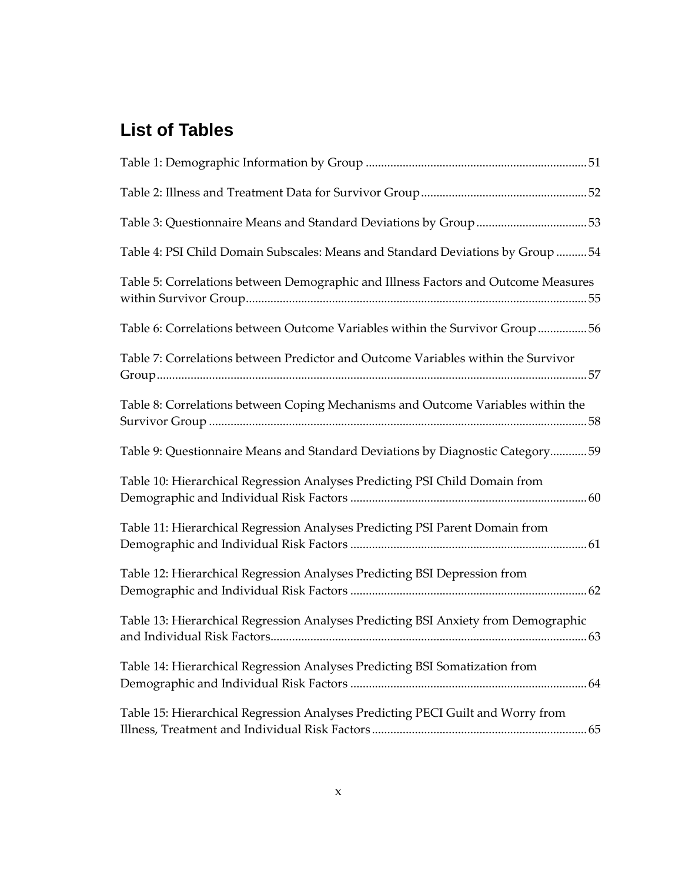## List of Tables

Table 1: Demographic Information by Group ........ 51

Table 2: Illness and Treatment Data for Survivor Group ........ 52

Table 3: Questionnaire Means and Standard Deviations by Group ........ 53

Table 4: PSI Child Domain Subscales: Means and Standard Deviations by Group ........ 54

Table 5: Correlations between Demographic and Illness Factors and Outcome Measures within Survivor Group ........ 55

Table 6: Correlations between Outcome Variables within the Survivor Group ........ 56

Table 7: Correlations between Predictor and Outcome Variables within the Survivor Group ........ 57

Table 8: Correlations between Coping Mechanisms and Outcome Variables within the Survivor Group ........ 58

Table 9: Questionnaire Means and Standard Deviations by Diagnostic Category ........ 59

Table 10: Hierarchical Regression Analyses Predicting PSI Child Domain from Demographic and Individual Risk Factors ........ 60

Table 11: Hierarchical Regression Analyses Predicting PSI Parent Domain from Demographic and Individual Risk Factors ........ 61

Table 12: Hierarchical Regression Analyses Predicting BSI Depression from Demographic and Individual Risk Factors ........ 62

Table 13: Hierarchical Regression Analyses Predicting BSI Anxiety from Demographic and Individual Risk Factors ........ 63

Table 14: Hierarchical Regression Analyses Predicting BSI Somatization from Demographic and Individual Risk Factors ........ 64

Table 15: Hierarchical Regression Analyses Predicting PECI Guilt and Worry from Illness, Treatment and Individual Risk Factors ........ 65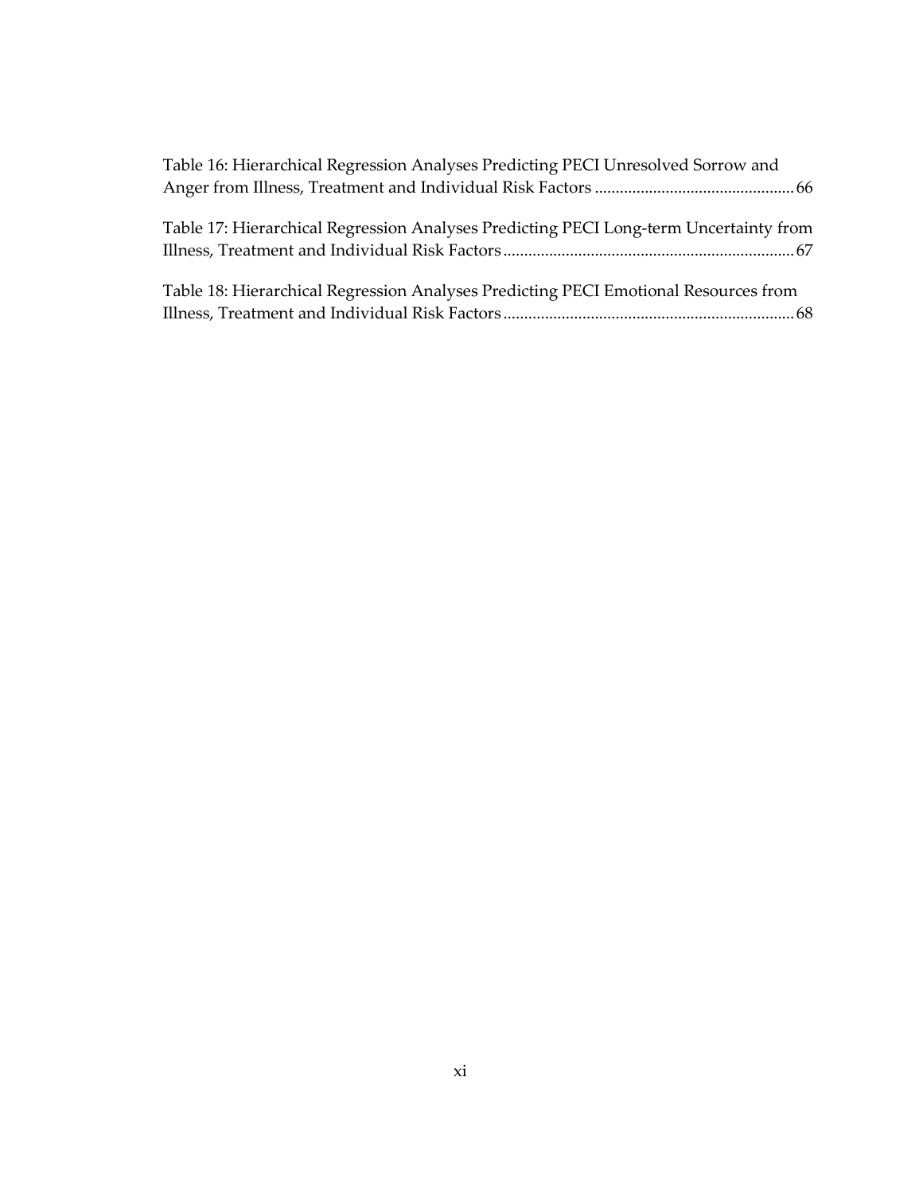Table 16: Hierarchical Regression Analyses Predicting PECI Unresolved Sorrow and Anger from Illness, Treatment and Individual Risk Factors ................................................ 66

Table 17: Hierarchical Regression Analyses Predicting PECI Long-term Uncertainty from Illness, Treatment and Individual Risk Factors ..................................................................... 67

Table 18: Hierarchical Regression Analyses Predicting PECI Emotional Resources from Illness, Treatment and Individual Risk Factors ..................................................................... 68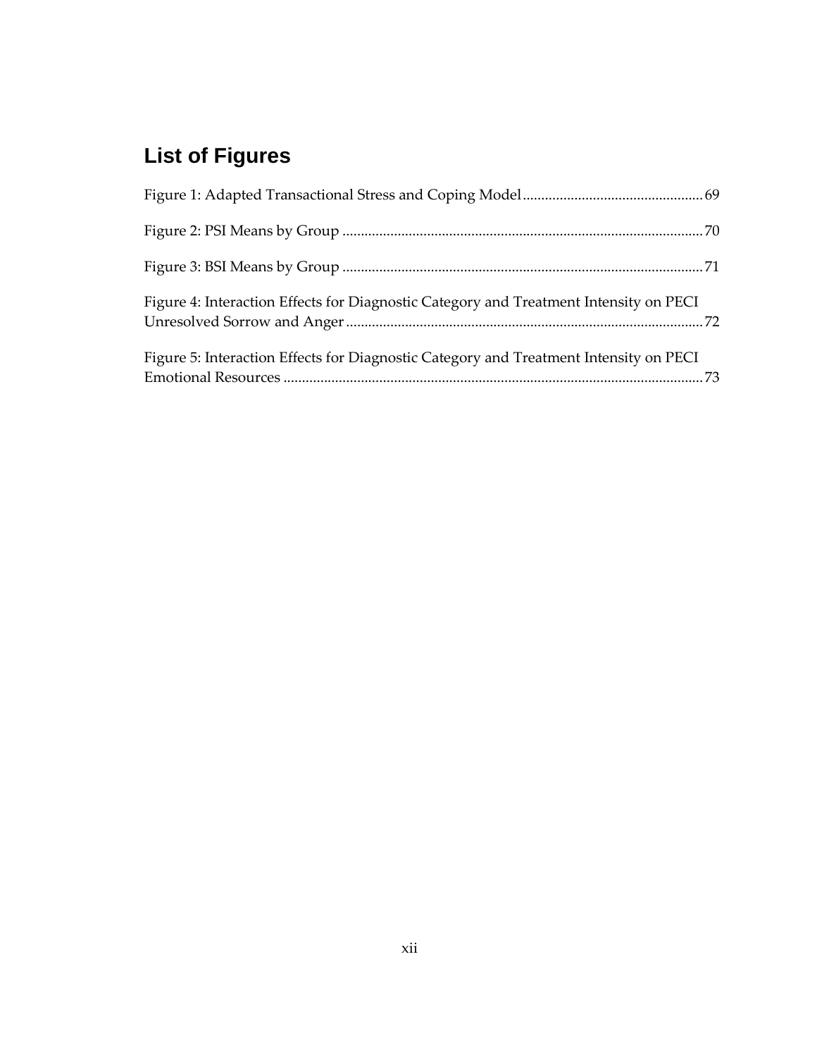# List of Figures

Figure 1: Adapted Transactional Stress and Coping Model ................................................ 69

Figure 2: PSI Means by Group ................................................................................................ 70

Figure 3: BSI Means by Group ................................................................................................ 71

Figure 4: Interaction Effects for Diagnostic Category and Treatment Intensity on PECI Unresolved Sorrow and Anger ................................................................................................ 72

Figure 5: Interaction Effects for Diagnostic Category and Treatment Intensity on PECI Emotional Resources ................................................................................................................ 73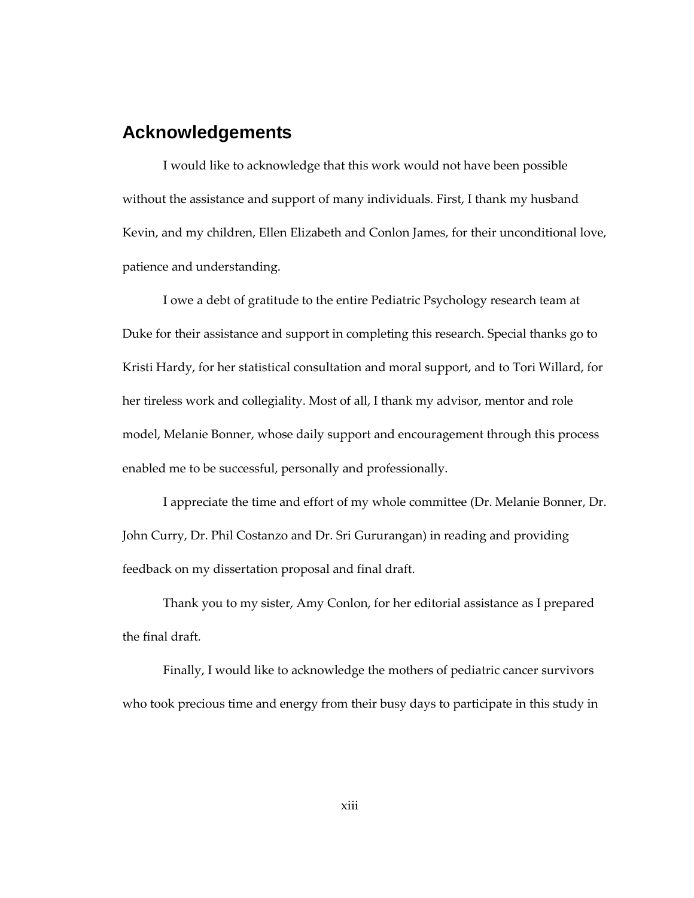## Acknowledgements

I would like to acknowledge that this work would not have been possible without the assistance and support of many individuals. First, I thank my husband Kevin, and my children, Ellen Elizabeth and Conlon James, for their unconditional love, patience and understanding.

I owe a debt of gratitude to the entire Pediatric Psychology research team at Duke for their assistance and support in completing this research. Special thanks go to Kristi Hardy, for her statistical consultation and moral support, and to Tori Willard, for her tireless work and collegiality. Most of all, I thank my advisor, mentor and role model, Melanie Bonner, whose daily support and encouragement through this process enabled me to be successful, personally and professionally.

I appreciate the time and effort of my whole committee (Dr. Melanie Bonner, Dr. John Curry, Dr. Phil Costanzo and Dr. Sri Gururangan) in reading and providing feedback on my dissertation proposal and final draft.

Thank you to my sister, Amy Conlon, for her editorial assistance as I prepared the final draft.

Finally, I would like to acknowledge the mothers of pediatric cancer survivors who took precious time and energy from their busy days to participate in this study in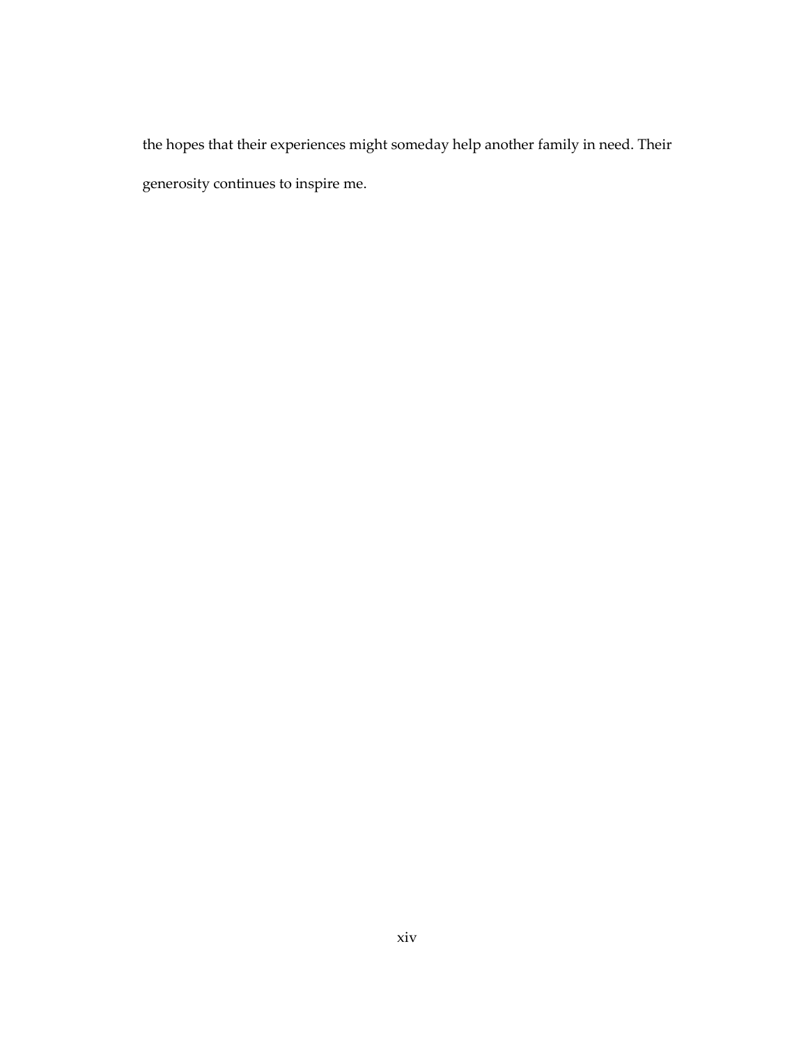the hopes that their experiences might someday help another family in need. Their generosity continues to inspire me.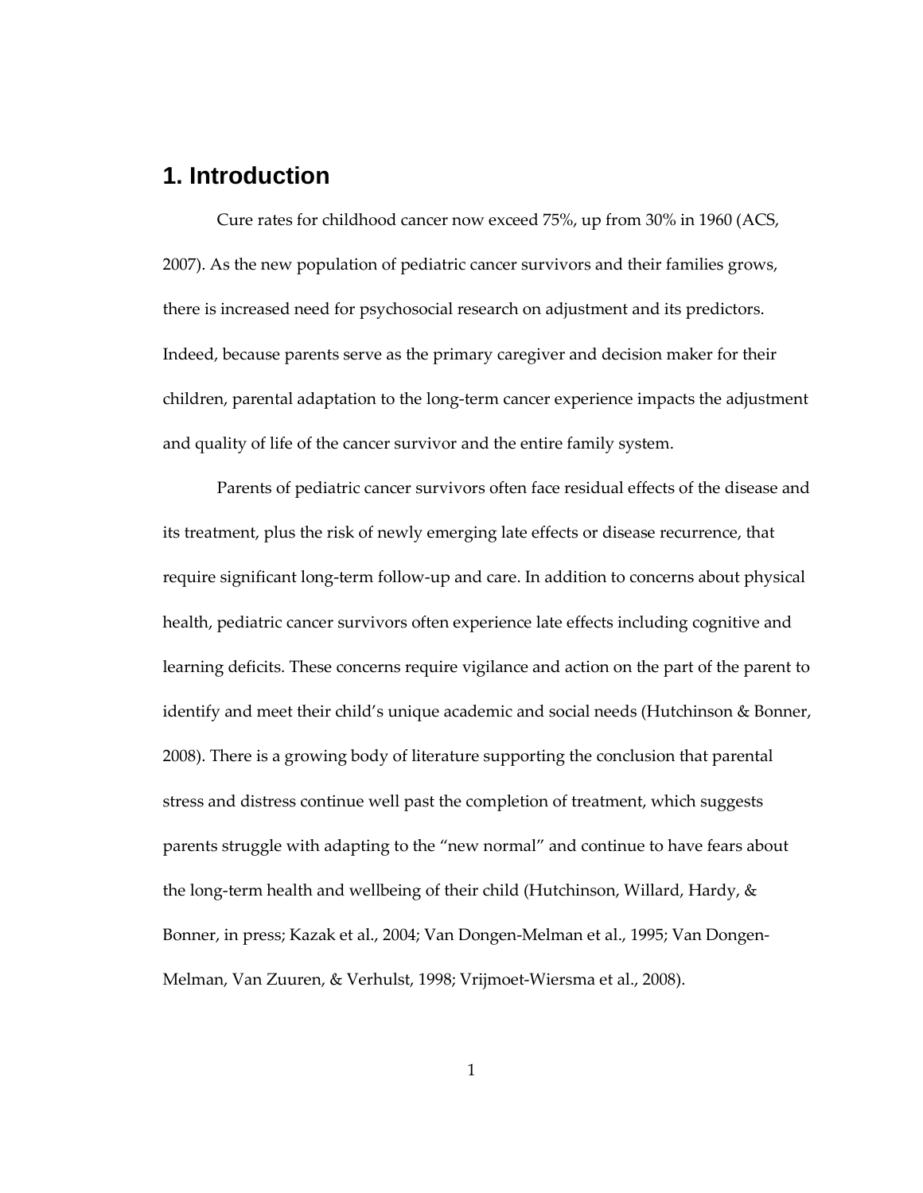# 1. Introduction

Cure rates for childhood cancer now exceed 75%, up from 30% in 1960 (ACS, 2007). As the new population of pediatric cancer survivors and their families grows, there is increased need for psychosocial research on adjustment and its predictors. Indeed, because parents serve as the primary caregiver and decision maker for their children, parental adaptation to the long-term cancer experience impacts the adjustment and quality of life of the cancer survivor and the entire family system.

Parents of pediatric cancer survivors often face residual effects of the disease and its treatment, plus the risk of newly emerging late effects or disease recurrence, that require significant long-term follow-up and care. In addition to concerns about physical health, pediatric cancer survivors often experience late effects including cognitive and learning deficits. These concerns require vigilance and action on the part of the parent to identify and meet their child's unique academic and social needs (Hutchinson & Bonner, 2008). There is a growing body of literature supporting the conclusion that parental stress and distress continue well past the completion of treatment, which suggests parents struggle with adapting to the "new normal" and continue to have fears about the long-term health and wellbeing of their child (Hutchinson, Willard, Hardy, & Bonner, in press; Kazak et al., 2004; Van Dongen-Melman et al., 1995; Van Dongen-Melman, Van Zuuren, & Verhulst, 1998; Vrijmoet-Wiersma et al., 2008).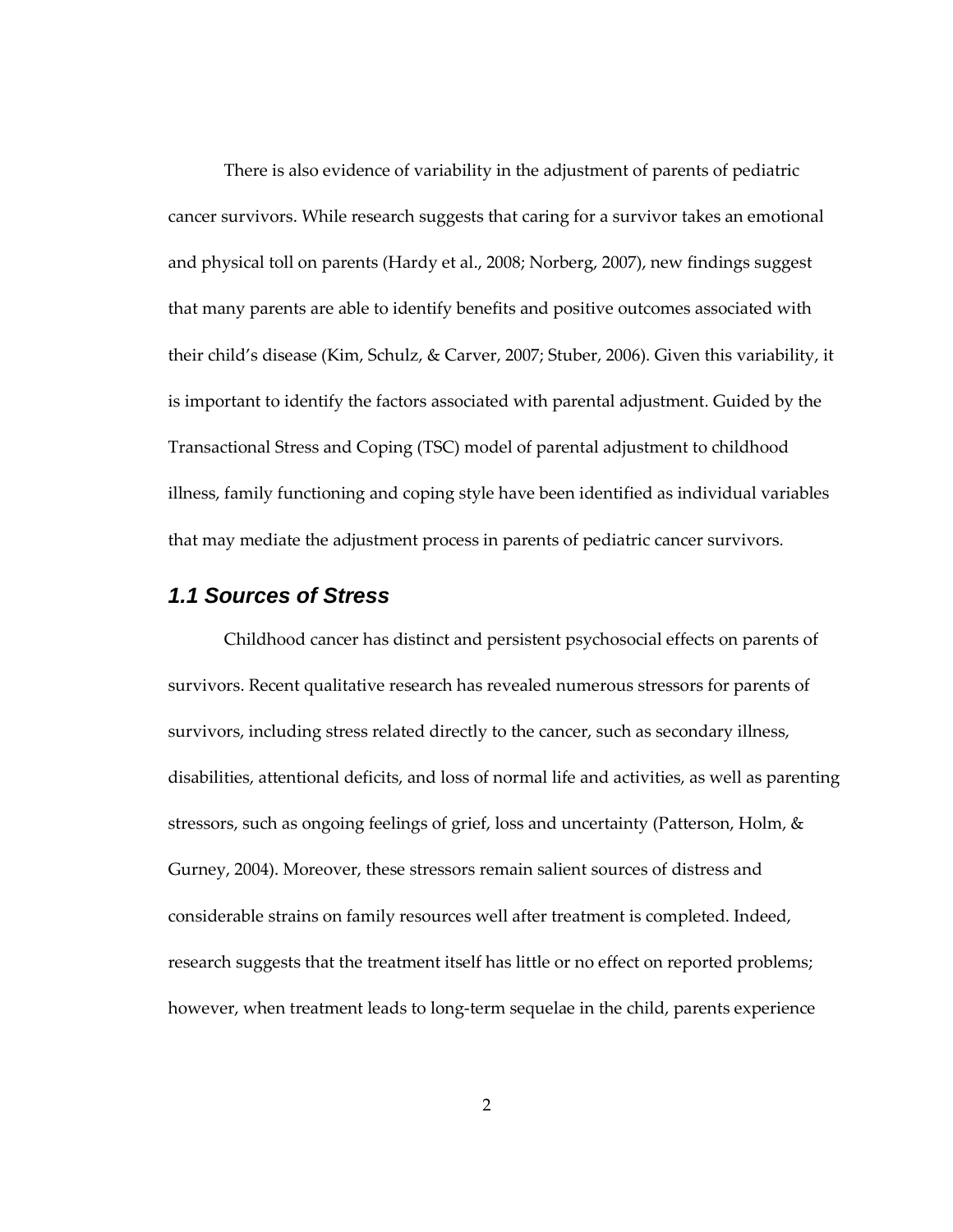There is also evidence of variability in the adjustment of parents of pediatric cancer survivors. While research suggests that caring for a survivor takes an emotional and physical toll on parents (Hardy et al., 2008; Norberg, 2007), new findings suggest that many parents are able to identify benefits and positive outcomes associated with their child's disease (Kim, Schulz, & Carver, 2007; Stuber, 2006). Given this variability, it is important to identify the factors associated with parental adjustment. Guided by the Transactional Stress and Coping (TSC) model of parental adjustment to childhood illness, family functioning and coping style have been identified as individual variables that may mediate the adjustment process in parents of pediatric cancer survivors.

## *1.1 Sources of Stress*

Childhood cancer has distinct and persistent psychosocial effects on parents of survivors. Recent qualitative research has revealed numerous stressors for parents of survivors, including stress related directly to the cancer, such as secondary illness, disabilities, attentional deficits, and loss of normal life and activities, as well as parenting stressors, such as ongoing feelings of grief, loss and uncertainty (Patterson, Holm, & Gurney, 2004). Moreover, these stressors remain salient sources of distress and considerable strains on family resources well after treatment is completed. Indeed, research suggests that the treatment itself has little or no effect on reported problems; however, when treatment leads to long-term sequelae in the child, parents experience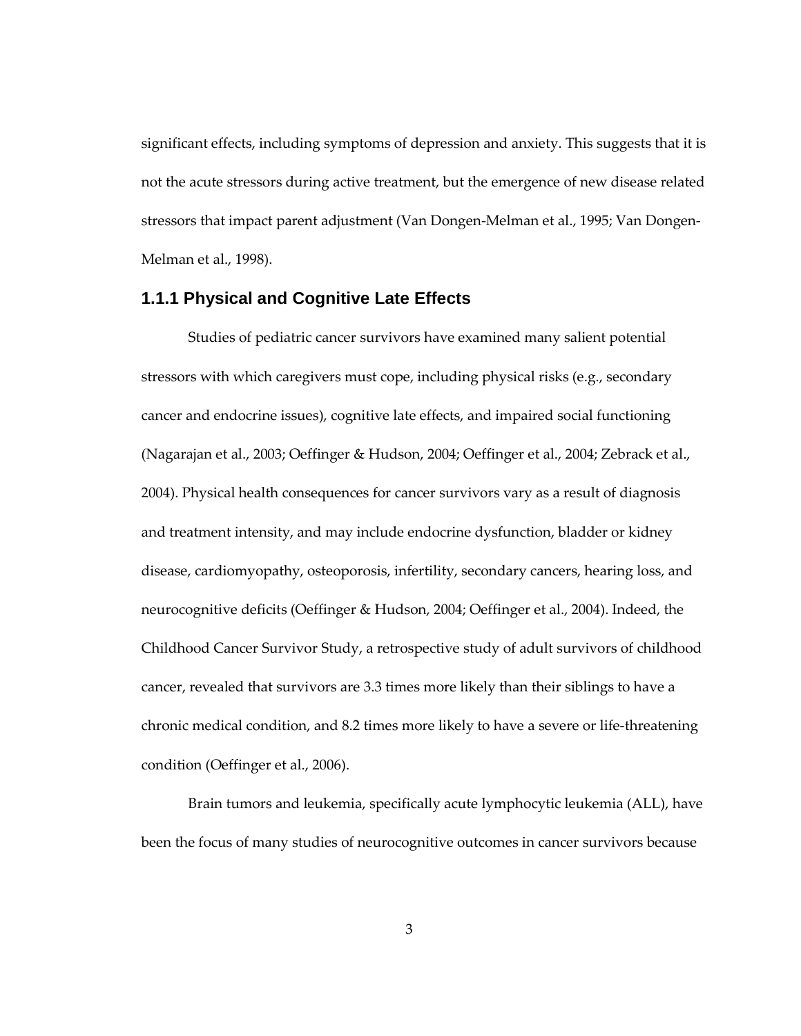significant effects, including symptoms of depression and anxiety. This suggests that it is not the acute stressors during active treatment, but the emergence of new disease related stressors that impact parent adjustment (Van Dongen-Melman et al., 1995; Van Dongen-Melman et al., 1998).

### 1.1.1 Physical and Cognitive Late Effects

Studies of pediatric cancer survivors have examined many salient potential stressors with which caregivers must cope, including physical risks (e.g., secondary cancer and endocrine issues), cognitive late effects, and impaired social functioning (Nagarajan et al., 2003; Oeffinger & Hudson, 2004; Oeffinger et al., 2004; Zebrack et al., 2004). Physical health consequences for cancer survivors vary as a result of diagnosis and treatment intensity, and may include endocrine dysfunction, bladder or kidney disease, cardiomyopathy, osteoporosis, infertility, secondary cancers, hearing loss, and neurocognitive deficits (Oeffinger & Hudson, 2004; Oeffinger et al., 2004). Indeed, the Childhood Cancer Survivor Study, a retrospective study of adult survivors of childhood cancer, revealed that survivors are 3.3 times more likely than their siblings to have a chronic medical condition, and 8.2 times more likely to have a severe or life-threatening condition (Oeffinger et al., 2006).

Brain tumors and leukemia, specifically acute lymphocytic leukemia (ALL), have been the focus of many studies of neurocognitive outcomes in cancer survivors because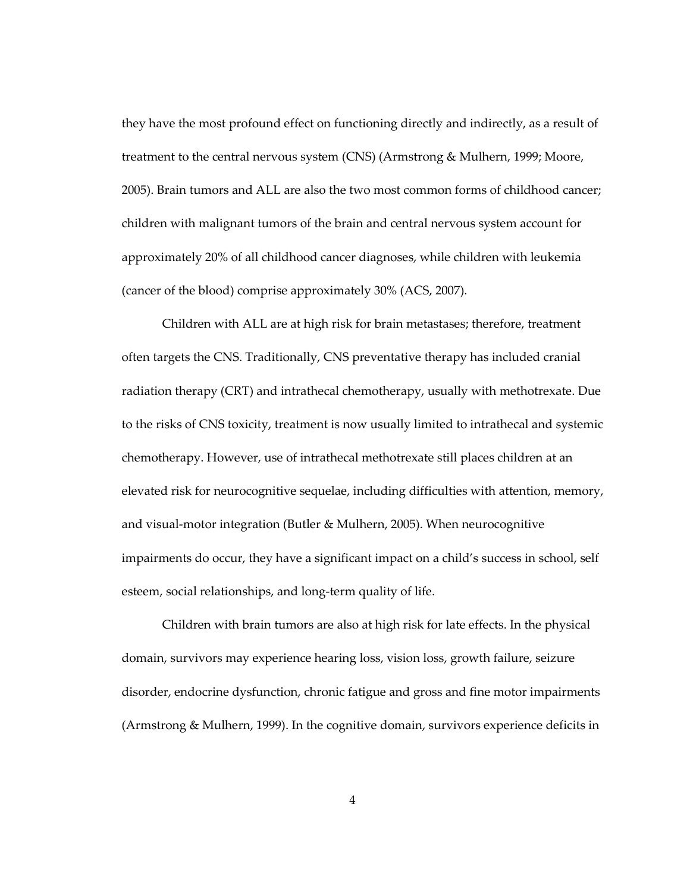they have the most profound effect on functioning directly and indirectly, as a result of treatment to the central nervous system (CNS) (Armstrong & Mulhern, 1999; Moore, 2005). Brain tumors and ALL are also the two most common forms of childhood cancer; children with malignant tumors of the brain and central nervous system account for approximately 20% of all childhood cancer diagnoses, while children with leukemia (cancer of the blood) comprise approximately 30% (ACS, 2007).

Children with ALL are at high risk for brain metastases; therefore, treatment often targets the CNS. Traditionally, CNS preventative therapy has included cranial radiation therapy (CRT) and intrathecal chemotherapy, usually with methotrexate. Due to the risks of CNS toxicity, treatment is now usually limited to intrathecal and systemic chemotherapy. However, use of intrathecal methotrexate still places children at an elevated risk for neurocognitive sequelae, including difficulties with attention, memory, and visual-motor integration (Butler & Mulhern, 2005). When neurocognitive impairments do occur, they have a significant impact on a child's success in school, self esteem, social relationships, and long-term quality of life.

Children with brain tumors are also at high risk for late effects. In the physical domain, survivors may experience hearing loss, vision loss, growth failure, seizure disorder, endocrine dysfunction, chronic fatigue and gross and fine motor impairments (Armstrong & Mulhern, 1999). In the cognitive domain, survivors experience deficits in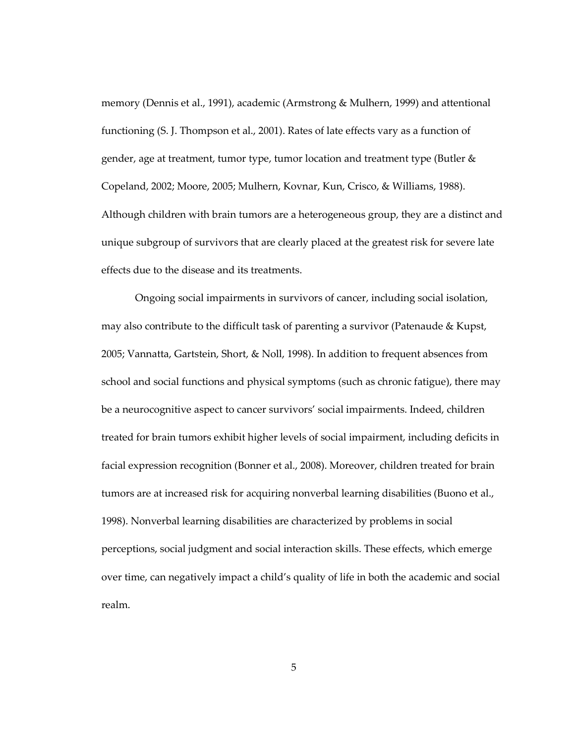memory (Dennis et al., 1991), academic (Armstrong & Mulhern, 1999) and attentional functioning (S. J. Thompson et al., 2001). Rates of late effects vary as a function of gender, age at treatment, tumor type, tumor location and treatment type (Butler & Copeland, 2002; Moore, 2005; Mulhern, Kovnar, Kun, Crisco, & Williams, 1988). Although children with brain tumors are a heterogeneous group, they are a distinct and unique subgroup of survivors that are clearly placed at the greatest risk for severe late effects due to the disease and its treatments.

Ongoing social impairments in survivors of cancer, including social isolation, may also contribute to the difficult task of parenting a survivor (Patenaude & Kupst, 2005; Vannatta, Gartstein, Short, & Noll, 1998). In addition to frequent absences from school and social functions and physical symptoms (such as chronic fatigue), there may be a neurocognitive aspect to cancer survivors' social impairments. Indeed, children treated for brain tumors exhibit higher levels of social impairment, including deficits in facial expression recognition (Bonner et al., 2008). Moreover, children treated for brain tumors are at increased risk for acquiring nonverbal learning disabilities (Buono et al., 1998). Nonverbal learning disabilities are characterized by problems in social perceptions, social judgment and social interaction skills. These effects, which emerge over time, can negatively impact a child's quality of life in both the academic and social realm.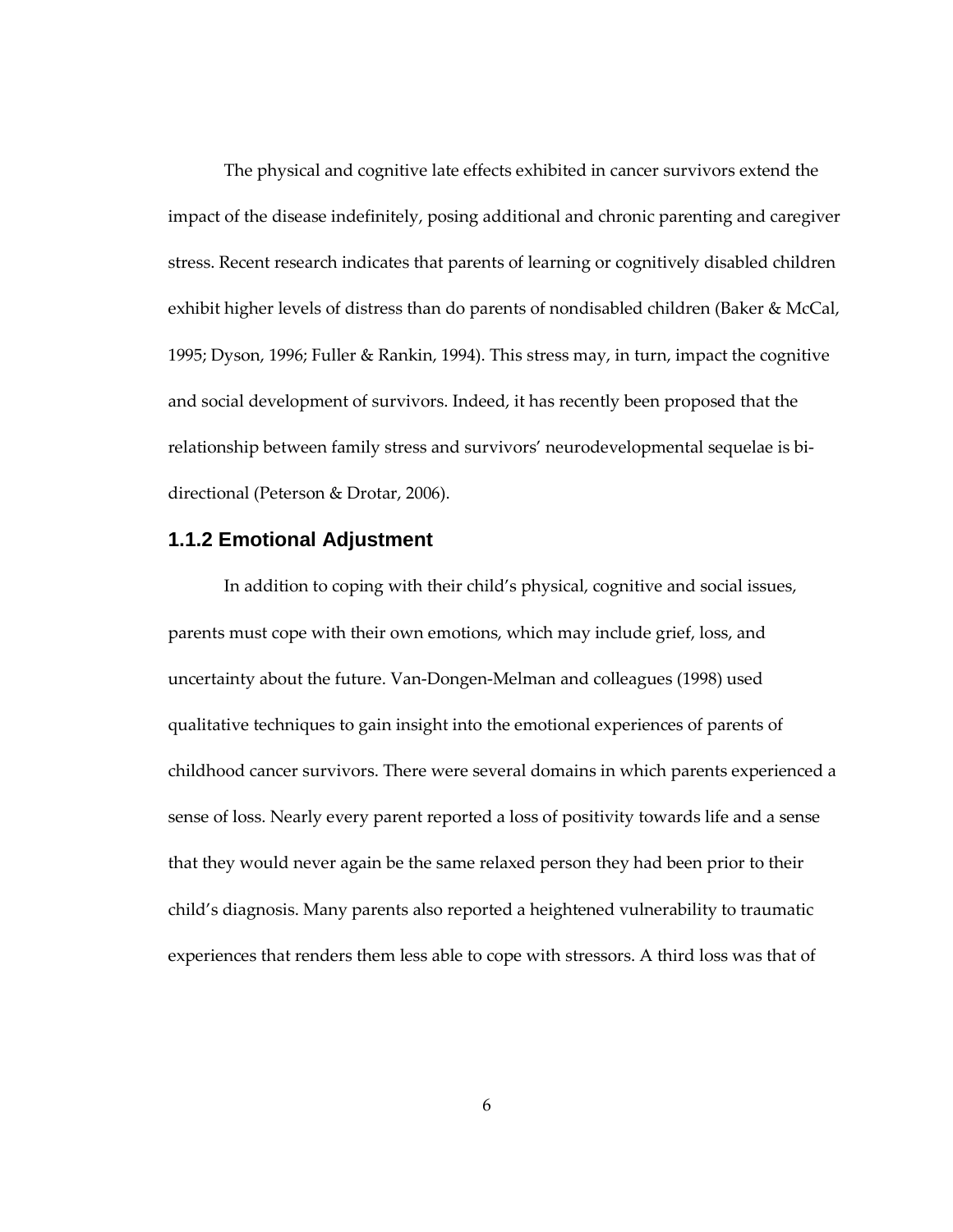The physical and cognitive late effects exhibited in cancer survivors extend the impact of the disease indefinitely, posing additional and chronic parenting and caregiver stress. Recent research indicates that parents of learning or cognitively disabled children exhibit higher levels of distress than do parents of nondisabled children (Baker & McCal, 1995; Dyson, 1996; Fuller & Rankin, 1994). This stress may, in turn, impact the cognitive and social development of survivors. Indeed, it has recently been proposed that the relationship between family stress and survivors' neurodevelopmental sequelae is bi-directional (Peterson & Drotar, 2006).

### 1.1.2 Emotional Adjustment

In addition to coping with their child's physical, cognitive and social issues, parents must cope with their own emotions, which may include grief, loss, and uncertainty about the future. Van-Dongen-Melman and colleagues (1998) used qualitative techniques to gain insight into the emotional experiences of parents of childhood cancer survivors. There were several domains in which parents experienced a sense of loss. Nearly every parent reported a loss of positivity towards life and a sense that they would never again be the same relaxed person they had been prior to their child's diagnosis. Many parents also reported a heightened vulnerability to traumatic experiences that renders them less able to cope with stressors. A third loss was that of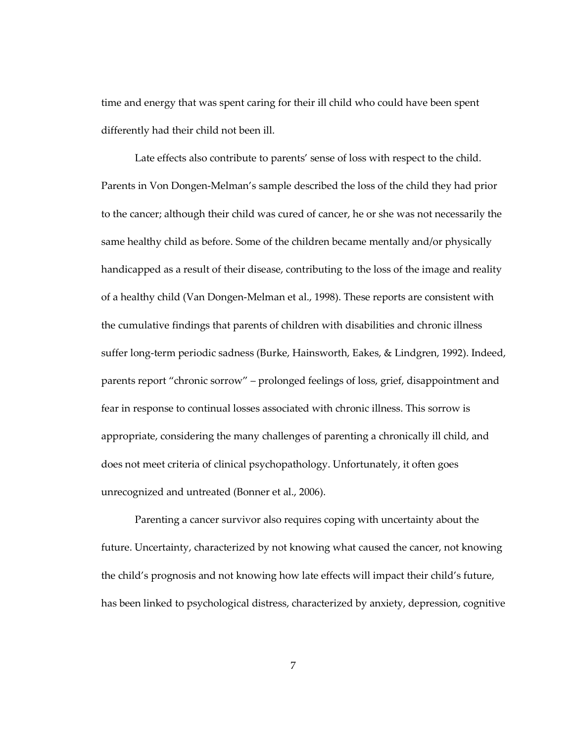time and energy that was spent caring for their ill child who could have been spent differently had their child not been ill.

Late effects also contribute to parents' sense of loss with respect to the child. Parents in Von Dongen-Melman's sample described the loss of the child they had prior to the cancer; although their child was cured of cancer, he or she was not necessarily the same healthy child as before. Some of the children became mentally and/or physically handicapped as a result of their disease, contributing to the loss of the image and reality of a healthy child (Van Dongen-Melman et al., 1998). These reports are consistent with the cumulative findings that parents of children with disabilities and chronic illness suffer long-term periodic sadness (Burke, Hainsworth, Eakes, & Lindgren, 1992). Indeed, parents report "chronic sorrow" – prolonged feelings of loss, grief, disappointment and fear in response to continual losses associated with chronic illness. This sorrow is appropriate, considering the many challenges of parenting a chronically ill child, and does not meet criteria of clinical psychopathology. Unfortunately, it often goes unrecognized and untreated (Bonner et al., 2006).

Parenting a cancer survivor also requires coping with uncertainty about the future. Uncertainty, characterized by not knowing what caused the cancer, not knowing the child's prognosis and not knowing how late effects will impact their child's future, has been linked to psychological distress, characterized by anxiety, depression, cognitive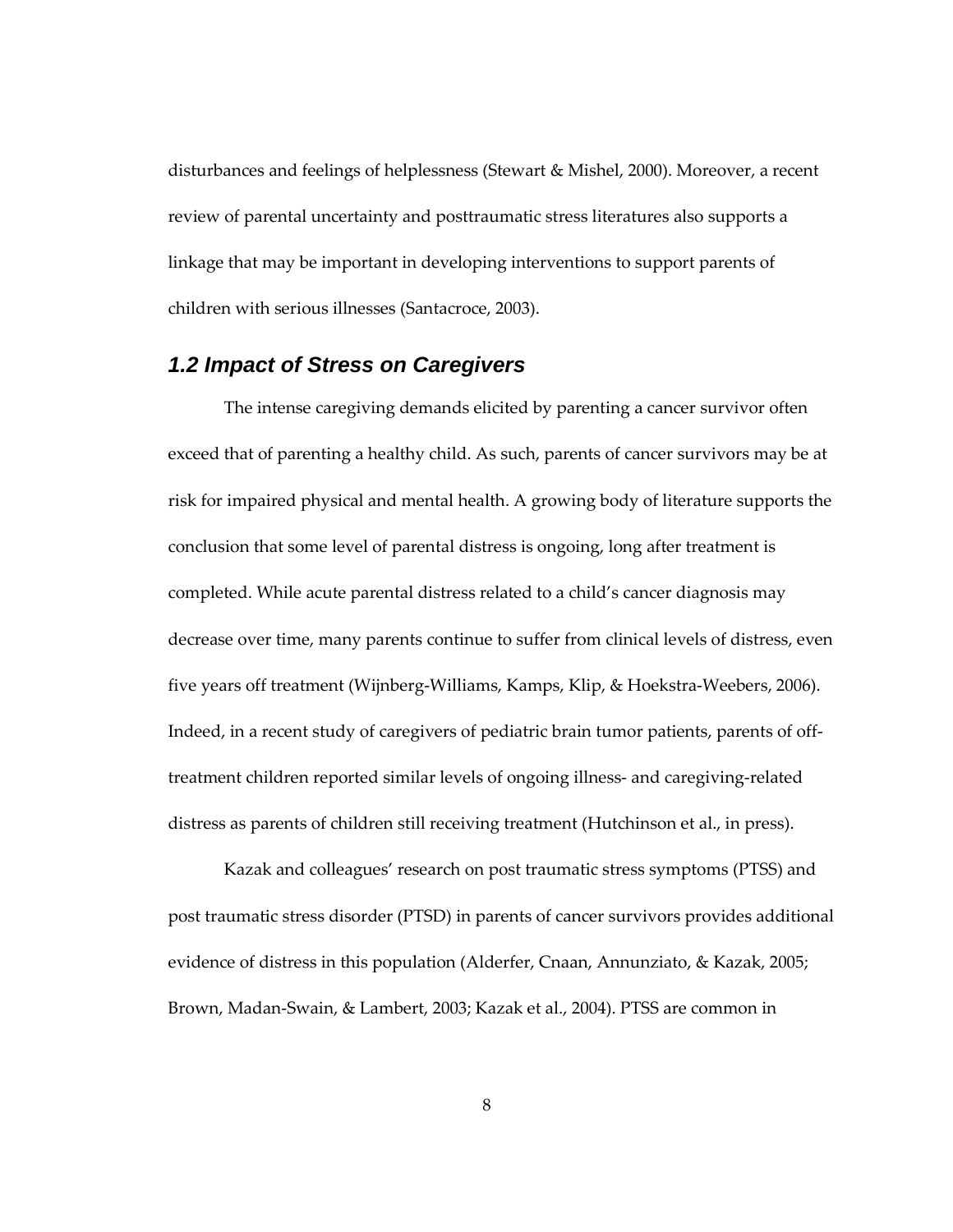disturbances and feelings of helplessness (Stewart & Mishel, 2000). Moreover, a recent review of parental uncertainty and posttraumatic stress literatures also supports a linkage that may be important in developing interventions to support parents of children with serious illnesses (Santacroce, 2003).

## *1.2 Impact of Stress on Caregivers*

The intense caregiving demands elicited by parenting a cancer survivor often exceed that of parenting a healthy child. As such, parents of cancer survivors may be at risk for impaired physical and mental health. A growing body of literature supports the conclusion that some level of parental distress is ongoing, long after treatment is completed. While acute parental distress related to a child's cancer diagnosis may decrease over time, many parents continue to suffer from clinical levels of distress, even five years off treatment (Wijnberg-Williams, Kamps, Klip, & Hoekstra-Weebers, 2006). Indeed, in a recent study of caregivers of pediatric brain tumor patients, parents of off-treatment children reported similar levels of ongoing illness- and caregiving-related distress as parents of children still receiving treatment (Hutchinson et al., in press).

Kazak and colleagues' research on post traumatic stress symptoms (PTSS) and post traumatic stress disorder (PTSD) in parents of cancer survivors provides additional evidence of distress in this population (Alderfer, Cnaan, Annunziato, & Kazak, 2005; Brown, Madan-Swain, & Lambert, 2003; Kazak et al., 2004). PTSS are common in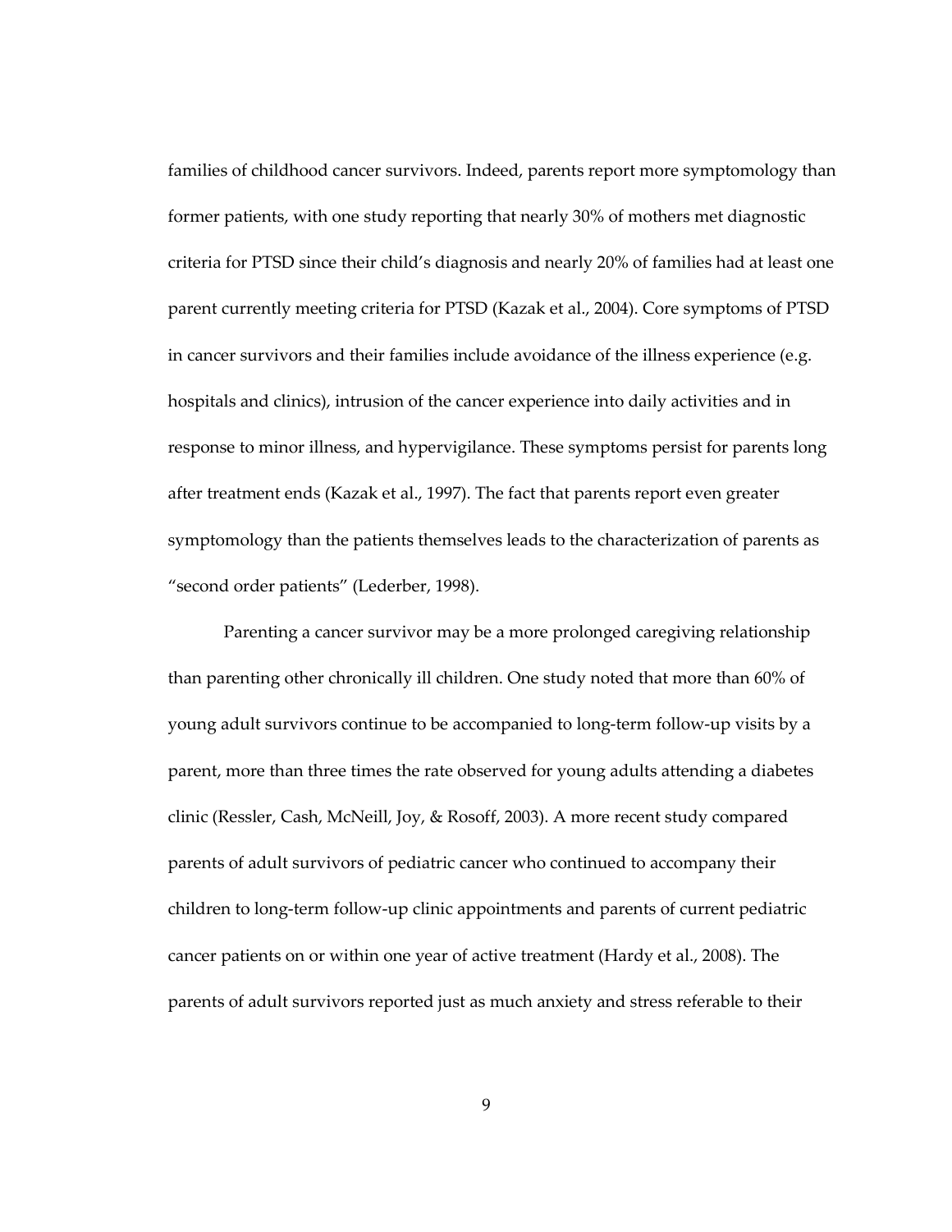families of childhood cancer survivors. Indeed, parents report more symptomology than former patients, with one study reporting that nearly 30% of mothers met diagnostic criteria for PTSD since their child's diagnosis and nearly 20% of families had at least one parent currently meeting criteria for PTSD (Kazak et al., 2004). Core symptoms of PTSD in cancer survivors and their families include avoidance of the illness experience (e.g. hospitals and clinics), intrusion of the cancer experience into daily activities and in response to minor illness, and hypervigilance. These symptoms persist for parents long after treatment ends (Kazak et al., 1997). The fact that parents report even greater symptomology than the patients themselves leads to the characterization of parents as "second order patients" (Lederber, 1998).

Parenting a cancer survivor may be a more prolonged caregiving relationship than parenting other chronically ill children. One study noted that more than 60% of young adult survivors continue to be accompanied to long-term follow-up visits by a parent, more than three times the rate observed for young adults attending a diabetes clinic (Ressler, Cash, McNeill, Joy, & Rosoff, 2003). A more recent study compared parents of adult survivors of pediatric cancer who continued to accompany their children to long-term follow-up clinic appointments and parents of current pediatric cancer patients on or within one year of active treatment (Hardy et al., 2008). The parents of adult survivors reported just as much anxiety and stress referable to their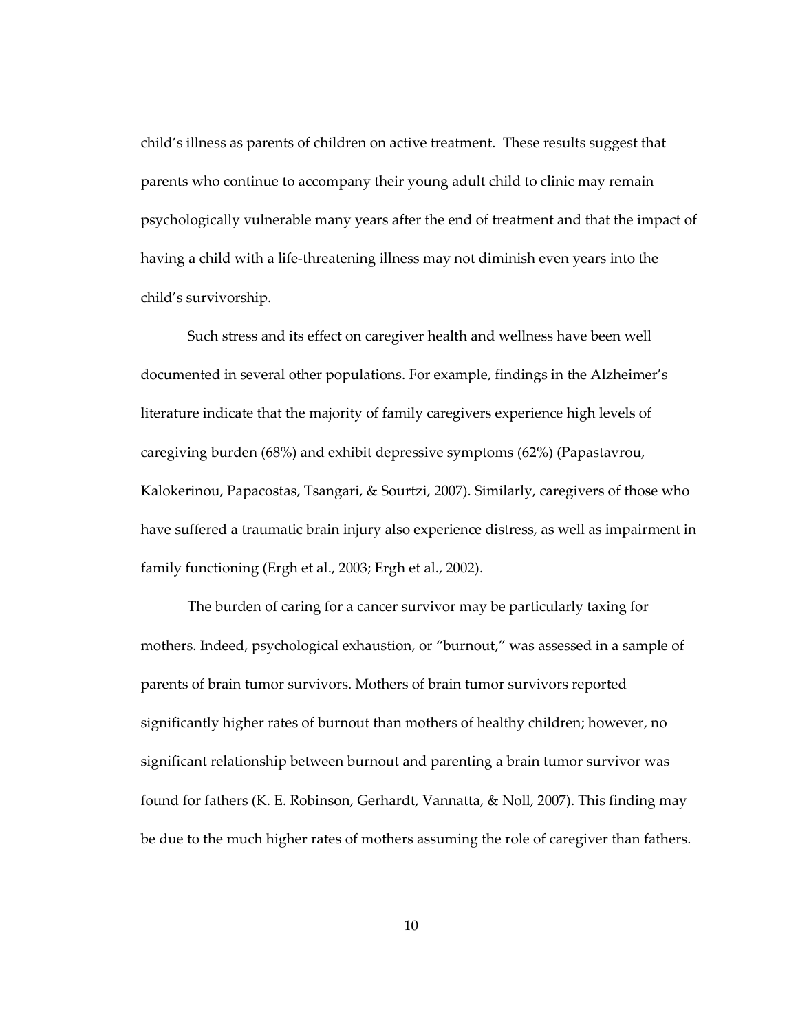child's illness as parents of children on active treatment. These results suggest that parents who continue to accompany their young adult child to clinic may remain psychologically vulnerable many years after the end of treatment and that the impact of having a child with a life-threatening illness may not diminish even years into the child's survivorship.

Such stress and its effect on caregiver health and wellness have been well documented in several other populations. For example, findings in the Alzheimer's literature indicate that the majority of family caregivers experience high levels of caregiving burden (68%) and exhibit depressive symptoms (62%) (Papastavrou, Kalokerinou, Papacostas, Tsangari, & Sourtzi, 2007). Similarly, caregivers of those who have suffered a traumatic brain injury also experience distress, as well as impairment in family functioning (Ergh et al., 2003; Ergh et al., 2002).

The burden of caring for a cancer survivor may be particularly taxing for mothers. Indeed, psychological exhaustion, or "burnout," was assessed in a sample of parents of brain tumor survivors. Mothers of brain tumor survivors reported significantly higher rates of burnout than mothers of healthy children; however, no significant relationship between burnout and parenting a brain tumor survivor was found for fathers (K. E. Robinson, Gerhardt, Vannatta, & Noll, 2007). This finding may be due to the much higher rates of mothers assuming the role of caregiver than fathers.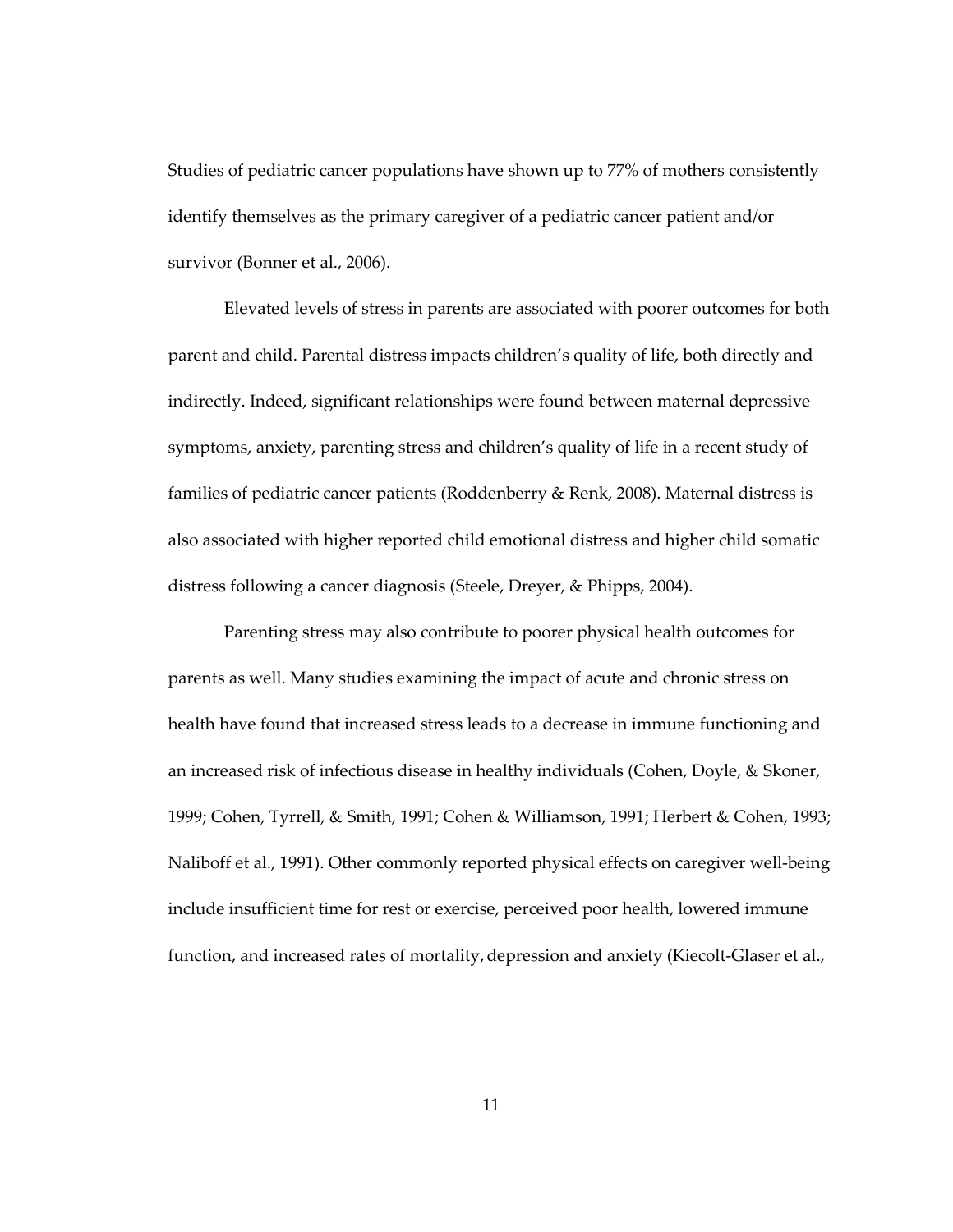Studies of pediatric cancer populations have shown up to 77% of mothers consistently identify themselves as the primary caregiver of a pediatric cancer patient and/or survivor (Bonner et al., 2006).

Elevated levels of stress in parents are associated with poorer outcomes for both parent and child. Parental distress impacts children's quality of life, both directly and indirectly. Indeed, significant relationships were found between maternal depressive symptoms, anxiety, parenting stress and children's quality of life in a recent study of families of pediatric cancer patients (Roddenberry & Renk, 2008). Maternal distress is also associated with higher reported child emotional distress and higher child somatic distress following a cancer diagnosis (Steele, Dreyer, & Phipps, 2004).

Parenting stress may also contribute to poorer physical health outcomes for parents as well. Many studies examining the impact of acute and chronic stress on health have found that increased stress leads to a decrease in immune functioning and an increased risk of infectious disease in healthy individuals (Cohen, Doyle, & Skoner, 1999; Cohen, Tyrrell, & Smith, 1991; Cohen & Williamson, 1991; Herbert & Cohen, 1993; Naliboff et al., 1991). Other commonly reported physical effects on caregiver well-being include insufficient time for rest or exercise, perceived poor health, lowered immune function, and increased rates of mortality, depression and anxiety (Kiecolt-Glaser et al.,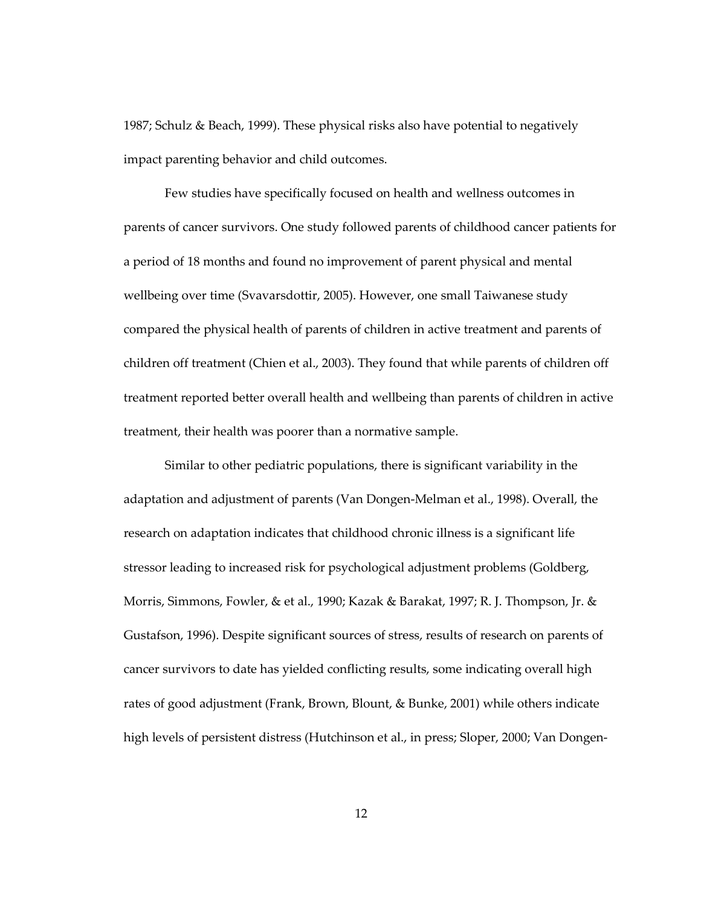1987; Schulz & Beach, 1999). These physical risks also have potential to negatively impact parenting behavior and child outcomes.

Few studies have specifically focused on health and wellness outcomes in parents of cancer survivors. One study followed parents of childhood cancer patients for a period of 18 months and found no improvement of parent physical and mental wellbeing over time (Svavarsdottir, 2005). However, one small Taiwanese study compared the physical health of parents of children in active treatment and parents of children off treatment (Chien et al., 2003). They found that while parents of children off treatment reported better overall health and wellbeing than parents of children in active treatment, their health was poorer than a normative sample.

Similar to other pediatric populations, there is significant variability in the adaptation and adjustment of parents (Van Dongen-Melman et al., 1998). Overall, the research on adaptation indicates that childhood chronic illness is a significant life stressor leading to increased risk for psychological adjustment problems (Goldberg, Morris, Simmons, Fowler, & et al., 1990; Kazak & Barakat, 1997; R. J. Thompson, Jr. & Gustafson, 1996). Despite significant sources of stress, results of research on parents of cancer survivors to date has yielded conflicting results, some indicating overall high rates of good adjustment (Frank, Brown, Blount, & Bunke, 2001) while others indicate high levels of persistent distress (Hutchinson et al., in press; Sloper, 2000; Van Dongen-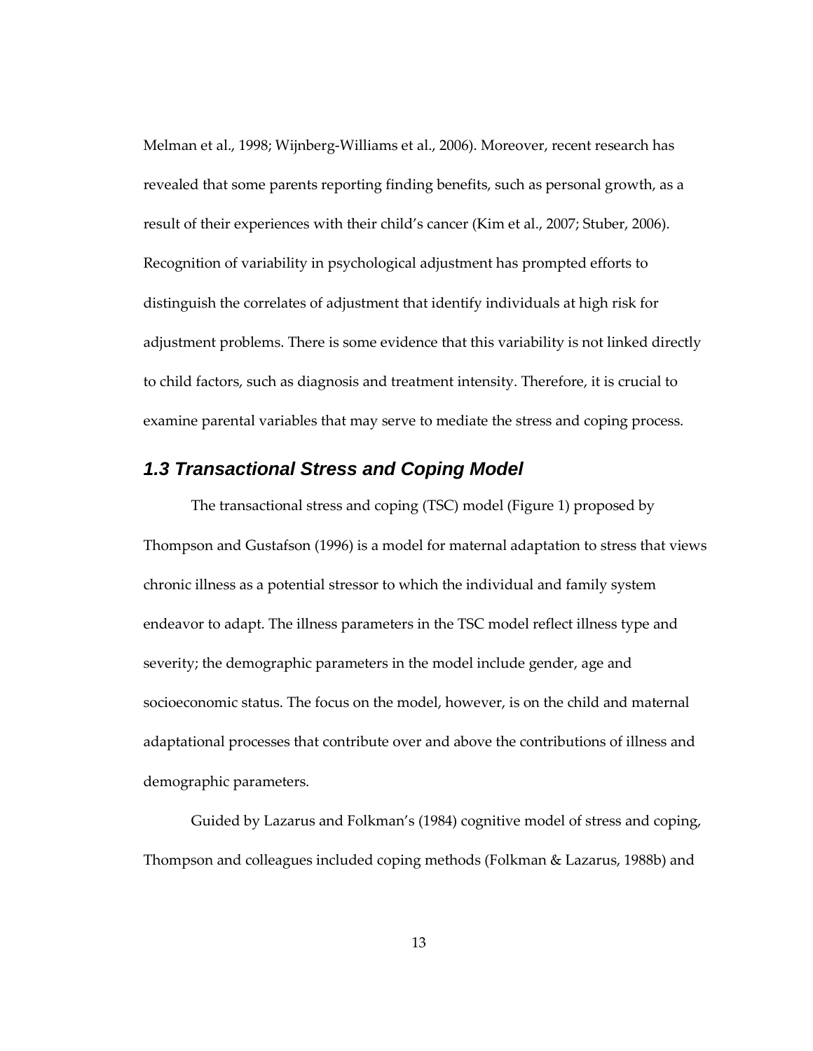Melman et al., 1998; Wijnberg-Williams et al., 2006). Moreover, recent research has revealed that some parents reporting finding benefits, such as personal growth, as a result of their experiences with their child's cancer (Kim et al., 2007; Stuber, 2006). Recognition of variability in psychological adjustment has prompted efforts to distinguish the correlates of adjustment that identify individuals at high risk for adjustment problems. There is some evidence that this variability is not linked directly to child factors, such as diagnosis and treatment intensity. Therefore, it is crucial to examine parental variables that may serve to mediate the stress and coping process.

## *1.3 Transactional Stress and Coping Model*

The transactional stress and coping (TSC) model (Figure 1) proposed by Thompson and Gustafson (1996) is a model for maternal adaptation to stress that views chronic illness as a potential stressor to which the individual and family system endeavor to adapt. The illness parameters in the TSC model reflect illness type and severity; the demographic parameters in the model include gender, age and socioeconomic status. The focus on the model, however, is on the child and maternal adaptational processes that contribute over and above the contributions of illness and demographic parameters.

Guided by Lazarus and Folkman's (1984) cognitive model of stress and coping, Thompson and colleagues included coping methods (Folkman & Lazarus, 1988b) and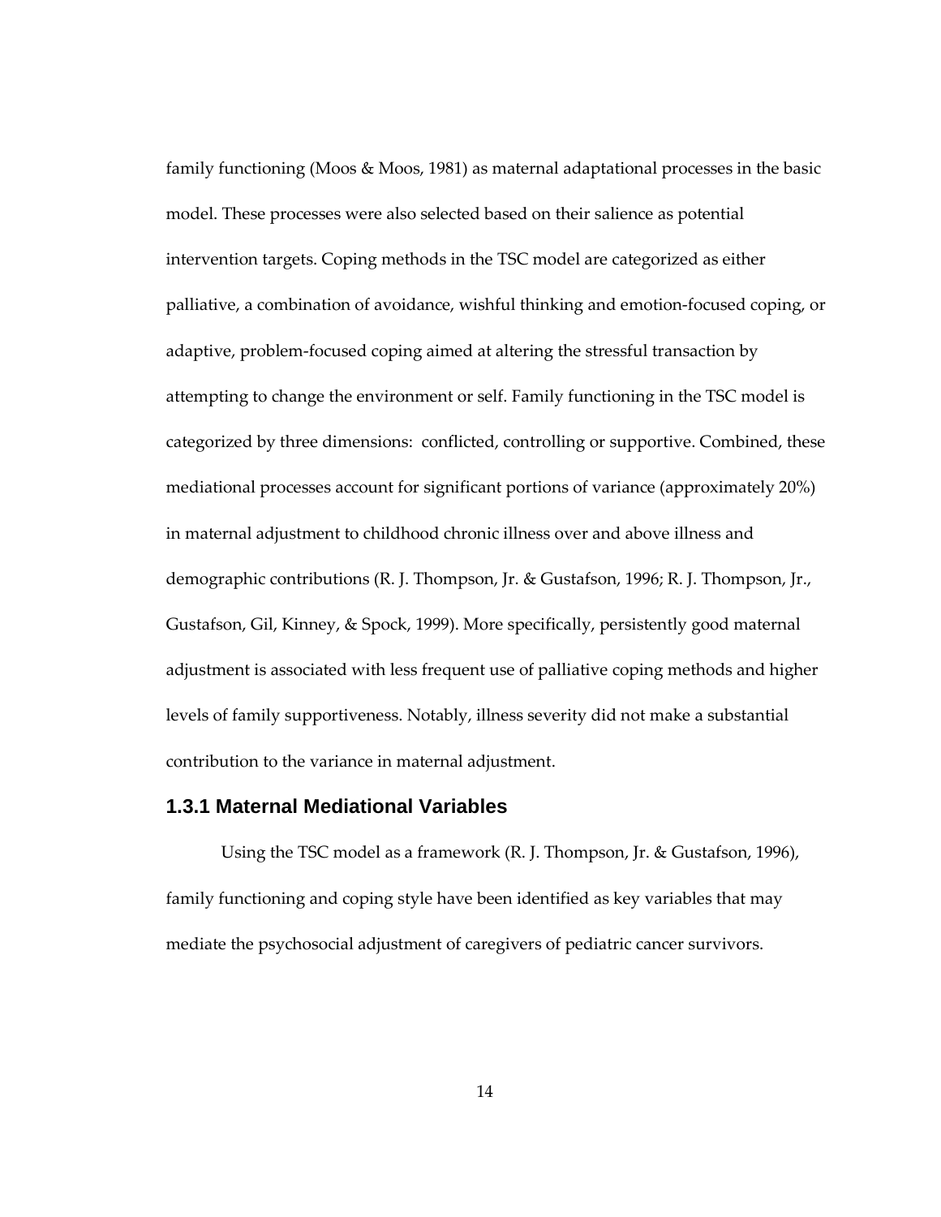family functioning (Moos & Moos, 1981) as maternal adaptational processes in the basic model. These processes were also selected based on their salience as potential intervention targets. Coping methods in the TSC model are categorized as either palliative, a combination of avoidance, wishful thinking and emotion-focused coping, or adaptive, problem-focused coping aimed at altering the stressful transaction by attempting to change the environment or self. Family functioning in the TSC model is categorized by three dimensions: conflicted, controlling or supportive. Combined, these mediational processes account for significant portions of variance (approximately 20%) in maternal adjustment to childhood chronic illness over and above illness and demographic contributions (R. J. Thompson, Jr. & Gustafson, 1996; R. J. Thompson, Jr., Gustafson, Gil, Kinney, & Spock, 1999). More specifically, persistently good maternal adjustment is associated with less frequent use of palliative coping methods and higher levels of family supportiveness. Notably, illness severity did not make a substantial contribution to the variance in maternal adjustment.

### 1.3.1 Maternal Mediational Variables

Using the TSC model as a framework (R. J. Thompson, Jr. & Gustafson, 1996), family functioning and coping style have been identified as key variables that may mediate the psychosocial adjustment of caregivers of pediatric cancer survivors.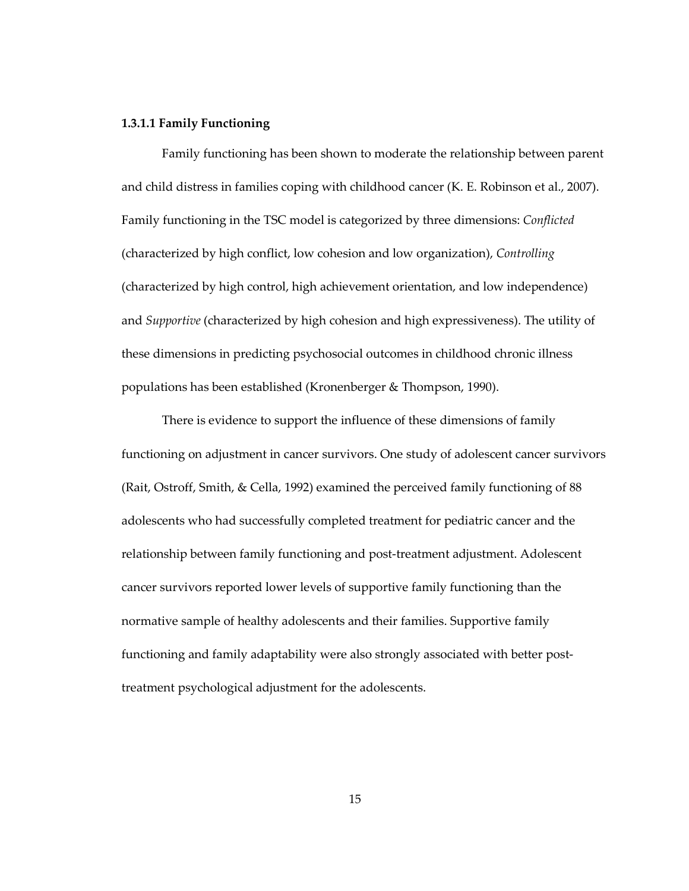#### 1.3.1.1 Family Functioning

Family functioning has been shown to moderate the relationship between parent and child distress in families coping with childhood cancer (K. E. Robinson et al., 2007). Family functioning in the TSC model is categorized by three dimensions: *Conflicted* (characterized by high conflict, low cohesion and low organization), *Controlling* (characterized by high control, high achievement orientation, and low independence) and *Supportive* (characterized by high cohesion and high expressiveness). The utility of these dimensions in predicting psychosocial outcomes in childhood chronic illness populations has been established (Kronenberger & Thompson, 1990).

There is evidence to support the influence of these dimensions of family functioning on adjustment in cancer survivors. One study of adolescent cancer survivors (Rait, Ostroff, Smith, & Cella, 1992) examined the perceived family functioning of 88 adolescents who had successfully completed treatment for pediatric cancer and the relationship between family functioning and post-treatment adjustment. Adolescent cancer survivors reported lower levels of supportive family functioning than the normative sample of healthy adolescents and their families. Supportive family functioning and family adaptability were also strongly associated with better post-treatment psychological adjustment for the adolescents.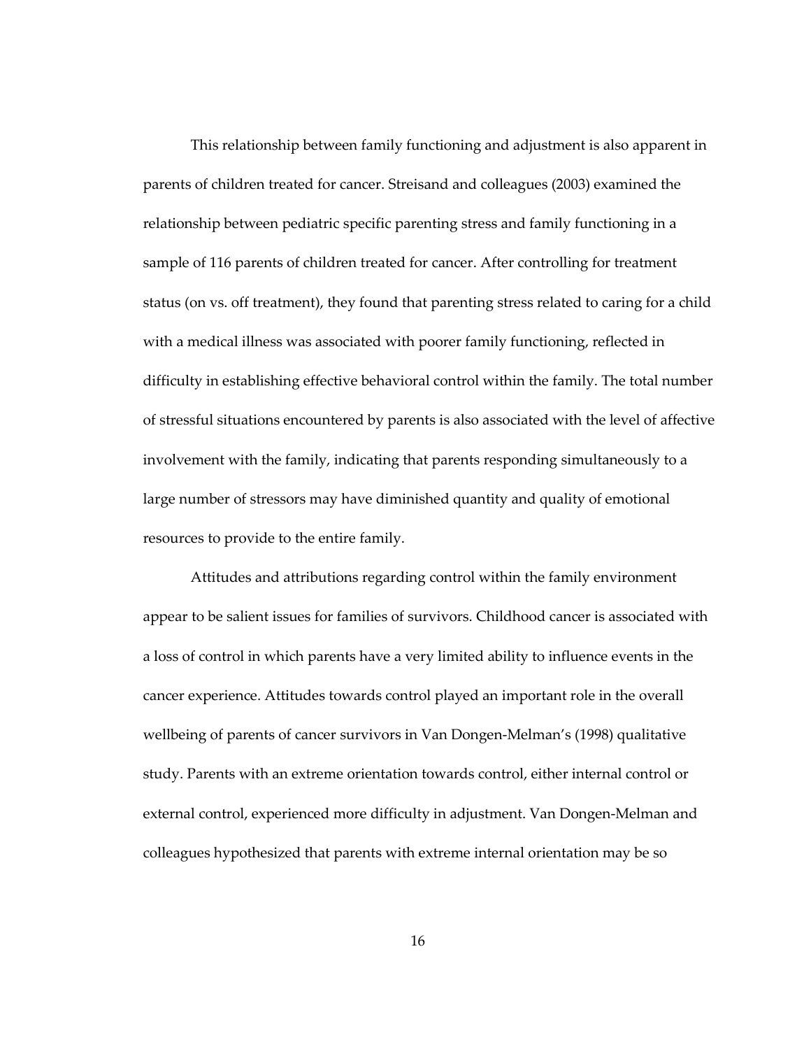This relationship between family functioning and adjustment is also apparent in parents of children treated for cancer. Streisand and colleagues (2003) examined the relationship between pediatric specific parenting stress and family functioning in a sample of 116 parents of children treated for cancer. After controlling for treatment status (on vs. off treatment), they found that parenting stress related to caring for a child with a medical illness was associated with poorer family functioning, reflected in difficulty in establishing effective behavioral control within the family. The total number of stressful situations encountered by parents is also associated with the level of affective involvement with the family, indicating that parents responding simultaneously to a large number of stressors may have diminished quantity and quality of emotional resources to provide to the entire family.

Attitudes and attributions regarding control within the family environment appear to be salient issues for families of survivors. Childhood cancer is associated with a loss of control in which parents have a very limited ability to influence events in the cancer experience. Attitudes towards control played an important role in the overall wellbeing of parents of cancer survivors in Van Dongen-Melman's (1998) qualitative study. Parents with an extreme orientation towards control, either internal control or external control, experienced more difficulty in adjustment. Van Dongen-Melman and colleagues hypothesized that parents with extreme internal orientation may be so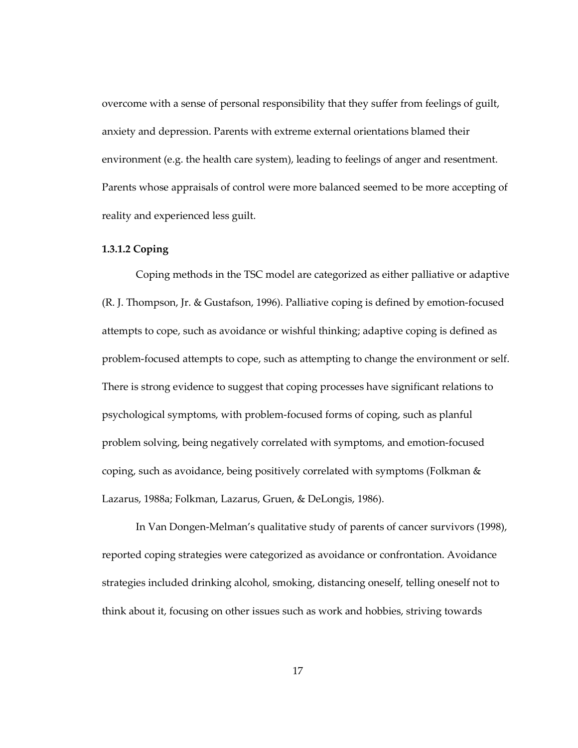overcome with a sense of personal responsibility that they suffer from feelings of guilt, anxiety and depression. Parents with extreme external orientations blamed their environment (e.g. the health care system), leading to feelings of anger and resentment. Parents whose appraisals of control were more balanced seemed to be more accepting of reality and experienced less guilt.

#### 1.3.1.2 Coping

Coping methods in the TSC model are categorized as either palliative or adaptive (R. J. Thompson, Jr. & Gustafson, 1996). Palliative coping is defined by emotion-focused attempts to cope, such as avoidance or wishful thinking; adaptive coping is defined as problem-focused attempts to cope, such as attempting to change the environment or self. There is strong evidence to suggest that coping processes have significant relations to psychological symptoms, with problem-focused forms of coping, such as planful problem solving, being negatively correlated with symptoms, and emotion-focused coping, such as avoidance, being positively correlated with symptoms (Folkman & Lazarus, 1988a; Folkman, Lazarus, Gruen, & DeLongis, 1986).

In Van Dongen-Melman's qualitative study of parents of cancer survivors (1998), reported coping strategies were categorized as avoidance or confrontation. Avoidance strategies included drinking alcohol, smoking, distancing oneself, telling oneself not to think about it, focusing on other issues such as work and hobbies, striving towards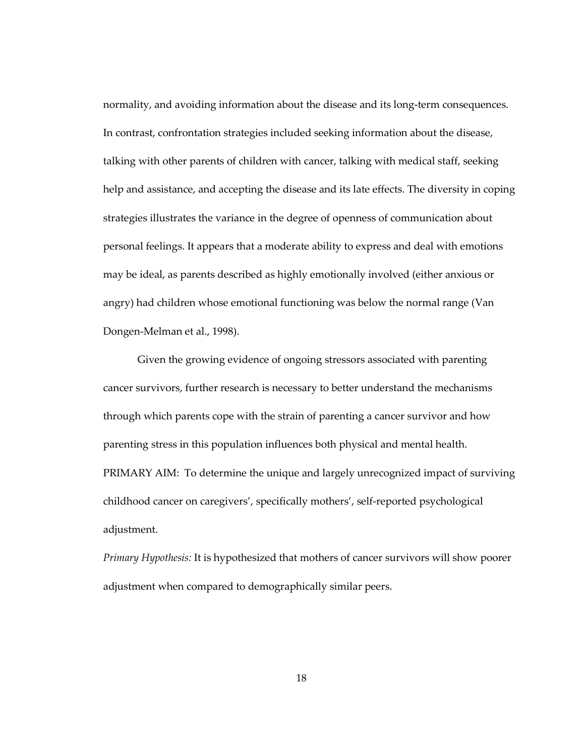normality, and avoiding information about the disease and its long-term consequences. In contrast, confrontation strategies included seeking information about the disease, talking with other parents of children with cancer, talking with medical staff, seeking help and assistance, and accepting the disease and its late effects. The diversity in coping strategies illustrates the variance in the degree of openness of communication about personal feelings. It appears that a moderate ability to express and deal with emotions may be ideal, as parents described as highly emotionally involved (either anxious or angry) had children whose emotional functioning was below the normal range (Van Dongen-Melman et al., 1998).

Given the growing evidence of ongoing stressors associated with parenting cancer survivors, further research is necessary to better understand the mechanisms through which parents cope with the strain of parenting a cancer survivor and how parenting stress in this population influences both physical and mental health.

PRIMARY AIM: To determine the unique and largely unrecognized impact of surviving childhood cancer on caregivers', specifically mothers', self-reported psychological adjustment.

*Primary Hypothesis:* It is hypothesized that mothers of cancer survivors will show poorer adjustment when compared to demographically similar peers.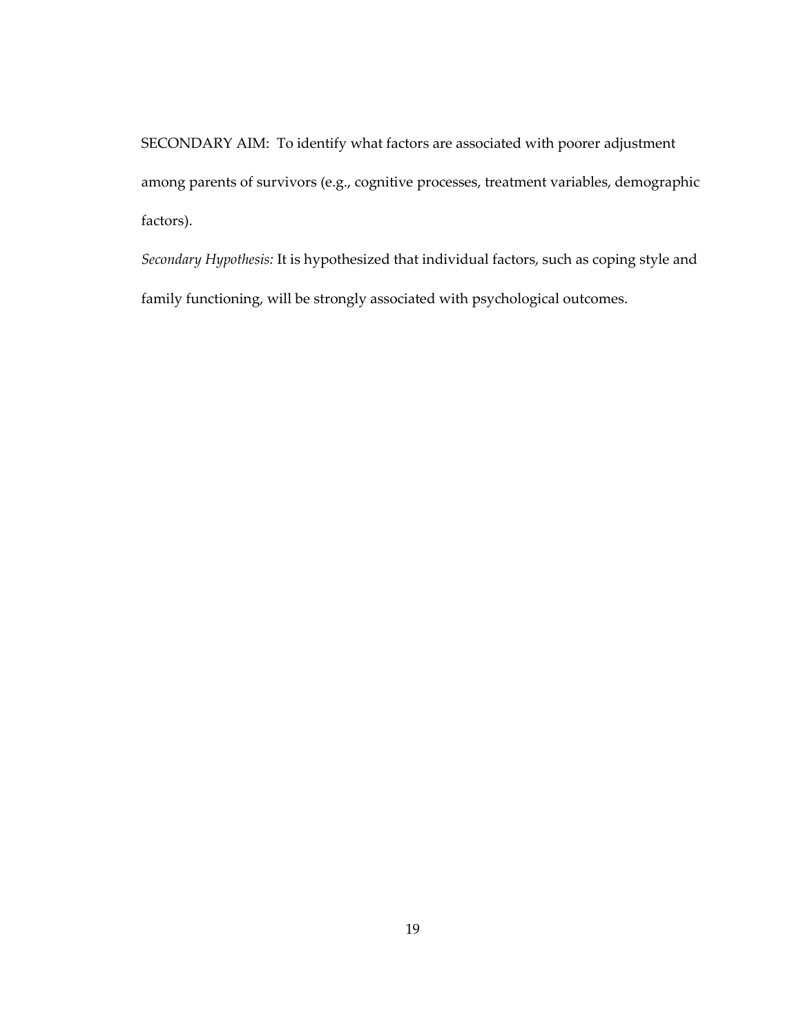SECONDARY AIM: To identify what factors are associated with poorer adjustment among parents of survivors (e.g., cognitive processes, treatment variables, demographic factors).

*Secondary Hypothesis:* It is hypothesized that individual factors, such as coping style and family functioning, will be strongly associated with psychological outcomes.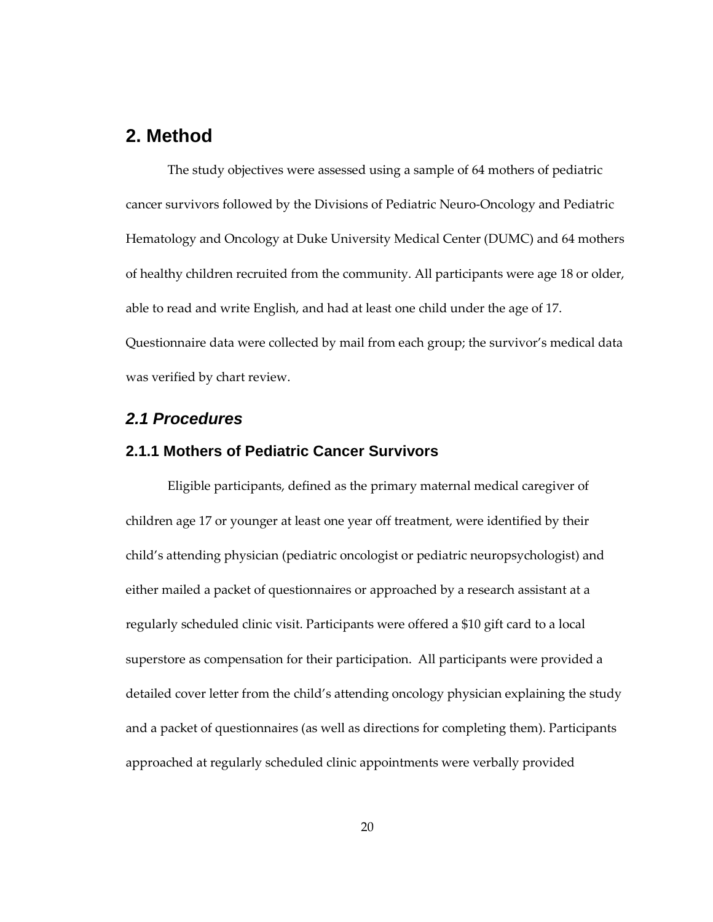# 2. Method

The study objectives were assessed using a sample of 64 mothers of pediatric cancer survivors followed by the Divisions of Pediatric Neuro-Oncology and Pediatric Hematology and Oncology at Duke University Medical Center (DUMC) and 64 mothers of healthy children recruited from the community. All participants were age 18 or older, able to read and write English, and had at least one child under the age of 17. Questionnaire data were collected by mail from each group; the survivor's medical data was verified by chart review.

## *2.1 Procedures*

### 2.1.1 Mothers of Pediatric Cancer Survivors

Eligible participants, defined as the primary maternal medical caregiver of children age 17 or younger at least one year off treatment, were identified by their child's attending physician (pediatric oncologist or pediatric neuropsychologist) and either mailed a packet of questionnaires or approached by a research assistant at a regularly scheduled clinic visit. Participants were offered a $10 gift card to a local superstore as compensation for their participation. All participants were provided a detailed cover letter from the child's attending oncology physician explaining the study and a packet of questionnaires (as well as directions for completing them). Participants approached at regularly scheduled clinic appointments were verbally provided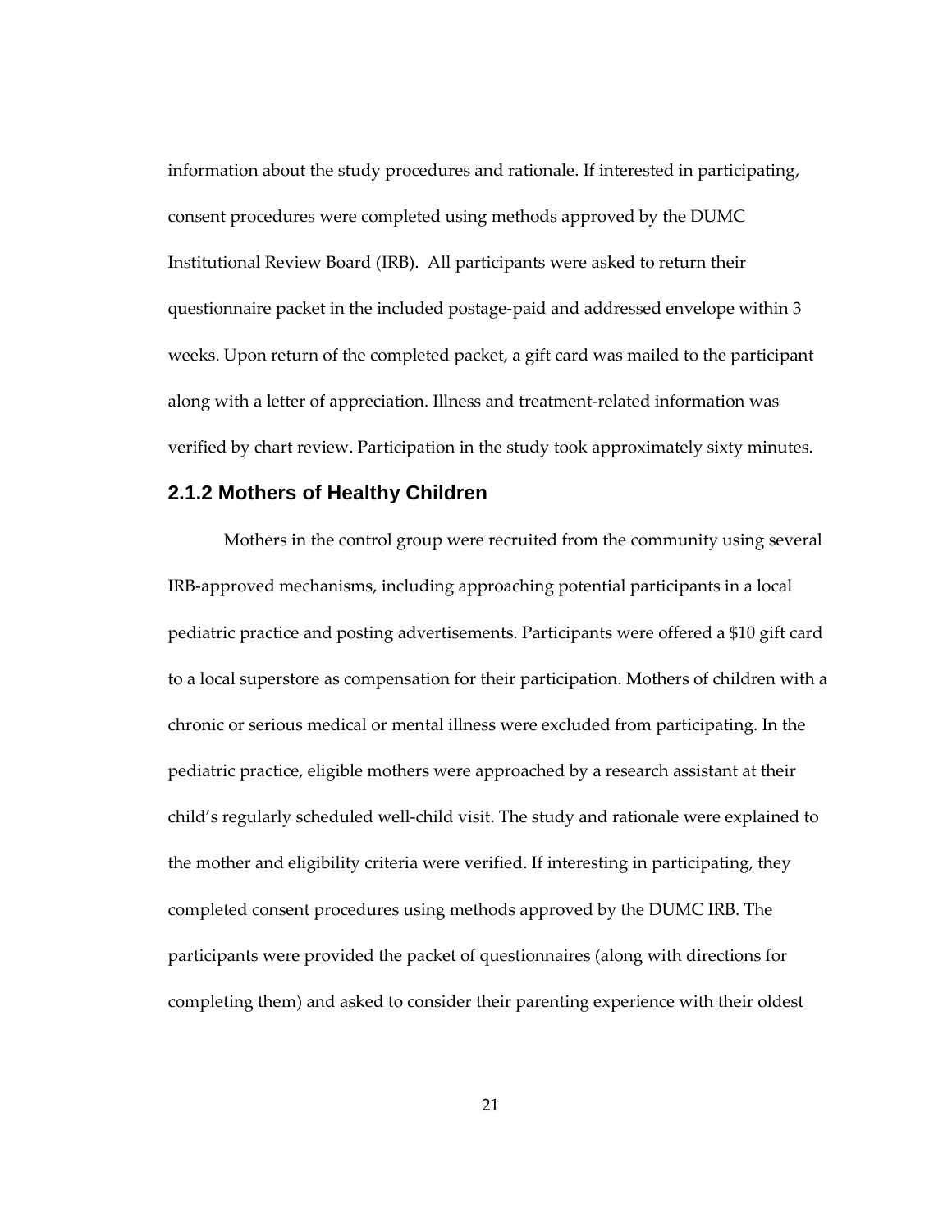information about the study procedures and rationale. If interested in participating, consent procedures were completed using methods approved by the DUMC Institutional Review Board (IRB). All participants were asked to return their questionnaire packet in the included postage-paid and addressed envelope within 3 weeks. Upon return of the completed packet, a gift card was mailed to the participant along with a letter of appreciation. Illness and treatment-related information was verified by chart review. Participation in the study took approximately sixty minutes.

### 2.1.2 Mothers of Healthy Children

Mothers in the control group were recruited from the community using several IRB-approved mechanisms, including approaching potential participants in a local pediatric practice and posting advertisements. Participants were offered a $10 gift card to a local superstore as compensation for their participation. Mothers of children with a chronic or serious medical or mental illness were excluded from participating. In the pediatric practice, eligible mothers were approached by a research assistant at their child's regularly scheduled well-child visit. The study and rationale were explained to the mother and eligibility criteria were verified. If interesting in participating, they completed consent procedures using methods approved by the DUMC IRB. The participants were provided the packet of questionnaires (along with directions for completing them) and asked to consider their parenting experience with their oldest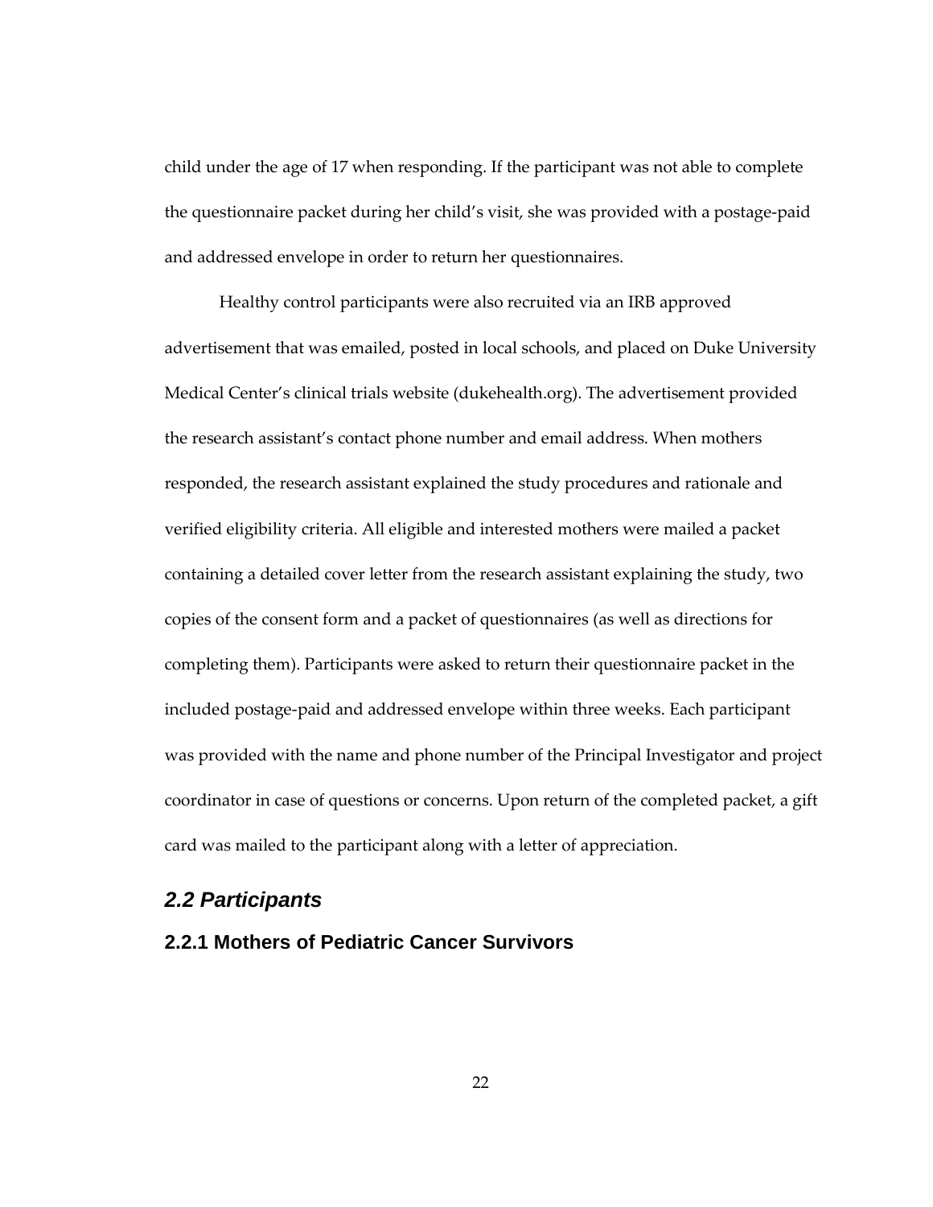child under the age of 17 when responding. If the participant was not able to complete the questionnaire packet during her child's visit, she was provided with a postage-paid and addressed envelope in order to return her questionnaires.

Healthy control participants were also recruited via an IRB approved advertisement that was emailed, posted in local schools, and placed on Duke University Medical Center's clinical trials website (dukehealth.org). The advertisement provided the research assistant's contact phone number and email address. When mothers responded, the research assistant explained the study procedures and rationale and verified eligibility criteria. All eligible and interested mothers were mailed a packet containing a detailed cover letter from the research assistant explaining the study, two copies of the consent form and a packet of questionnaires (as well as directions for completing them). Participants were asked to return their questionnaire packet in the included postage-paid and addressed envelope within three weeks. Each participant was provided with the name and phone number of the Principal Investigator and project coordinator in case of questions or concerns. Upon return of the completed packet, a gift card was mailed to the participant along with a letter of appreciation.

## *2.2 Participants*

### 2.2.1 Mothers of Pediatric Cancer Survivors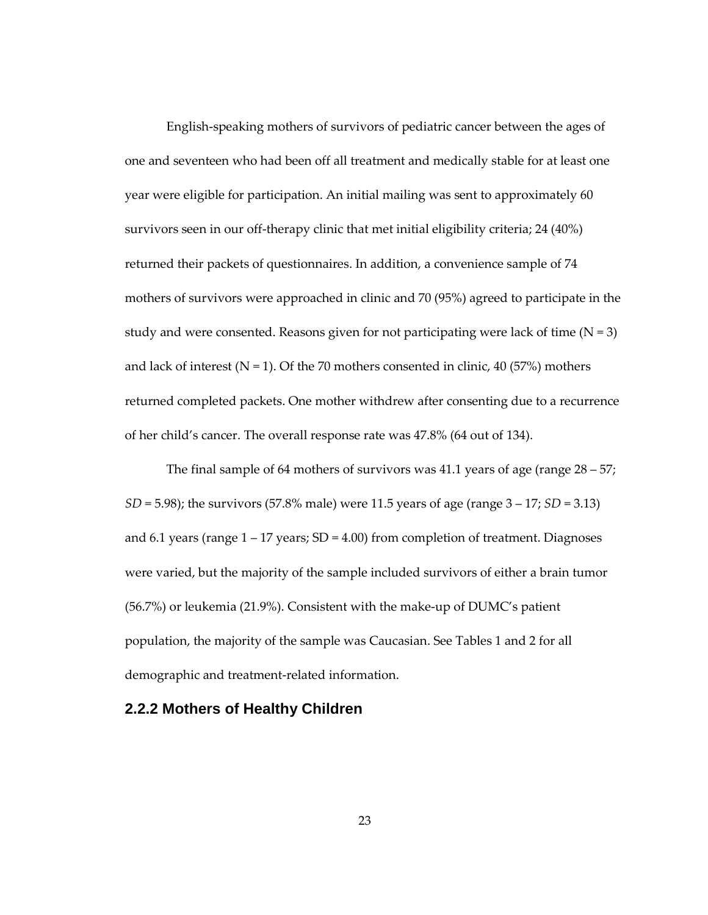English-speaking mothers of survivors of pediatric cancer between the ages of one and seventeen who had been off all treatment and medically stable for at least one year were eligible for participation. An initial mailing was sent to approximately 60 survivors seen in our off-therapy clinic that met initial eligibility criteria; 24 (40%) returned their packets of questionnaires. In addition, a convenience sample of 74 mothers of survivors were approached in clinic and 70 (95%) agreed to participate in the study and were consented. Reasons given for not participating were lack of time (N = 3) and lack of interest (N = 1). Of the 70 mothers consented in clinic, 40 (57%) mothers returned completed packets. One mother withdrew after consenting due to a recurrence of her child's cancer. The overall response rate was 47.8% (64 out of 134).

The final sample of 64 mothers of survivors was 41.1 years of age (range 28 – 57; *SD* = 5.98); the survivors (57.8% male) were 11.5 years of age (range 3 – 17; *SD* = 3.13) and 6.1 years (range 1 – 17 years; SD = 4.00) from completion of treatment. Diagnoses were varied, but the majority of the sample included survivors of either a brain tumor (56.7%) or leukemia (21.9%). Consistent with the make-up of DUMC's patient population, the majority of the sample was Caucasian. See Tables 1 and 2 for all demographic and treatment-related information.

### 2.2.2 Mothers of Healthy Children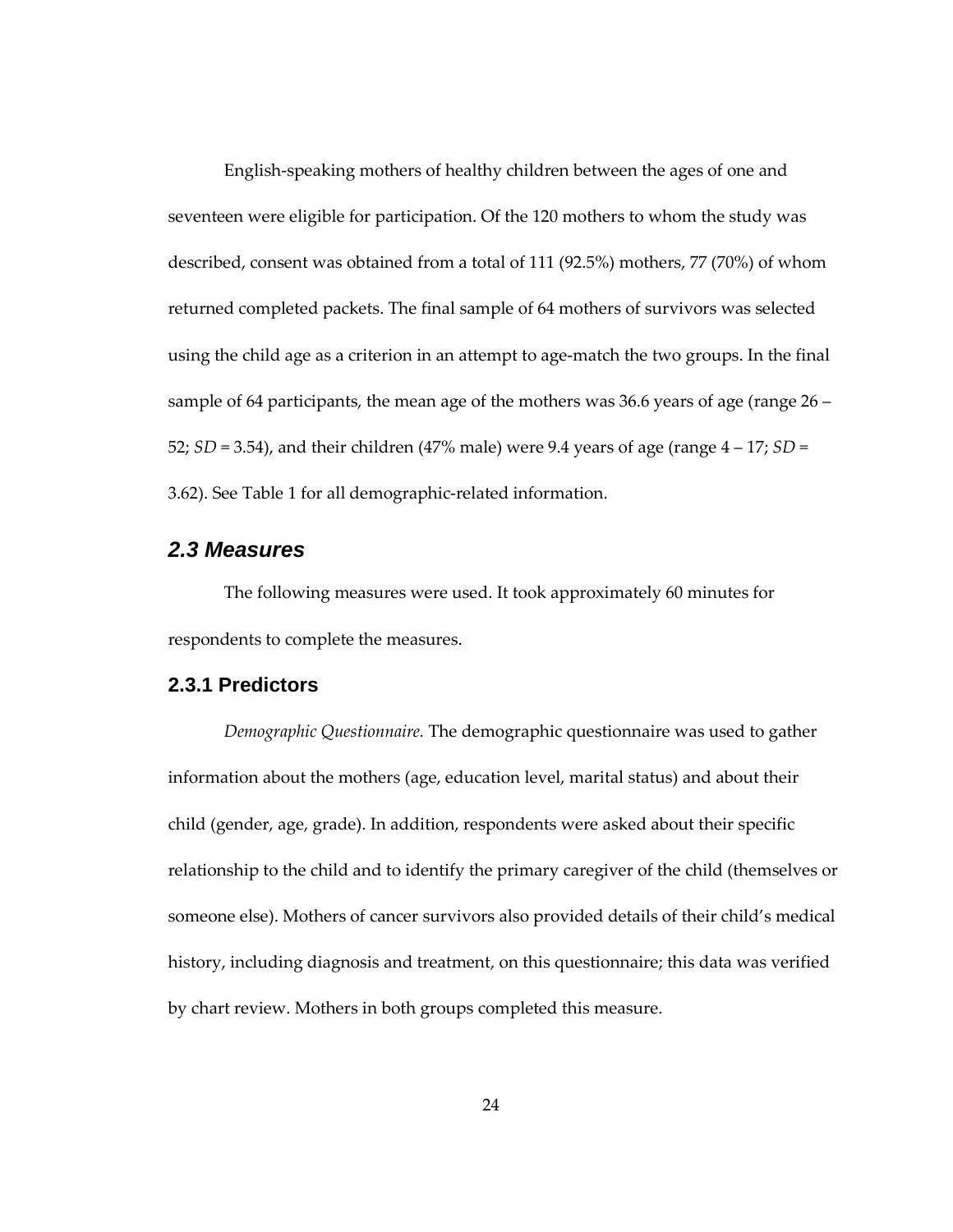English-speaking mothers of healthy children between the ages of one and seventeen were eligible for participation. Of the 120 mothers to whom the study was described, consent was obtained from a total of 111 (92.5%) mothers, 77 (70%) of whom returned completed packets. The final sample of 64 mothers of survivors was selected using the child age as a criterion in an attempt to age-match the two groups. In the final sample of 64 participants, the mean age of the mothers was 36.6 years of age (range 26 – 52; *SD* = 3.54), and their children (47% male) were 9.4 years of age (range 4 – 17; *SD* = 3.62). See Table 1 for all demographic-related information.

## *2.3 Measures*

The following measures were used. It took approximately 60 minutes for respondents to complete the measures.

### 2.3.1 Predictors

*Demographic Questionnaire.* The demographic questionnaire was used to gather information about the mothers (age, education level, marital status) and about their child (gender, age, grade). In addition, respondents were asked about their specific relationship to the child and to identify the primary caregiver of the child (themselves or someone else). Mothers of cancer survivors also provided details of their child's medical history, including diagnosis and treatment, on this questionnaire; this data was verified by chart review. Mothers in both groups completed this measure.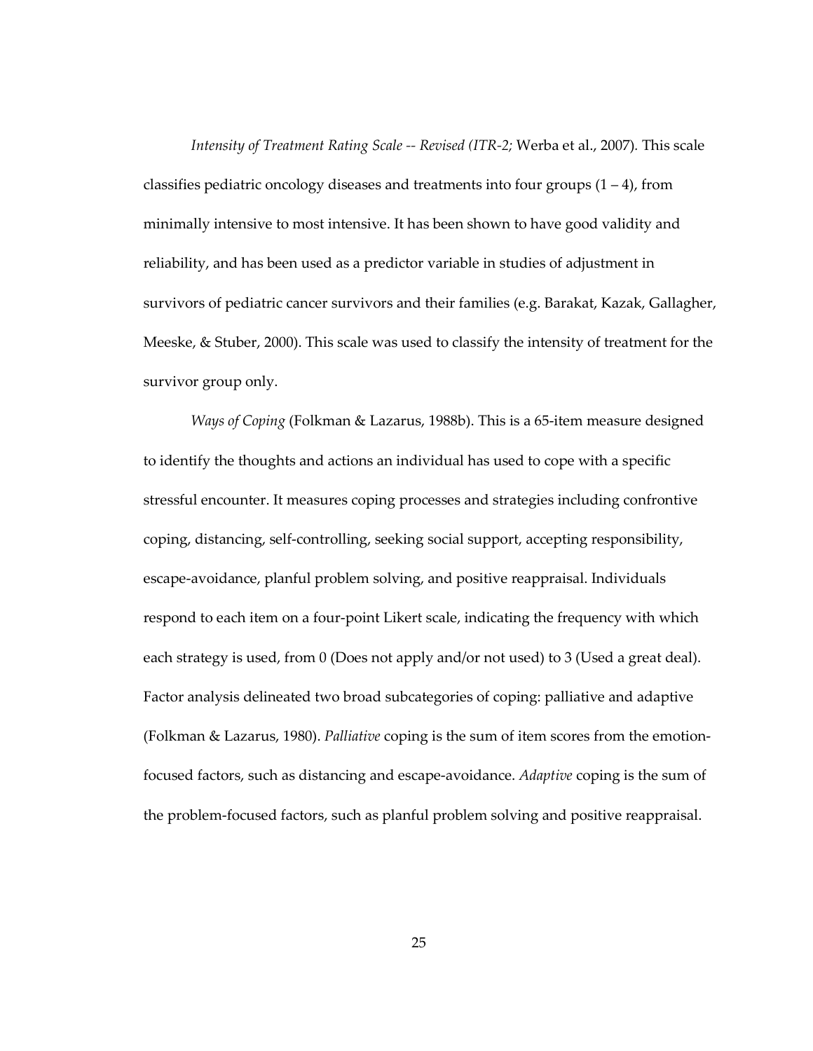*Intensity of Treatment Rating Scale -- Revised (ITR-2;* Werba et al., 2007). This scale classifies pediatric oncology diseases and treatments into four groups (1 – 4), from minimally intensive to most intensive. It has been shown to have good validity and reliability, and has been used as a predictor variable in studies of adjustment in survivors of pediatric cancer survivors and their families (e.g. Barakat, Kazak, Gallagher, Meeske, & Stuber, 2000). This scale was used to classify the intensity of treatment for the survivor group only.

*Ways of Coping* (Folkman & Lazarus, 1988b). This is a 65-item measure designed to identify the thoughts and actions an individual has used to cope with a specific stressful encounter. It measures coping processes and strategies including confrontive coping, distancing, self-controlling, seeking social support, accepting responsibility, escape-avoidance, planful problem solving, and positive reappraisal. Individuals respond to each item on a four-point Likert scale, indicating the frequency with which each strategy is used, from 0 (Does not apply and/or not used) to 3 (Used a great deal). Factor analysis delineated two broad subcategories of coping: palliative and adaptive (Folkman & Lazarus, 1980). *Palliative* coping is the sum of item scores from the emotion-focused factors, such as distancing and escape-avoidance. *Adaptive* coping is the sum of the problem-focused factors, such as planful problem solving and positive reappraisal.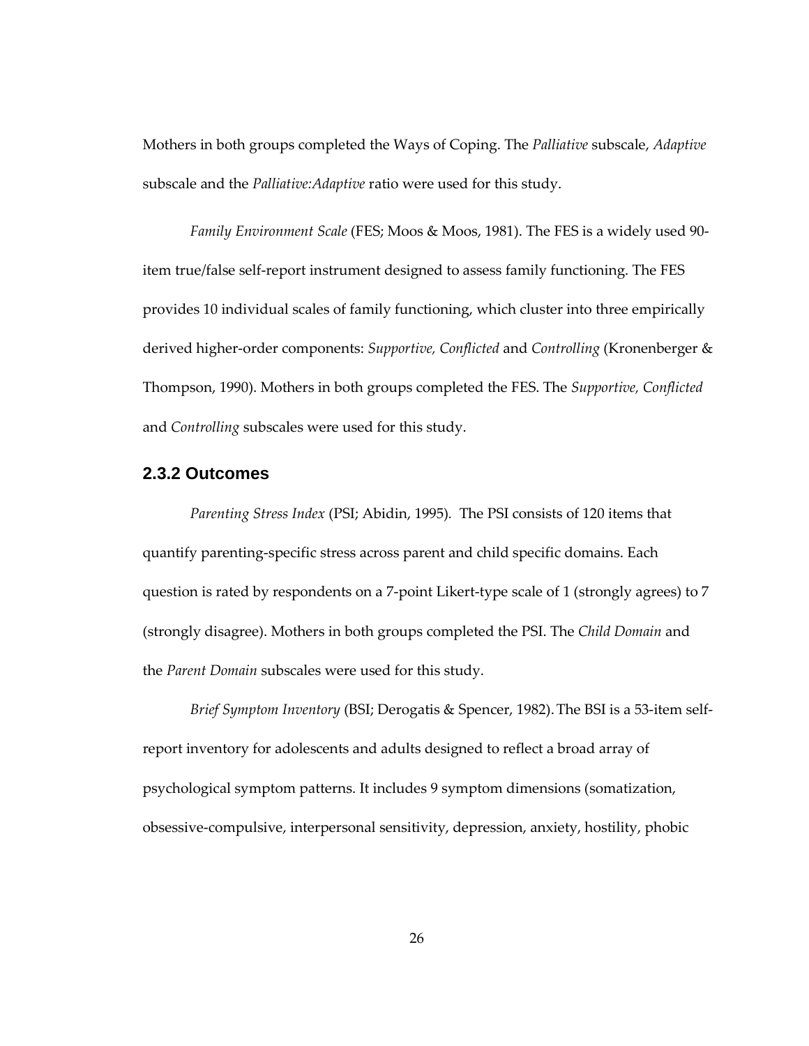Mothers in both groups completed the Ways of Coping. The *Palliative* subscale, *Adaptive* subscale and the *Palliative:Adaptive* ratio were used for this study.

*Family Environment Scale* (FES; Moos & Moos, 1981). The FES is a widely used 90-item true/false self-report instrument designed to assess family functioning. The FES provides 10 individual scales of family functioning, which cluster into three empirically derived higher-order components: *Supportive, Conflicted* and *Controlling* (Kronenberger & Thompson, 1990). Mothers in both groups completed the FES. The *Supportive, Conflicted* and *Controlling* subscales were used for this study.

### 2.3.2 Outcomes

*Parenting Stress Index* (PSI; Abidin, 1995). The PSI consists of 120 items that quantify parenting-specific stress across parent and child specific domains. Each question is rated by respondents on a 7-point Likert-type scale of 1 (strongly agrees) to 7 (strongly disagree). Mothers in both groups completed the PSI. The *Child Domain* and the *Parent Domain* subscales were used for this study.

*Brief Symptom Inventory* (BSI; Derogatis & Spencer, 1982). The BSI is a 53-item self-report inventory for adolescents and adults designed to reflect a broad array of psychological symptom patterns. It includes 9 symptom dimensions (somatization, obsessive-compulsive, interpersonal sensitivity, depression, anxiety, hostility, phobic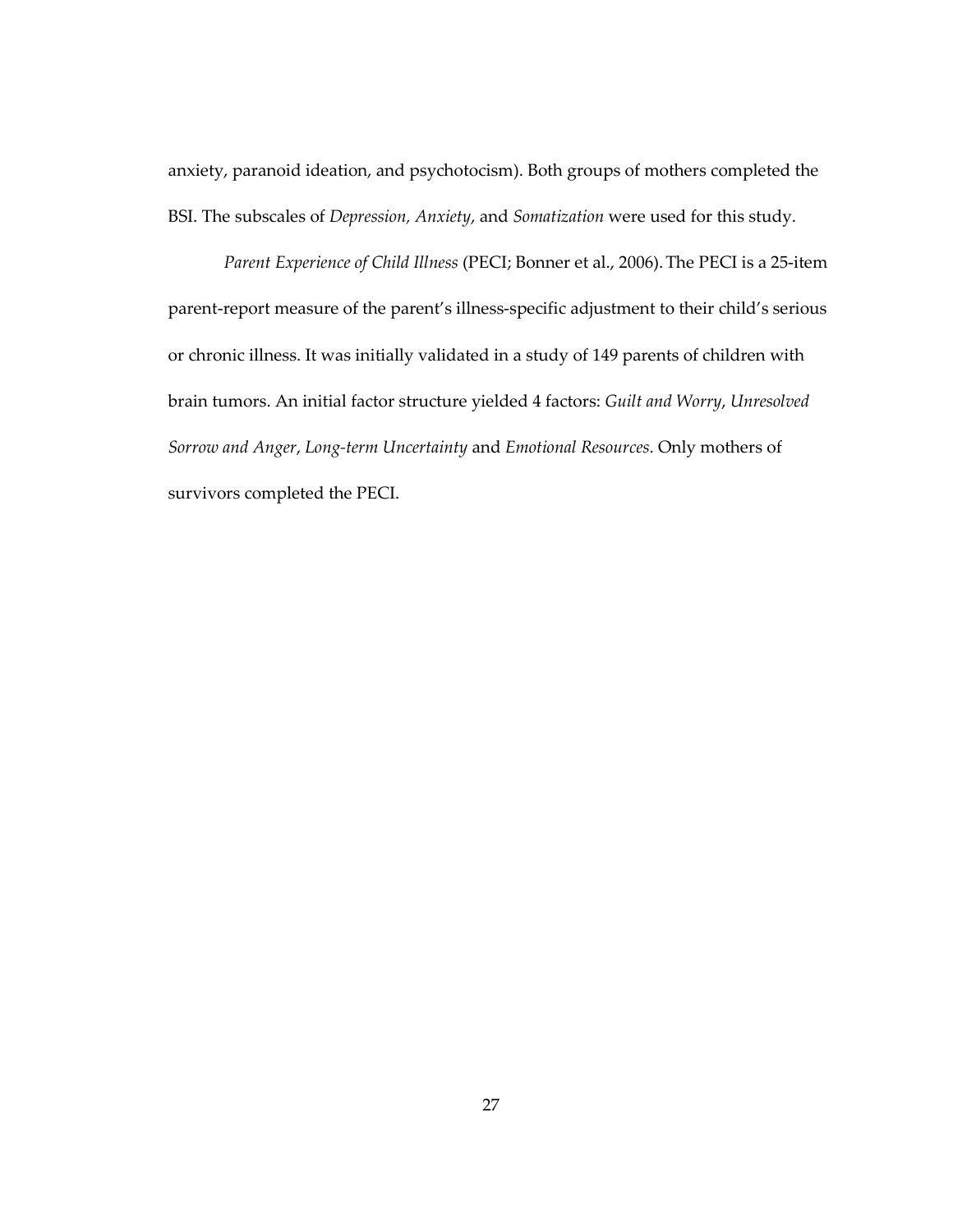anxiety, paranoid ideation, and psychotocism). Both groups of mothers completed the BSI. The subscales of *Depression, Anxiety*, and *Somatization* were used for this study.

*Parent Experience of Child Illness* (PECI; Bonner et al., 2006). The PECI is a 25-item parent-report measure of the parent's illness-specific adjustment to their child's serious or chronic illness. It was initially validated in a study of 149 parents of children with brain tumors. An initial factor structure yielded 4 factors: *Guilt and Worry*, *Unresolved Sorrow and Anger*, *Long-term Uncertainty* and *Emotional Resources*. Only mothers of survivors completed the PECI.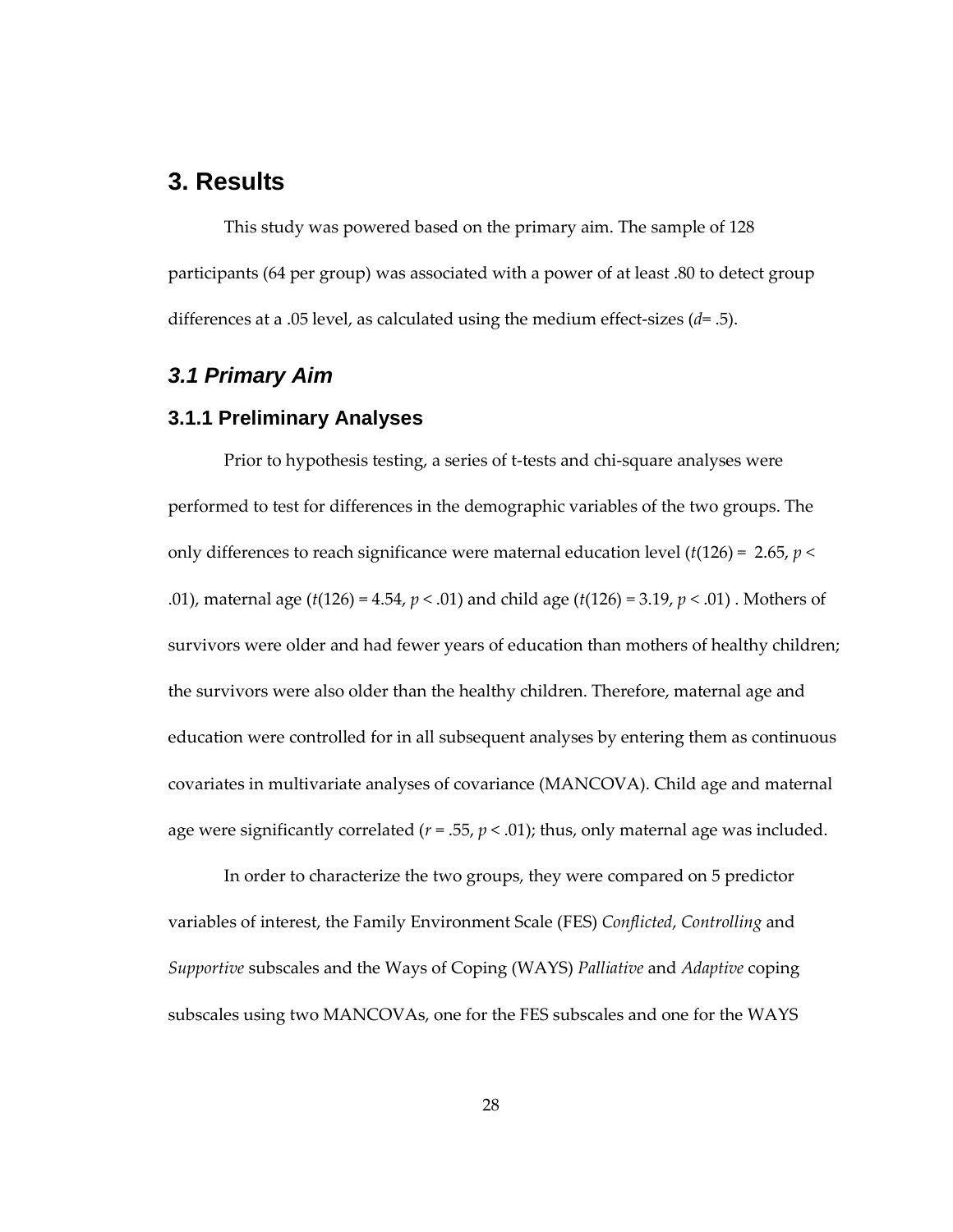# 3. Results

This study was powered based on the primary aim. The sample of 128 participants (64 per group) was associated with a power of at least .80 to detect group differences at a .05 level, as calculated using the medium effect-sizes ($d$= .5).

## *3.1 Primary Aim*

### 3.1.1 Preliminary Analyses

Prior to hypothesis testing, a series of t-tests and chi-square analyses were performed to test for differences in the demographic variables of the two groups. The only differences to reach significance were maternal education level ($t(126) = 2.65$, $p < .01$), maternal age ($t(126) = 4.54$, $p < .01$) and child age ($t(126) = 3.19$, $p < .01$) . Mothers of survivors were older and had fewer years of education than mothers of healthy children; the survivors were also older than the healthy children. Therefore, maternal age and education were controlled for in all subsequent analyses by entering them as continuous covariates in multivariate analyses of covariance (MANCOVA). Child age and maternal age were significantly correlated ($r = .55$, $p < .01$); thus, only maternal age was included.

In order to characterize the two groups, they were compared on 5 predictor variables of interest, the Family Environment Scale (FES) *Conflicted*, *Controlling* and *Supportive* subscales and the Ways of Coping (WAYS) *Palliative* and *Adaptive* coping subscales using two MANCOVAs, one for the FES subscales and one for the WAYS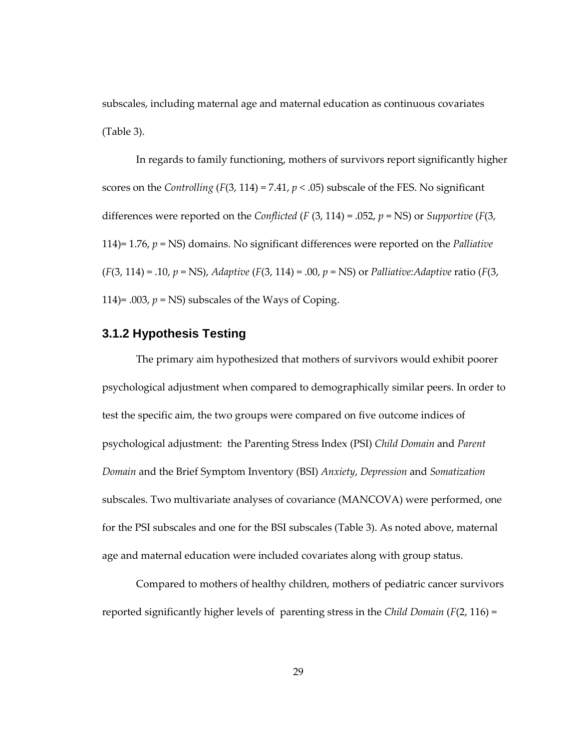subscales, including maternal age and maternal education as continuous covariates (Table 3).

In regards to family functioning, mothers of survivors report significantly higher scores on the *Controlling* ($F(3, 114) = 7.41$, $p < .05$) subscale of the FES. No significant differences were reported on the *Conflicted* ($F$ (3, 114) = .052, $p$ = NS) or *Supportive* ($F$(3, 114)= 1.76, $p$ = NS) domains. No significant differences were reported on the *Palliative* ($F$(3, 114) = .10, $p$ = NS), *Adaptive* ($F$(3, 114) = .00, $p$ = NS) or *Palliative:Adaptive* ratio ($F$(3, 114)= .003, $p$ = NS) subscales of the Ways of Coping.

### 3.1.2 Hypothesis Testing

The primary aim hypothesized that mothers of survivors would exhibit poorer psychological adjustment when compared to demographically similar peers. In order to test the specific aim, the two groups were compared on five outcome indices of psychological adjustment: the Parenting Stress Index (PSI) *Child Domain* and *Parent Domain* and the Brief Symptom Inventory (BSI) *Anxiety*, *Depression* and *Somatization* subscales. Two multivariate analyses of covariance (MANCOVA) were performed, one for the PSI subscales and one for the BSI subscales (Table 3). As noted above, maternal age and maternal education were included covariates along with group status.

Compared to mothers of healthy children, mothers of pediatric cancer survivors reported significantly higher levels of parenting stress in the *Child Domain* ($F$(2, 116) =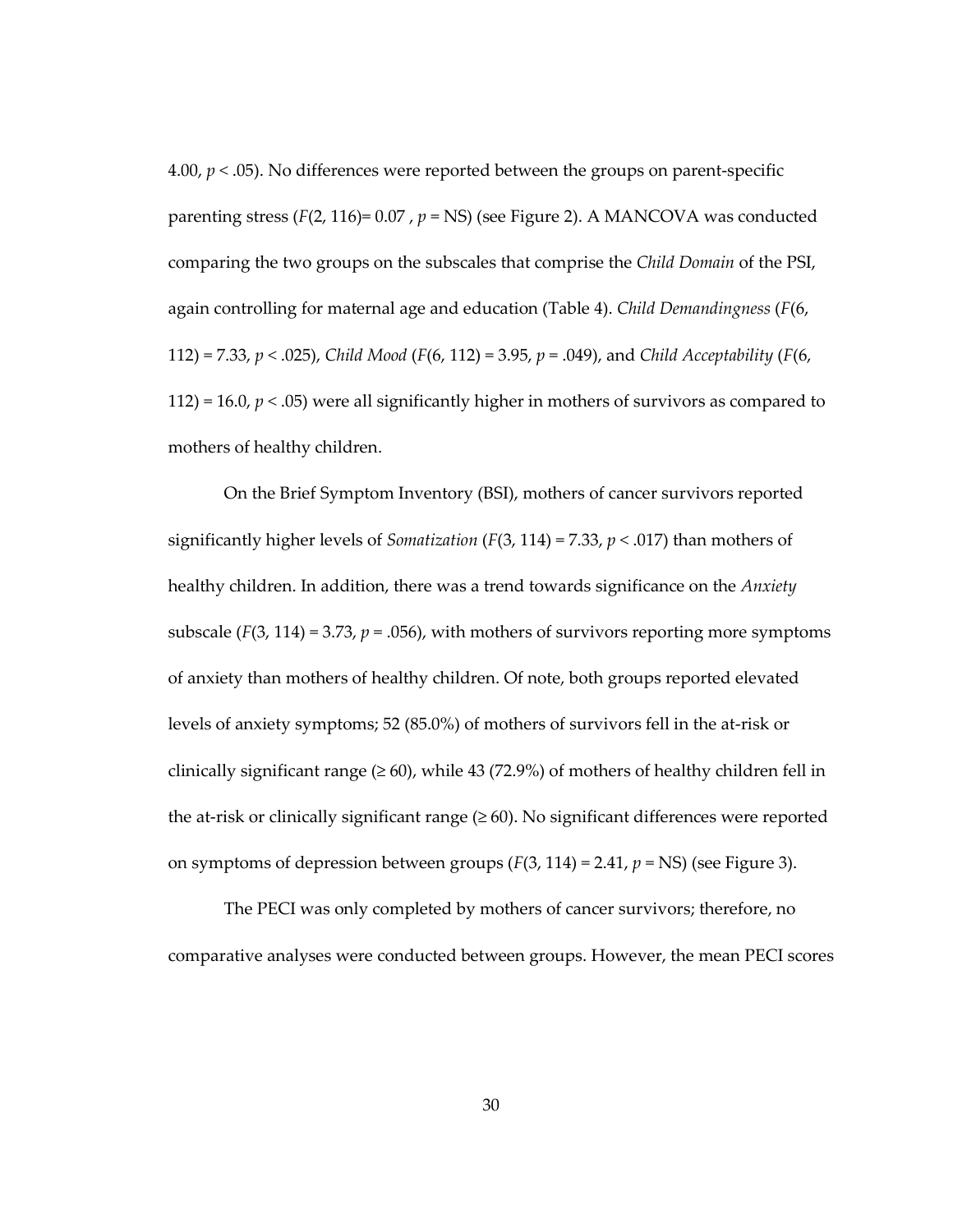4.00, $p < .05$). No differences were reported between the groups on parent-specific parenting stress ($F(2, 116) = 0.07$, $p$ = NS) (see Figure 2). A MANCOVA was conducted comparing the two groups on the subscales that comprise the *Child Domain* of the PSI, again controlling for maternal age and education (Table 4). *Child Demandingness* ($F(6, 112) = 7.33$, $p < .025$), *Child Mood* ($F(6, 112) = 3.95$, $p = .049$), and *Child Acceptability* ($F(6, 112) = 16.0$, $p < .05$) were all significantly higher in mothers of survivors as compared to mothers of healthy children.

On the Brief Symptom Inventory (BSI), mothers of cancer survivors reported significantly higher levels of *Somatization* ($F(3, 114) = 7.33$, $p < .017$) than mothers of healthy children. In addition, there was a trend towards significance on the *Anxiety* subscale ($F(3, 114) = 3.73$, $p = .056$), with mothers of survivors reporting more symptoms of anxiety than mothers of healthy children. Of note, both groups reported elevated levels of anxiety symptoms; 52 (85.0%) of mothers of survivors fell in the at-risk or clinically significant range ($\geq 60$), while 43 (72.9%) of mothers of healthy children fell in the at-risk or clinically significant range ($\geq 60$). No significant differences were reported on symptoms of depression between groups ($F(3, 114) = 2.41$, $p$ = NS) (see Figure 3).

The PECI was only completed by mothers of cancer survivors; therefore, no comparative analyses were conducted between groups. However, the mean PECI scores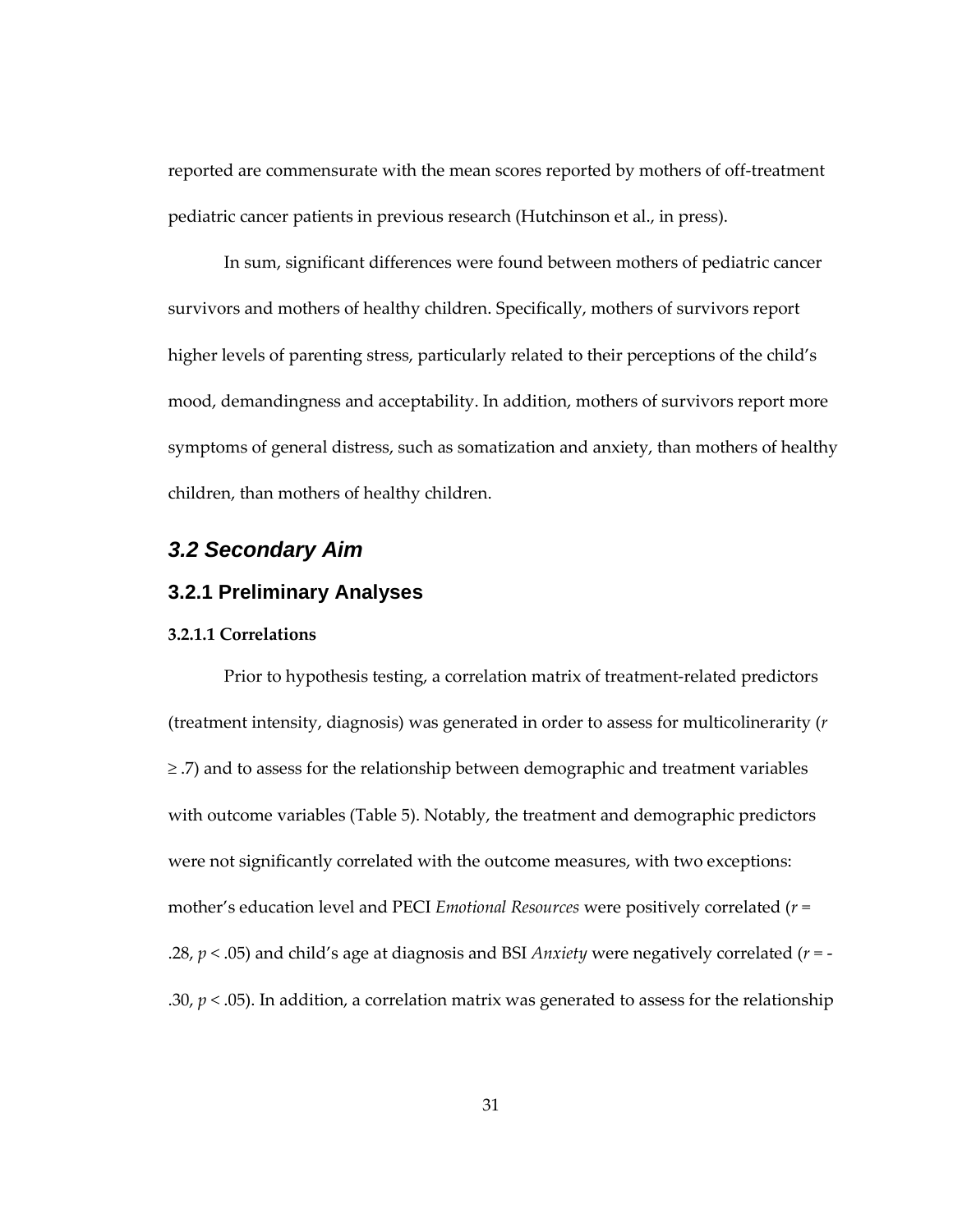reported are commensurate with the mean scores reported by mothers of off-treatment pediatric cancer patients in previous research (Hutchinson et al., in press).

In sum, significant differences were found between mothers of pediatric cancer survivors and mothers of healthy children. Specifically, mothers of survivors report higher levels of parenting stress, particularly related to their perceptions of the child's mood, demandingness and acceptability. In addition, mothers of survivors report more symptoms of general distress, such as somatization and anxiety, than mothers of healthy children, than mothers of healthy children.

## *3.2 Secondary Aim*

### 3.2.1 Preliminary Analyses

#### 3.2.1.1 Correlations

Prior to hypothesis testing, a correlation matrix of treatment-related predictors (treatment intensity, diagnosis) was generated in order to assess for multicolinerarity ($r \geq .7$) and to assess for the relationship between demographic and treatment variables with outcome variables (Table 5). Notably, the treatment and demographic predictors were not significantly correlated with the outcome measures, with two exceptions: mother's education level and PECI *Emotional Resources* were positively correlated ($r = .28$, $p < .05$) and child's age at diagnosis and BSI *Anxiety* were negatively correlated ($r = -.30$, $p < .05$). In addition, a correlation matrix was generated to assess for the relationship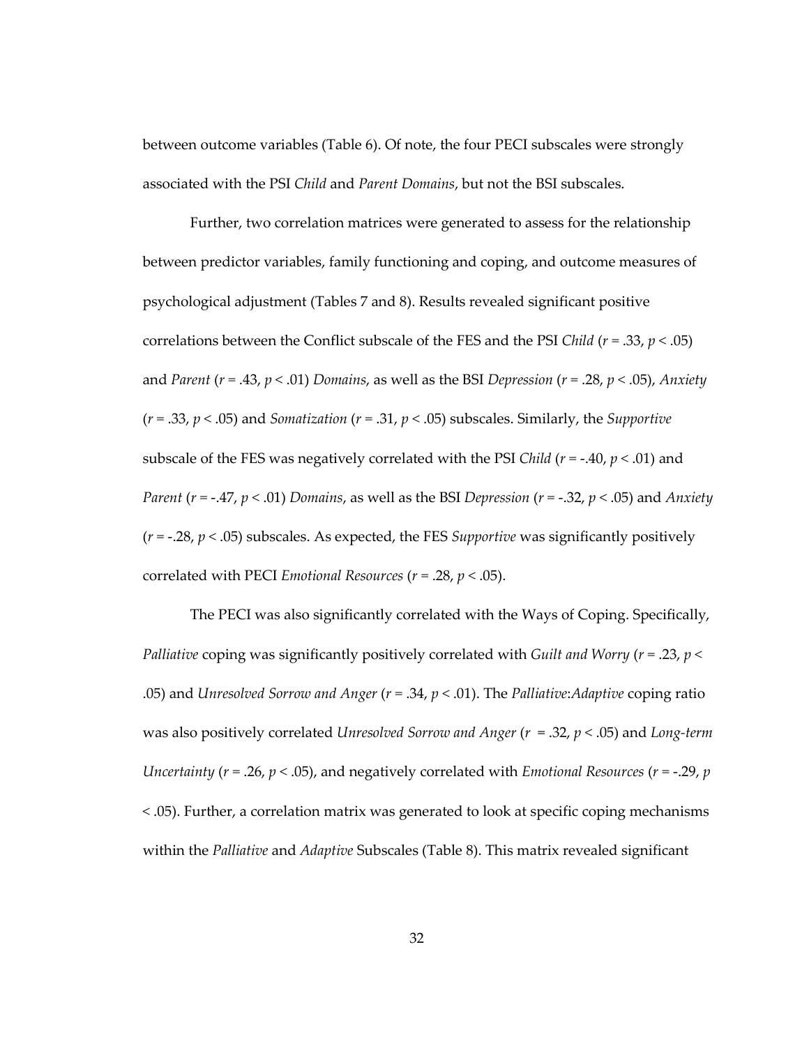between outcome variables (Table 6). Of note, the four PECI subscales were strongly associated with the PSI *Child* and *Parent Domains*, but not the BSI subscales.

Further, two correlation matrices were generated to assess for the relationship between predictor variables, family functioning and coping, and outcome measures of psychological adjustment (Tables 7 and 8). Results revealed significant positive correlations between the Conflict subscale of the FES and the PSI *Child* ($r = .33$, $p < .05$) and *Parent* ($r = .43$, $p < .01$) *Domains*, as well as the BSI *Depression* ($r = .28$, $p < .05$), *Anxiety* ($r = .33$, $p < .05$) and *Somatization* ($r = .31$, $p < .05$) subscales. Similarly, the *Supportive* subscale of the FES was negatively correlated with the PSI *Child* ($r = -.40$, $p < .01$) and *Parent* ($r = -.47$, $p < .01$) *Domains*, as well as the BSI *Depression* ($r = -.32$, $p < .05$) and *Anxiety* ($r = -.28$, $p < .05$) subscales. As expected, the FES *Supportive* was significantly positively correlated with PECI *Emotional Resources* ($r = .28$, $p < .05$).

The PECI was also significantly correlated with the Ways of Coping. Specifically, *Palliative* coping was significantly positively correlated with *Guilt and Worry* ($r = .23$, $p < .05$) and *Unresolved Sorrow and Anger* ($r = .34$, $p < .01$). The *Palliative*:*Adaptive* coping ratio was also positively correlated *Unresolved Sorrow and Anger* ($r = .32$, $p < .05$) and *Long-term Uncertainty* ($r = .26$, $p < .05$), and negatively correlated with *Emotional Resources* ($r = -.29$, $p < .05$). Further, a correlation matrix was generated to look at specific coping mechanisms within the *Palliative* and *Adaptive* Subscales (Table 8). This matrix revealed significant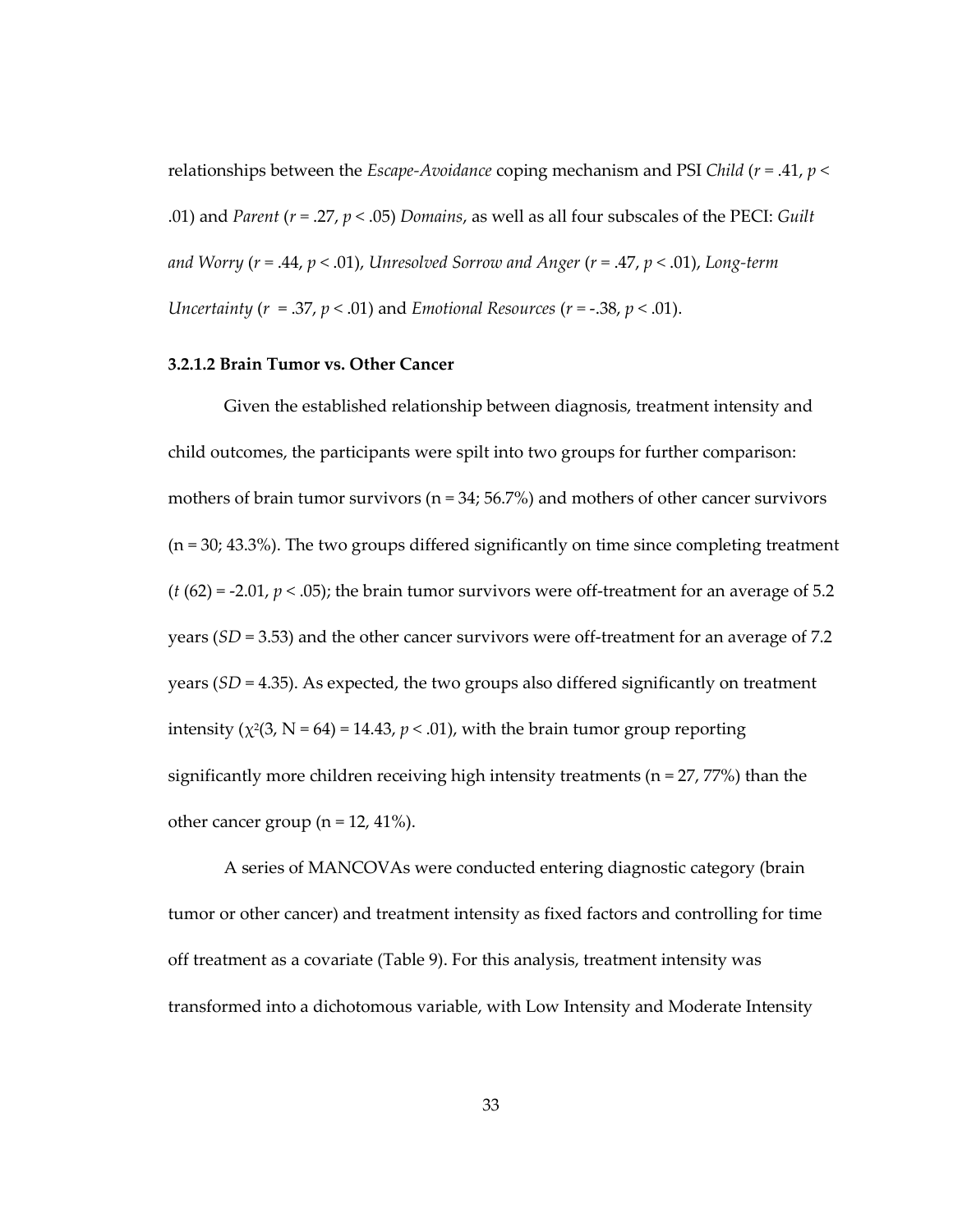relationships between the *Escape-Avoidance* coping mechanism and PSI *Child* ($r = .41$, $p < .01$) and *Parent* ($r = .27$, $p < .05$) *Domains*, as well as all four subscales of the PECI: *Guilt and Worry* ($r = .44$, $p < .01$), *Unresolved Sorrow and Anger* ($r = .47$, $p < .01$), *Long-term Uncertainty* ($r = .37$, $p < .01$) and *Emotional Resources* ($r = -.38$, $p < .01$).

#### 3.2.1.2 Brain Tumor vs. Other Cancer

Given the established relationship between diagnosis, treatment intensity and child outcomes, the participants were spilt into two groups for further comparison: mothers of brain tumor survivors (n = 34; 56.7%) and mothers of other cancer survivors (n = 30; 43.3%). The two groups differed significantly on time since completing treatment ($t$ (62) = -2.01, $p < .05$); the brain tumor survivors were off-treatment for an average of 5.2 years ($SD$ = 3.53) and the other cancer survivors were off-treatment for an average of 7.2 years ($SD$ = 4.35). As expected, the two groups also differed significantly on treatment intensity ($\chi^2$(3, N = 64) = 14.43, $p < .01$), with the brain tumor group reporting significantly more children receiving high intensity treatments (n = 27, 77%) than the other cancer group (n = 12, 41%).

A series of MANCOVAs were conducted entering diagnostic category (brain tumor or other cancer) and treatment intensity as fixed factors and controlling for time off treatment as a covariate (Table 9). For this analysis, treatment intensity was transformed into a dichotomous variable, with Low Intensity and Moderate Intensity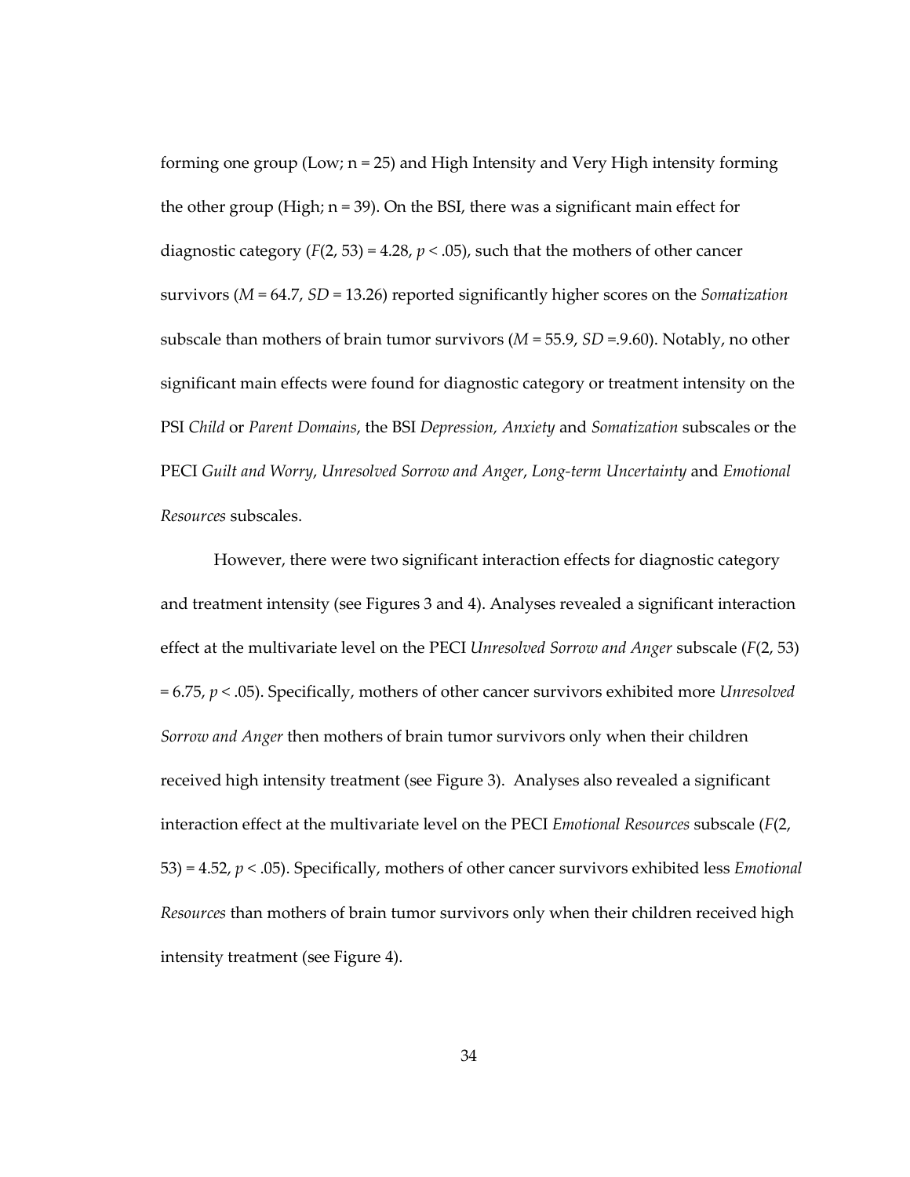forming one group (Low; n = 25) and High Intensity and Very High intensity forming the other group (High; n = 39). On the BSI, there was a significant main effect for diagnostic category ($F(2, 53) = 4.28$, $p < .05$), such that the mothers of other cancer survivors ($M = 64.7$, $SD = 13.26$) reported significantly higher scores on the *Somatization* subscale than mothers of brain tumor survivors ($M = 55.9$, $SD$ =.9.60). Notably, no other significant main effects were found for diagnostic category or treatment intensity on the PSI *Child* or *Parent Domains*, the BSI *Depression, Anxiety* and *Somatization* subscales or the PECI *Guilt and Worry*, *Unresolved Sorrow and Anger*, *Long-term Uncertainty* and *Emotional Resources* subscales.

However, there were two significant interaction effects for diagnostic category and treatment intensity (see Figures 3 and 4). Analyses revealed a significant interaction effect at the multivariate level on the PECI *Unresolved Sorrow and Anger* subscale ($F(2, 53) = 6.75$, $p < .05$). Specifically, mothers of other cancer survivors exhibited more *Unresolved Sorrow and Anger* then mothers of brain tumor survivors only when their children received high intensity treatment (see Figure 3). Analyses also revealed a significant interaction effect at the multivariate level on the PECI *Emotional Resources* subscale ($F(2, 53) = 4.52$, $p < .05$). Specifically, mothers of other cancer survivors exhibited less *Emotional Resources* than mothers of brain tumor survivors only when their children received high intensity treatment (see Figure 4).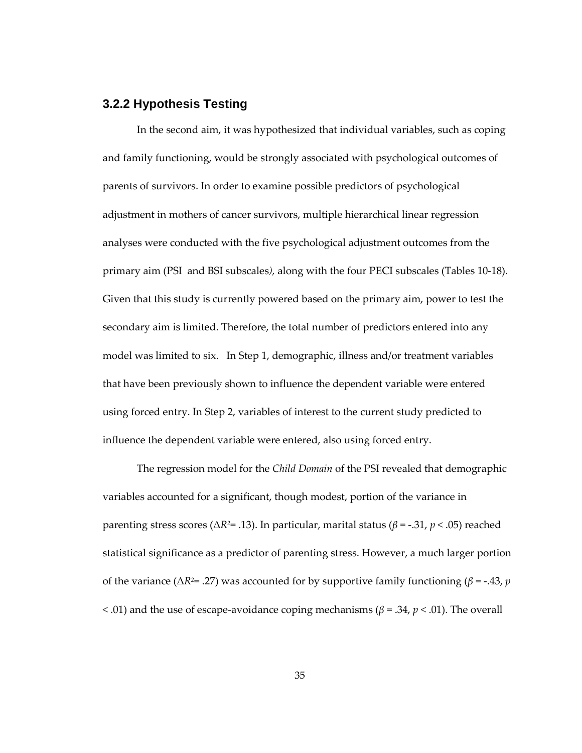### 3.2.2 Hypothesis Testing

In the second aim, it was hypothesized that individual variables, such as coping and family functioning, would be strongly associated with psychological outcomes of parents of survivors. In order to examine possible predictors of psychological adjustment in mothers of cancer survivors, multiple hierarchical linear regression analyses were conducted with the five psychological adjustment outcomes from the primary aim (PSI and BSI subscales*),* along with the four PECI subscales (Tables 10-18). Given that this study is currently powered based on the primary aim, power to test the secondary aim is limited. Therefore, the total number of predictors entered into any model was limited to six. In Step 1, demographic, illness and/or treatment variables that have been previously shown to influence the dependent variable were entered using forced entry. In Step 2, variables of interest to the current study predicted to influence the dependent variable were entered, also using forced entry.

The regression model for the *Child Domain* of the PSI revealed that demographic variables accounted for a significant, though modest, portion of the variance in parenting stress scores ($\Delta R^2$= .13). In particular, marital status ($\beta$ = -.31, $p$ < .05) reached statistical significance as a predictor of parenting stress. However, a much larger portion of the variance ($\Delta R^2$= .27) was accounted for by supportive family functioning ($\beta$ = -.43, $p$ < .01) and the use of escape-avoidance coping mechanisms ($\beta$ = .34, $p$ < .01). The overall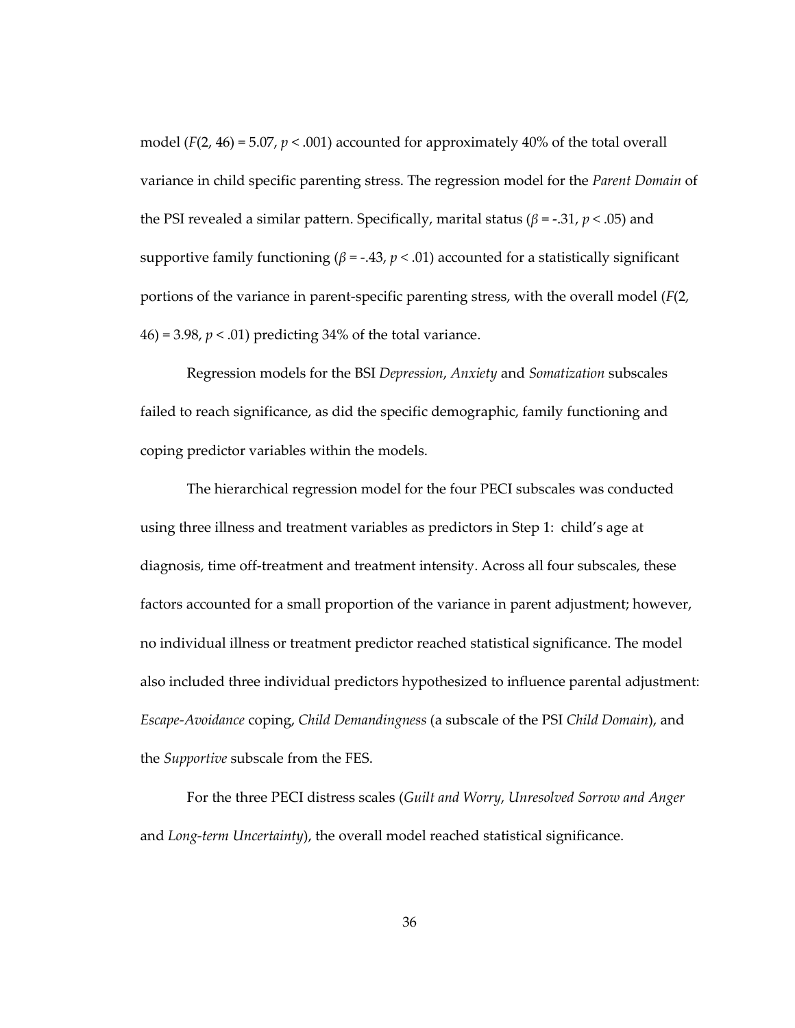model ($F(2, 46) = 5.07$, $p < .001$) accounted for approximately 40% of the total overall variance in child specific parenting stress. The regression model for the *Parent Domain* of the PSI revealed a similar pattern. Specifically, marital status ($\beta = -.31$, $p < .05$) and supportive family functioning ($\beta = -.43$, $p < .01$) accounted for a statistically significant portions of the variance in parent-specific parenting stress, with the overall model ($F(2, 46) = 3.98$, $p < .01$) predicting 34% of the total variance.

Regression models for the BSI *Depression*, *Anxiety* and *Somatization* subscales failed to reach significance, as did the specific demographic, family functioning and coping predictor variables within the models.

The hierarchical regression model for the four PECI subscales was conducted using three illness and treatment variables as predictors in Step 1: child's age at diagnosis, time off-treatment and treatment intensity. Across all four subscales, these factors accounted for a small proportion of the variance in parent adjustment; however, no individual illness or treatment predictor reached statistical significance. The model also included three individual predictors hypothesized to influence parental adjustment: *Escape-Avoidance* coping, *Child Demandingness* (a subscale of the PSI *Child Domain*), and the *Supportive* subscale from the FES.

For the three PECI distress scales (*Guilt and Worry*, *Unresolved Sorrow and Anger* and *Long-term Uncertainty*), the overall model reached statistical significance.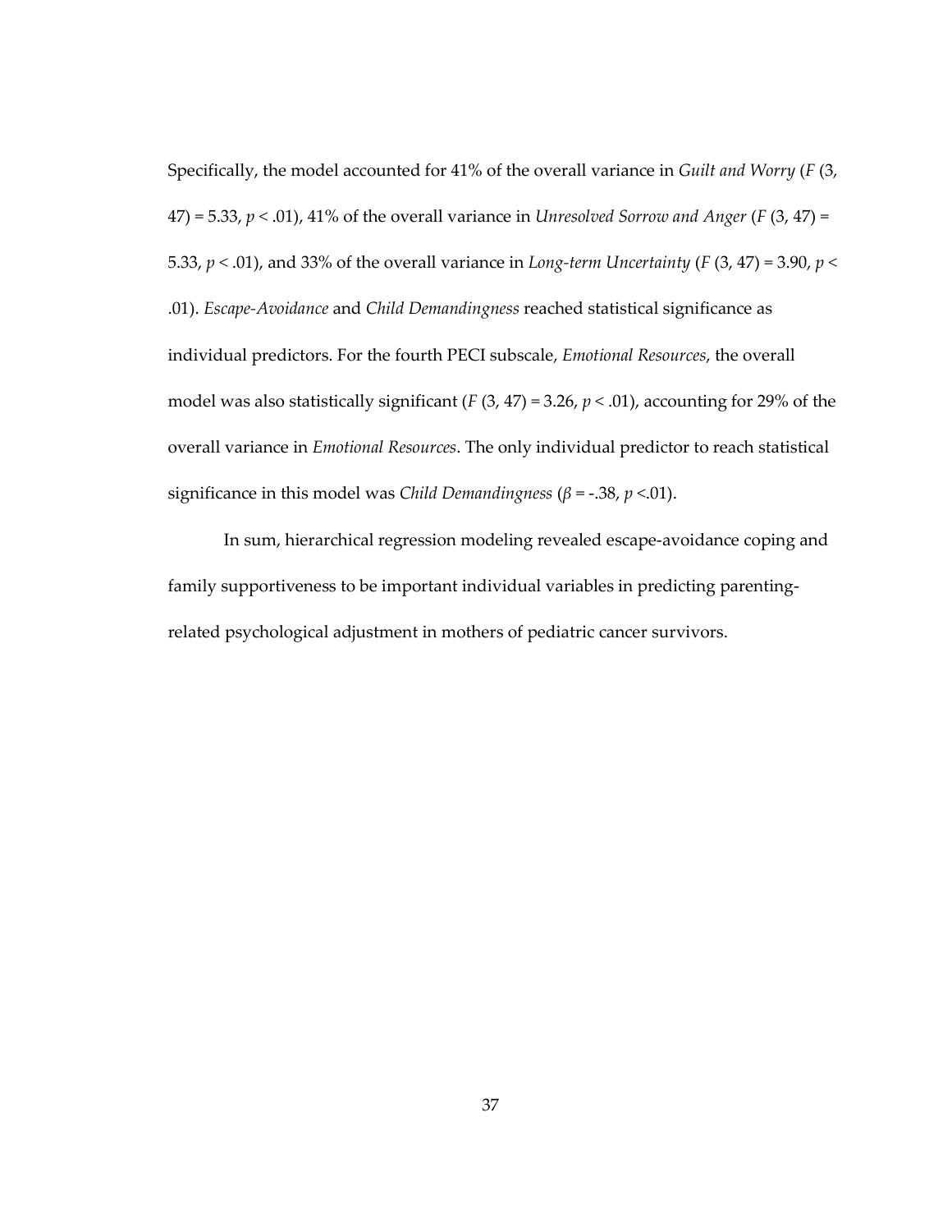Specifically, the model accounted for 41% of the overall variance in *Guilt and Worry* ($F$ (3, 47) = 5.33, $p < .01$), 41% of the overall variance in *Unresolved Sorrow and Anger* ($F$ (3, 47) = 5.33, $p < .01$), and 33% of the overall variance in *Long-term Uncertainty* ($F$ (3, 47) = 3.90, $p < .01$). *Escape-Avoidance* and *Child Demandingness* reached statistical significance as individual predictors. For the fourth PECI subscale, *Emotional Resources*, the overall model was also statistically significant ($F$ (3, 47) = 3.26, $p < .01$), accounting for 29% of the overall variance in *Emotional Resources*. The only individual predictor to reach statistical significance in this model was *Child Demandingness* ($\beta$ = -.38, $p$ <.01).

In sum, hierarchical regression modeling revealed escape-avoidance coping and family supportiveness to be important individual variables in predicting parenting-related psychological adjustment in mothers of pediatric cancer survivors.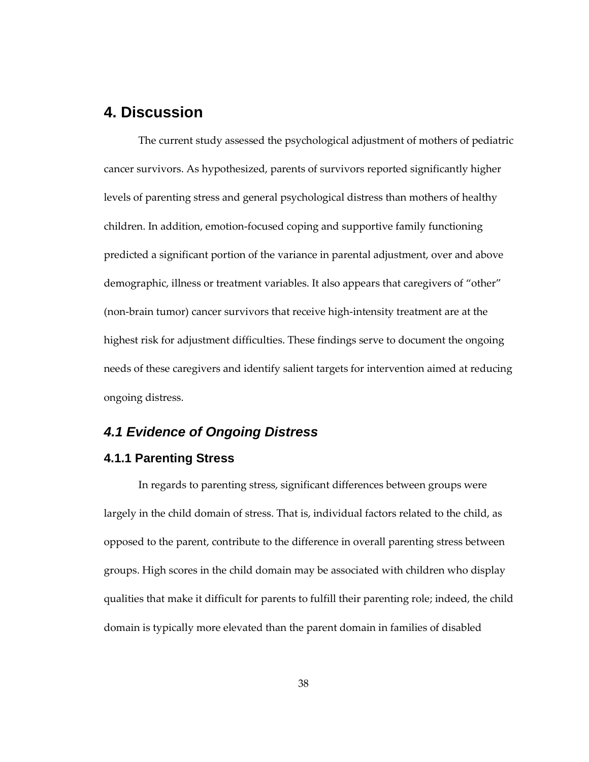# 4. Discussion

The current study assessed the psychological adjustment of mothers of pediatric cancer survivors. As hypothesized, parents of survivors reported significantly higher levels of parenting stress and general psychological distress than mothers of healthy children. In addition, emotion-focused coping and supportive family functioning predicted a significant portion of the variance in parental adjustment, over and above demographic, illness or treatment variables. It also appears that caregivers of "other" (non-brain tumor) cancer survivors that receive high-intensity treatment are at the highest risk for adjustment difficulties. These findings serve to document the ongoing needs of these caregivers and identify salient targets for intervention aimed at reducing ongoing distress.

## *4.1 Evidence of Ongoing Distress*

### 4.1.1 Parenting Stress

In regards to parenting stress, significant differences between groups were largely in the child domain of stress. That is, individual factors related to the child, as opposed to the parent, contribute to the difference in overall parenting stress between groups. High scores in the child domain may be associated with children who display qualities that make it difficult for parents to fulfill their parenting role; indeed, the child domain is typically more elevated than the parent domain in families of disabled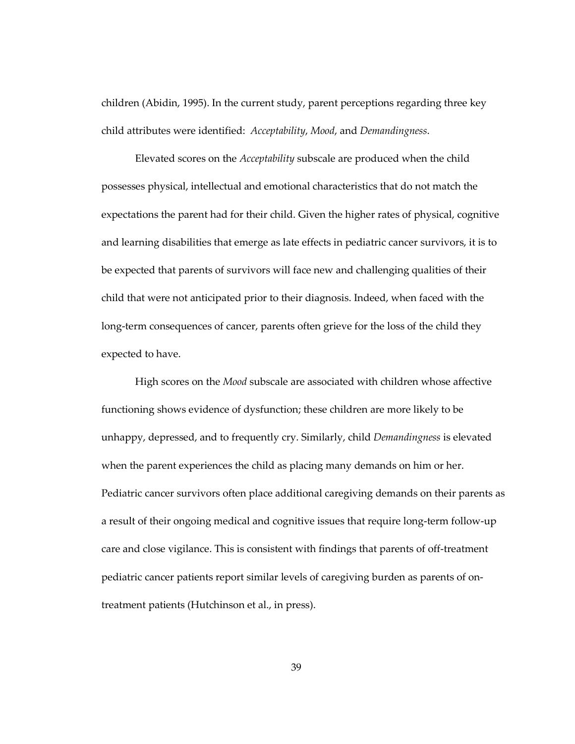children (Abidin, 1995). In the current study, parent perceptions regarding three key child attributes were identified: *Acceptability*, *Mood*, and *Demandingness*.

Elevated scores on the *Acceptability* subscale are produced when the child possesses physical, intellectual and emotional characteristics that do not match the expectations the parent had for their child. Given the higher rates of physical, cognitive and learning disabilities that emerge as late effects in pediatric cancer survivors, it is to be expected that parents of survivors will face new and challenging qualities of their child that were not anticipated prior to their diagnosis. Indeed, when faced with the long-term consequences of cancer, parents often grieve for the loss of the child they expected to have.

High scores on the *Mood* subscale are associated with children whose affective functioning shows evidence of dysfunction; these children are more likely to be unhappy, depressed, and to frequently cry. Similarly, child *Demandingness* is elevated when the parent experiences the child as placing many demands on him or her. Pediatric cancer survivors often place additional caregiving demands on their parents as a result of their ongoing medical and cognitive issues that require long-term follow-up care and close vigilance. This is consistent with findings that parents of off-treatment pediatric cancer patients report similar levels of caregiving burden as parents of on-treatment patients (Hutchinson et al., in press).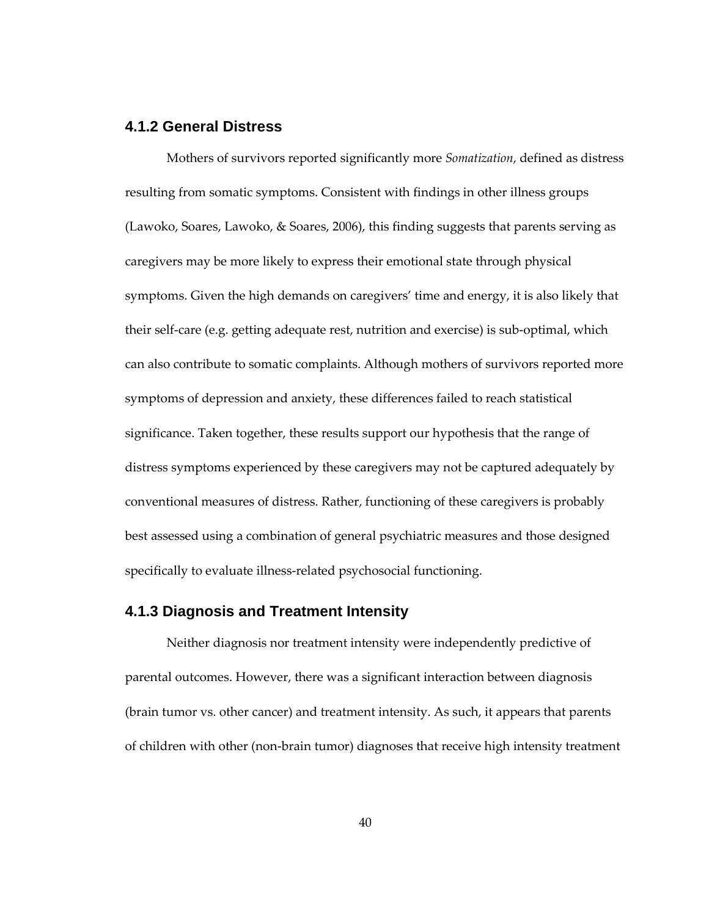### 4.1.2 General Distress

Mothers of survivors reported significantly more *Somatization*, defined as distress resulting from somatic symptoms. Consistent with findings in other illness groups (Lawoko, Soares, Lawoko, & Soares, 2006), this finding suggests that parents serving as caregivers may be more likely to express their emotional state through physical symptoms. Given the high demands on caregivers' time and energy, it is also likely that their self-care (e.g. getting adequate rest, nutrition and exercise) is sub-optimal, which can also contribute to somatic complaints. Although mothers of survivors reported more symptoms of depression and anxiety, these differences failed to reach statistical significance. Taken together, these results support our hypothesis that the range of distress symptoms experienced by these caregivers may not be captured adequately by conventional measures of distress. Rather, functioning of these caregivers is probably best assessed using a combination of general psychiatric measures and those designed specifically to evaluate illness-related psychosocial functioning.

### 4.1.3 Diagnosis and Treatment Intensity

Neither diagnosis nor treatment intensity were independently predictive of parental outcomes. However, there was a significant interaction between diagnosis (brain tumor vs. other cancer) and treatment intensity. As such, it appears that parents of children with other (non-brain tumor) diagnoses that receive high intensity treatment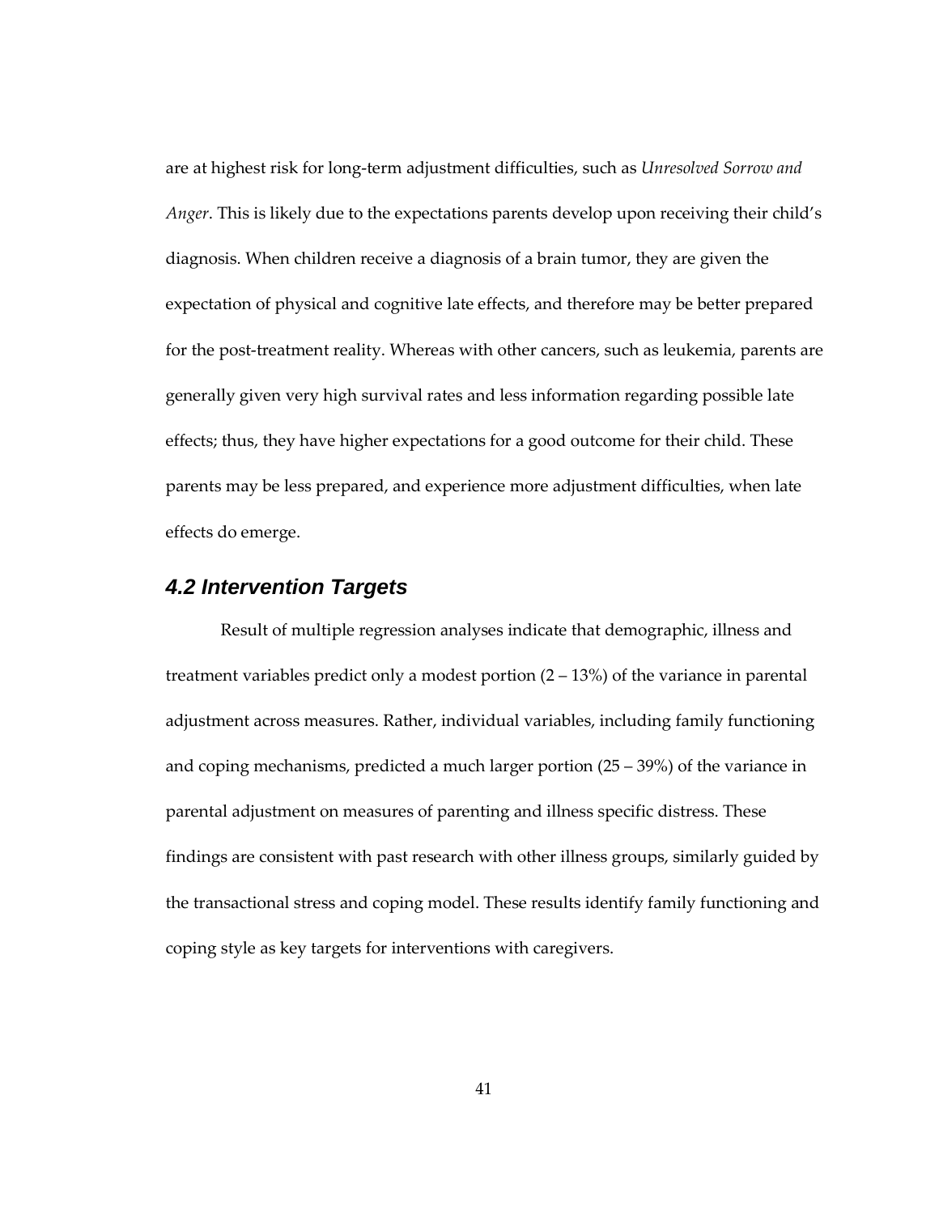are at highest risk for long-term adjustment difficulties, such as *Unresolved Sorrow and Anger*. This is likely due to the expectations parents develop upon receiving their child's diagnosis. When children receive a diagnosis of a brain tumor, they are given the expectation of physical and cognitive late effects, and therefore may be better prepared for the post-treatment reality. Whereas with other cancers, such as leukemia, parents are generally given very high survival rates and less information regarding possible late effects; thus, they have higher expectations for a good outcome for their child. These parents may be less prepared, and experience more adjustment difficulties, when late effects do emerge.

### 4.2 Intervention Targets

Result of multiple regression analyses indicate that demographic, illness and treatment variables predict only a modest portion (2 – 13%) of the variance in parental adjustment across measures. Rather, individual variables, including family functioning and coping mechanisms, predicted a much larger portion (25 – 39%) of the variance in parental adjustment on measures of parenting and illness specific distress. These findings are consistent with past research with other illness groups, similarly guided by the transactional stress and coping model. These results identify family functioning and coping style as key targets for interventions with caregivers.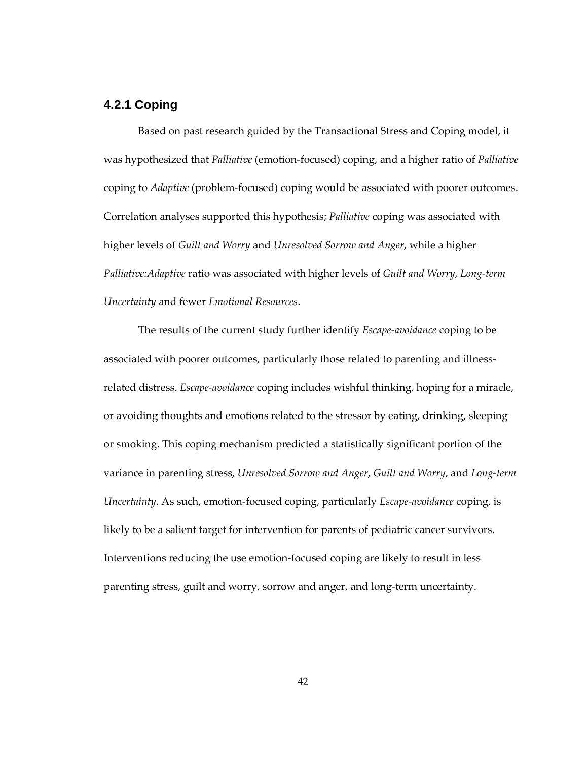### 4.2.1 Coping

Based on past research guided by the Transactional Stress and Coping model, it was hypothesized that *Palliative* (emotion-focused) coping, and a higher ratio of *Palliative* coping to *Adaptive* (problem-focused) coping would be associated with poorer outcomes. Correlation analyses supported this hypothesis; *Palliative* coping was associated with higher levels of *Guilt and Worry* and *Unresolved Sorrow and Anger*, while a higher *Palliative:Adaptive* ratio was associated with higher levels of *Guilt and Worry*, *Long-term Uncertainty* and fewer *Emotional Resources*.

The results of the current study further identify *Escape-avoidance* coping to be associated with poorer outcomes, particularly those related to parenting and illness-related distress. *Escape-avoidance* coping includes wishful thinking, hoping for a miracle, or avoiding thoughts and emotions related to the stressor by eating, drinking, sleeping or smoking. This coping mechanism predicted a statistically significant portion of the variance in parenting stress, *Unresolved Sorrow and Anger*, *Guilt and Worry*, and *Long-term Uncertainty*. As such, emotion-focused coping, particularly *Escape-avoidance* coping, is likely to be a salient target for intervention for parents of pediatric cancer survivors. Interventions reducing the use emotion-focused coping are likely to result in less parenting stress, guilt and worry, sorrow and anger, and long-term uncertainty.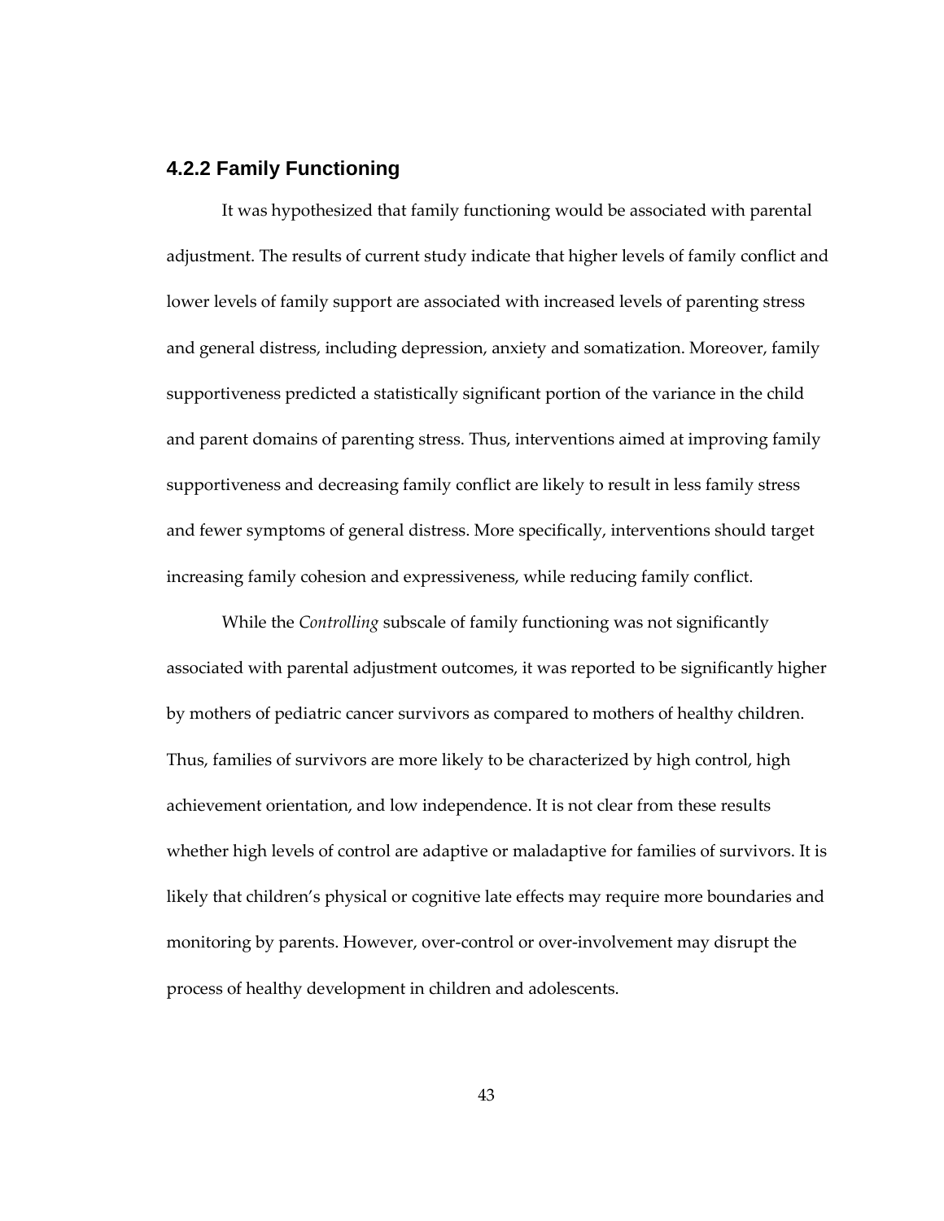### 4.2.2 Family Functioning

It was hypothesized that family functioning would be associated with parental adjustment. The results of current study indicate that higher levels of family conflict and lower levels of family support are associated with increased levels of parenting stress and general distress, including depression, anxiety and somatization. Moreover, family supportiveness predicted a statistically significant portion of the variance in the child and parent domains of parenting stress. Thus, interventions aimed at improving family supportiveness and decreasing family conflict are likely to result in less family stress and fewer symptoms of general distress. More specifically, interventions should target increasing family cohesion and expressiveness, while reducing family conflict.

While the *Controlling* subscale of family functioning was not significantly associated with parental adjustment outcomes, it was reported to be significantly higher by mothers of pediatric cancer survivors as compared to mothers of healthy children. Thus, families of survivors are more likely to be characterized by high control, high achievement orientation, and low independence. It is not clear from these results whether high levels of control are adaptive or maladaptive for families of survivors. It is likely that children's physical or cognitive late effects may require more boundaries and monitoring by parents. However, over-control or over-involvement may disrupt the process of healthy development in children and adolescents.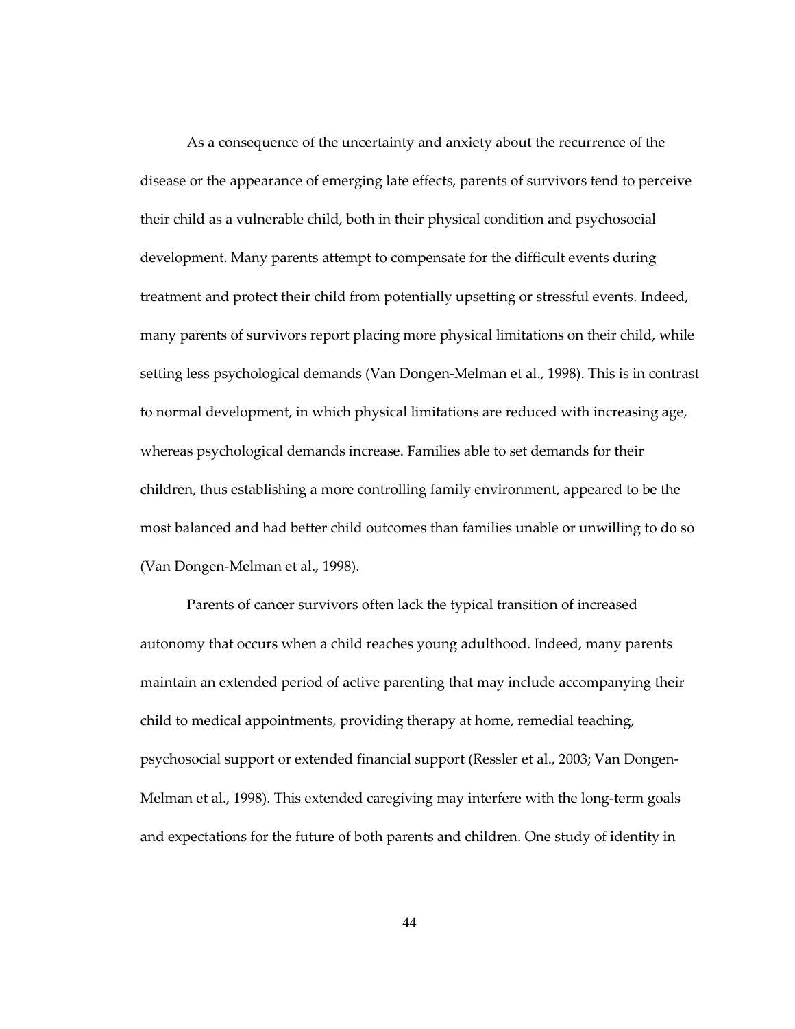As a consequence of the uncertainty and anxiety about the recurrence of the disease or the appearance of emerging late effects, parents of survivors tend to perceive their child as a vulnerable child, both in their physical condition and psychosocial development. Many parents attempt to compensate for the difficult events during treatment and protect their child from potentially upsetting or stressful events. Indeed, many parents of survivors report placing more physical limitations on their child, while setting less psychological demands (Van Dongen-Melman et al., 1998). This is in contrast to normal development, in which physical limitations are reduced with increasing age, whereas psychological demands increase. Families able to set demands for their children, thus establishing a more controlling family environment, appeared to be the most balanced and had better child outcomes than families unable or unwilling to do so (Van Dongen-Melman et al., 1998).

Parents of cancer survivors often lack the typical transition of increased autonomy that occurs when a child reaches young adulthood. Indeed, many parents maintain an extended period of active parenting that may include accompanying their child to medical appointments, providing therapy at home, remedial teaching, psychosocial support or extended financial support (Ressler et al., 2003; Van Dongen-Melman et al., 1998). This extended caregiving may interfere with the long-term goals and expectations for the future of both parents and children. One study of identity in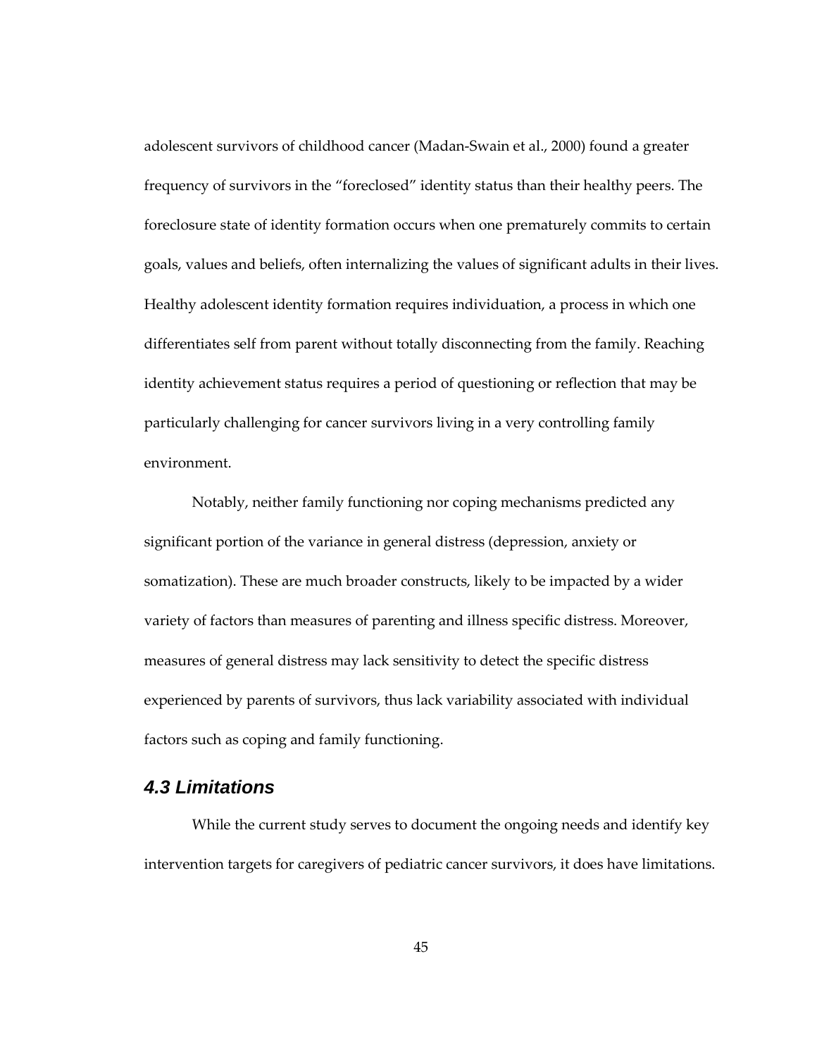adolescent survivors of childhood cancer (Madan-Swain et al., 2000) found a greater frequency of survivors in the "foreclosed" identity status than their healthy peers. The foreclosure state of identity formation occurs when one prematurely commits to certain goals, values and beliefs, often internalizing the values of significant adults in their lives. Healthy adolescent identity formation requires individuation, a process in which one differentiates self from parent without totally disconnecting from the family. Reaching identity achievement status requires a period of questioning or reflection that may be particularly challenging for cancer survivors living in a very controlling family environment.

Notably, neither family functioning nor coping mechanisms predicted any significant portion of the variance in general distress (depression, anxiety or somatization). These are much broader constructs, likely to be impacted by a wider variety of factors than measures of parenting and illness specific distress. Moreover, measures of general distress may lack sensitivity to detect the specific distress experienced by parents of survivors, thus lack variability associated with individual factors such as coping and family functioning.

## *4.3 Limitations*

While the current study serves to document the ongoing needs and identify key intervention targets for caregivers of pediatric cancer survivors, it does have limitations.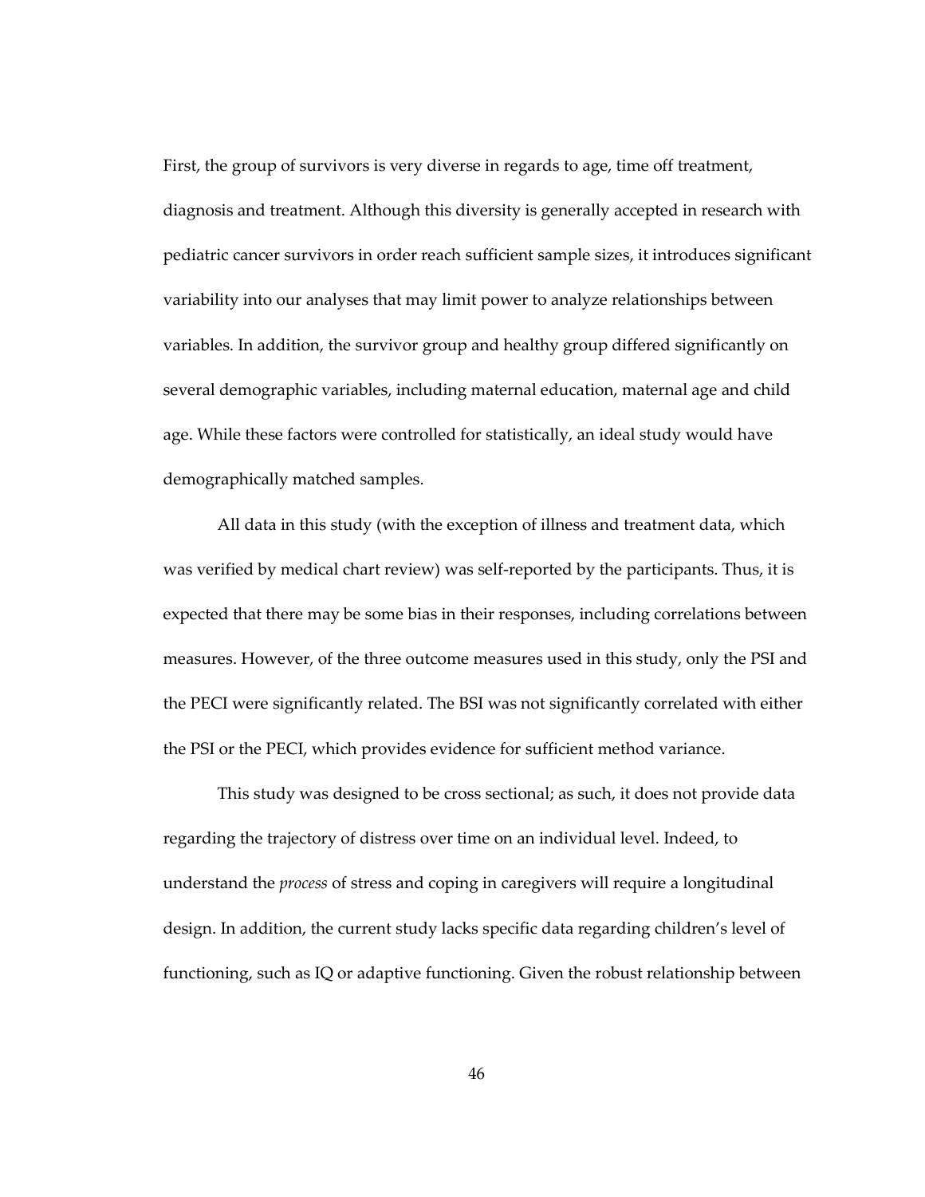First, the group of survivors is very diverse in regards to age, time off treatment, diagnosis and treatment. Although this diversity is generally accepted in research with pediatric cancer survivors in order reach sufficient sample sizes, it introduces significant variability into our analyses that may limit power to analyze relationships between variables. In addition, the survivor group and healthy group differed significantly on several demographic variables, including maternal education, maternal age and child age. While these factors were controlled for statistically, an ideal study would have demographically matched samples.

All data in this study (with the exception of illness and treatment data, which was verified by medical chart review) was self-reported by the participants. Thus, it is expected that there may be some bias in their responses, including correlations between measures. However, of the three outcome measures used in this study, only the PSI and the PECI were significantly related. The BSI was not significantly correlated with either the PSI or the PECI, which provides evidence for sufficient method variance.

This study was designed to be cross sectional; as such, it does not provide data regarding the trajectory of distress over time on an individual level. Indeed, to understand the *process* of stress and coping in caregivers will require a longitudinal design. In addition, the current study lacks specific data regarding children's level of functioning, such as IQ or adaptive functioning. Given the robust relationship between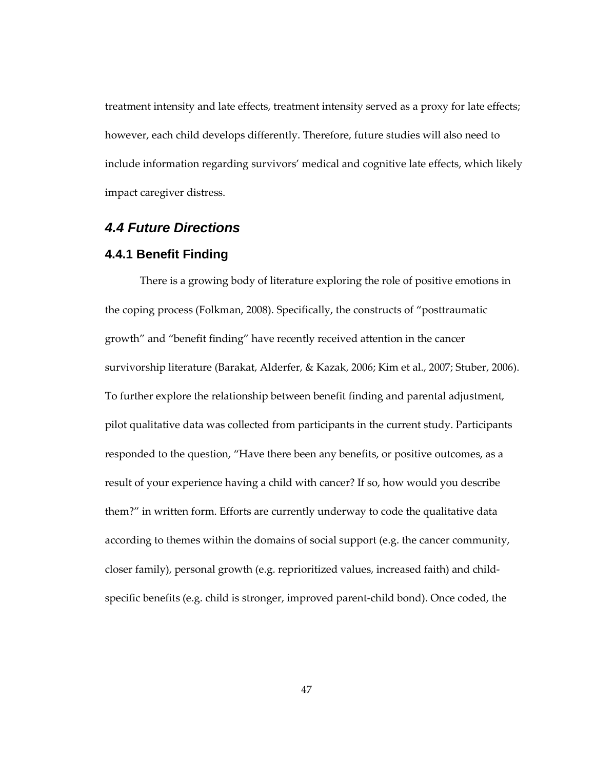treatment intensity and late effects, treatment intensity served as a proxy for late effects; however, each child develops differently. Therefore, future studies will also need to include information regarding survivors' medical and cognitive late effects, which likely impact caregiver distress.

## *4.4 Future Directions*

### 4.4.1 Benefit Finding

There is a growing body of literature exploring the role of positive emotions in the coping process (Folkman, 2008). Specifically, the constructs of "posttraumatic growth" and "benefit finding" have recently received attention in the cancer survivorship literature (Barakat, Alderfer, & Kazak, 2006; Kim et al., 2007; Stuber, 2006). To further explore the relationship between benefit finding and parental adjustment, pilot qualitative data was collected from participants in the current study. Participants responded to the question, "Have there been any benefits, or positive outcomes, as a result of your experience having a child with cancer? If so, how would you describe them?" in written form. Efforts are currently underway to code the qualitative data according to themes within the domains of social support (e.g. the cancer community, closer family), personal growth (e.g. reprioritized values, increased faith) and child-specific benefits (e.g. child is stronger, improved parent-child bond). Once coded, the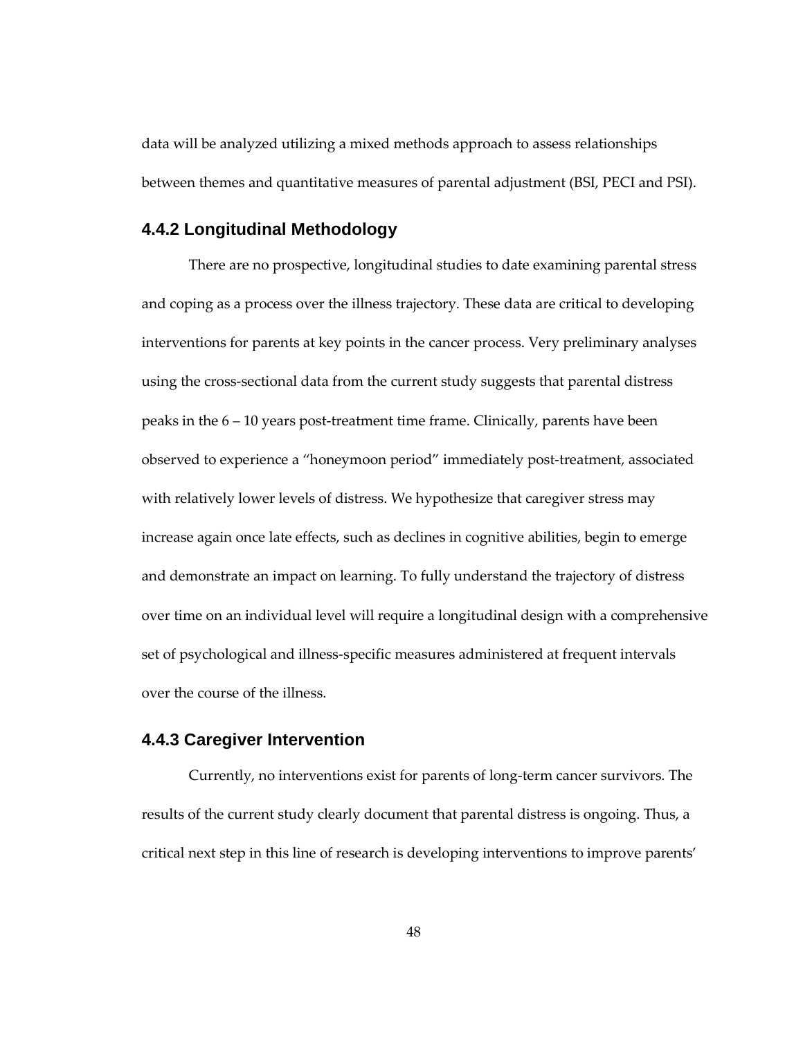data will be analyzed utilizing a mixed methods approach to assess relationships between themes and quantitative measures of parental adjustment (BSI, PECI and PSI).

### 4.4.2 Longitudinal Methodology

There are no prospective, longitudinal studies to date examining parental stress and coping as a process over the illness trajectory. These data are critical to developing interventions for parents at key points in the cancer process. Very preliminary analyses using the cross-sectional data from the current study suggests that parental distress peaks in the 6 – 10 years post-treatment time frame. Clinically, parents have been observed to experience a "honeymoon period" immediately post-treatment, associated with relatively lower levels of distress. We hypothesize that caregiver stress may increase again once late effects, such as declines in cognitive abilities, begin to emerge and demonstrate an impact on learning. To fully understand the trajectory of distress over time on an individual level will require a longitudinal design with a comprehensive set of psychological and illness-specific measures administered at frequent intervals over the course of the illness.

### 4.4.3 Caregiver Intervention

Currently, no interventions exist for parents of long-term cancer survivors. The results of the current study clearly document that parental distress is ongoing. Thus, a critical next step in this line of research is developing interventions to improve parents'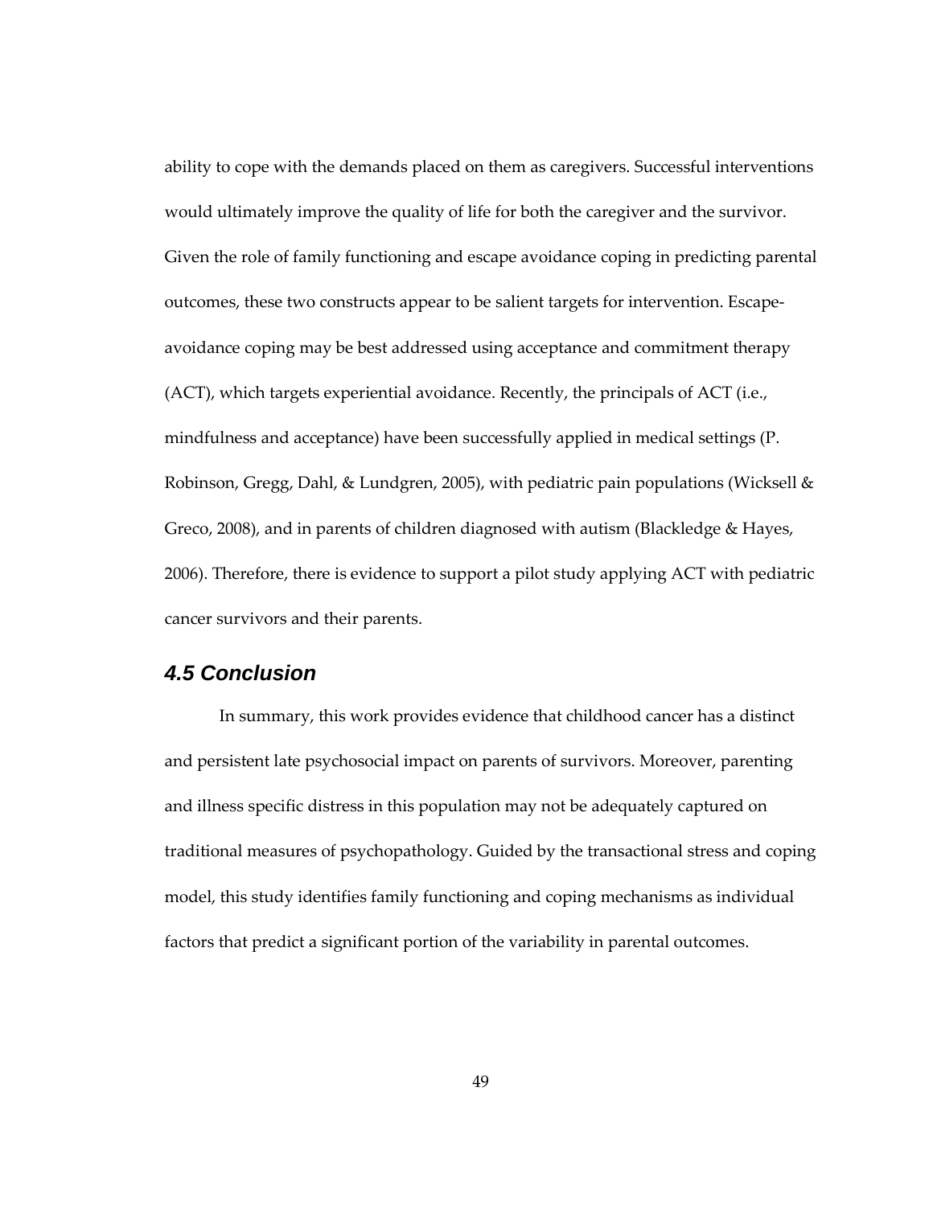ability to cope with the demands placed on them as caregivers. Successful interventions would ultimately improve the quality of life for both the caregiver and the survivor. Given the role of family functioning and escape avoidance coping in predicting parental outcomes, these two constructs appear to be salient targets for intervention. Escape-avoidance coping may be best addressed using acceptance and commitment therapy (ACT), which targets experiential avoidance. Recently, the principals of ACT (i.e., mindfulness and acceptance) have been successfully applied in medical settings (P. Robinson, Gregg, Dahl, & Lundgren, 2005), with pediatric pain populations (Wicksell & Greco, 2008), and in parents of children diagnosed with autism (Blackledge & Hayes, 2006). Therefore, there is evidence to support a pilot study applying ACT with pediatric cancer survivors and their parents.

## *4.5 Conclusion*

In summary, this work provides evidence that childhood cancer has a distinct and persistent late psychosocial impact on parents of survivors. Moreover, parenting and illness specific distress in this population may not be adequately captured on traditional measures of psychopathology. Guided by the transactional stress and coping model, this study identifies family functioning and coping mechanisms as individual factors that predict a significant portion of the variability in parental outcomes.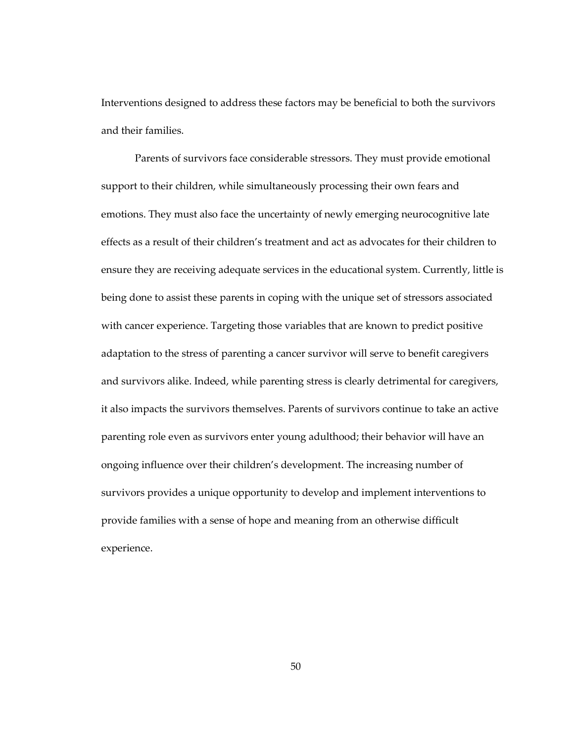Interventions designed to address these factors may be beneficial to both the survivors and their families.

Parents of survivors face considerable stressors. They must provide emotional support to their children, while simultaneously processing their own fears and emotions. They must also face the uncertainty of newly emerging neurocognitive late effects as a result of their children's treatment and act as advocates for their children to ensure they are receiving adequate services in the educational system. Currently, little is being done to assist these parents in coping with the unique set of stressors associated with cancer experience. Targeting those variables that are known to predict positive adaptation to the stress of parenting a cancer survivor will serve to benefit caregivers and survivors alike. Indeed, while parenting stress is clearly detrimental for caregivers, it also impacts the survivors themselves. Parents of survivors continue to take an active parenting role even as survivors enter young adulthood; their behavior will have an ongoing influence over their children's development. The increasing number of survivors provides a unique opportunity to develop and implement interventions to provide families with a sense of hope and meaning from an otherwise difficult experience.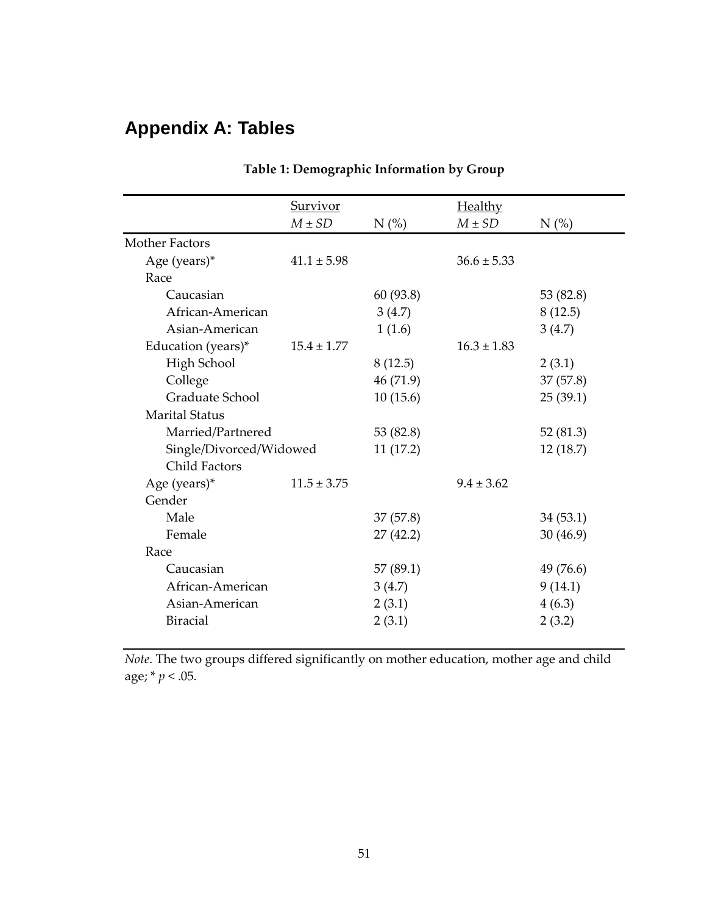# Appendix A: Tables

**Table 1: Demographic Information by Group**

| | Survivor | | Healthy | |
|---|---|---|---|---|
| | *M* ± *SD* | N (%) | *M* ± *SD* | N (%) |
| Mother Factors | | | | |
| Age (years)* | 41.1 ± 5.98 | | 36.6 ± 5.33 | |
| Race | | | | |
| Caucasian | | 60 (93.8) | | 53 (82.8) |
| African-American | | 3 (4.7) | | 8 (12.5) |
| Asian-American | | 1 (1.6) | | 3 (4.7) |
| Education (years)* | 15.4 ± 1.77 | | 16.3 ± 1.83 | |
| High School | | 8 (12.5) | | 2 (3.1) |
| College | | 46 (71.9) | | 37 (57.8) |
| Graduate School | | 10 (15.6) | | 25 (39.1) |
| Marital Status | | | | |
| Married/Partnered | | 53 (82.8) | | 52 (81.3) |
| Single/Divorced/Widowed | | 11 (17.2) | | 12 (18.7) |
| Child Factors | | | | |
| Age (years)* | 11.5 ± 3.75 | | 9.4 ± 3.62 | |
| Gender | | | | |
| Male | | 37 (57.8) | | 34 (53.1) |
| Female | | 27 (42.2) | | 30 (46.9) |
| Race | | | | |
| Caucasian | | 57 (89.1) | | 49 (76.6) |
| African-American | | 3 (4.7) | | 9 (14.1) |
| Asian-American | | 2 (3.1) | | 4 (6.3) |
| Biracial | | 2 (3.1) | | 2 (3.2) |

*Note*. The two groups differed significantly on mother education, mother age and child age; * $p < .05$.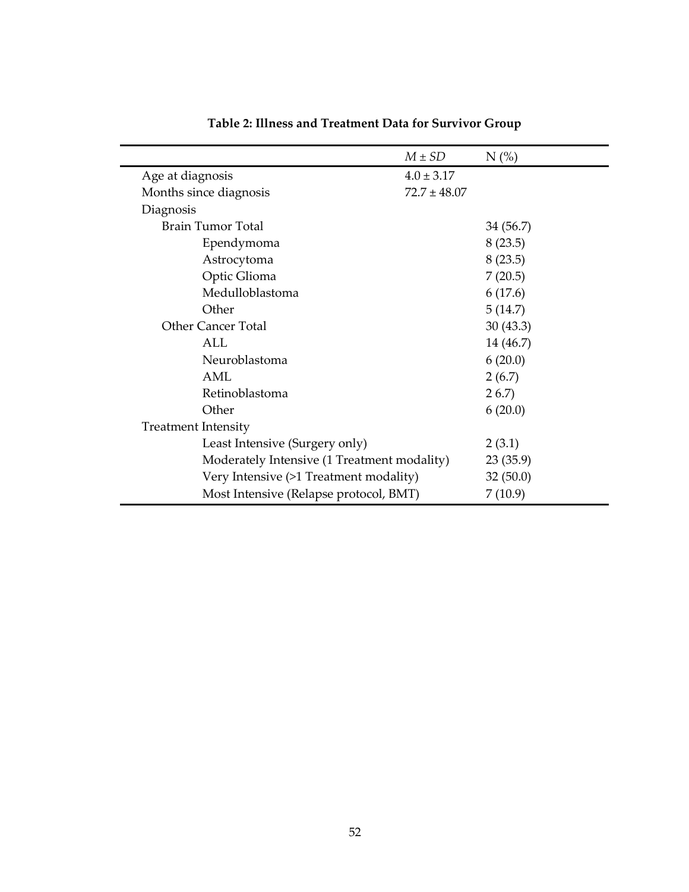**Table 2: Illness and Treatment Data for Survivor Group**

| | *M* ± *SD* | N (%) |
|---|---|---|
| Age at diagnosis | 4.0 ± 3.17 | |
| Months since diagnosis | 72.7 ± 48.07 | |
| Diagnosis | | |
| Brain Tumor Total | | 34 (56.7) |
| Ependymoma | | 8 (23.5) |
| Astrocytoma | | 8 (23.5) |
| Optic Glioma | | 7 (20.5) |
| Medulloblastoma | | 6 (17.6) |
| Other | | 5 (14.7) |
| Other Cancer Total | | 30 (43.3) |
| ALL | | 14 (46.7) |
| Neuroblastoma | | 6 (20.0) |
| AML | | 2 (6.7) |
| Retinoblastoma | | 2 6.7) |
| Other | | 6 (20.0) |
| Treatment Intensity | | |
| Least Intensive (Surgery only) | | 2 (3.1) |
| Moderately Intensive (1 Treatment modality) | | 23 (35.9) |
| Very Intensive (>1 Treatment modality) | | 32 (50.0) |
| Most Intensive (Relapse protocol, BMT) | | 7 (10.9) |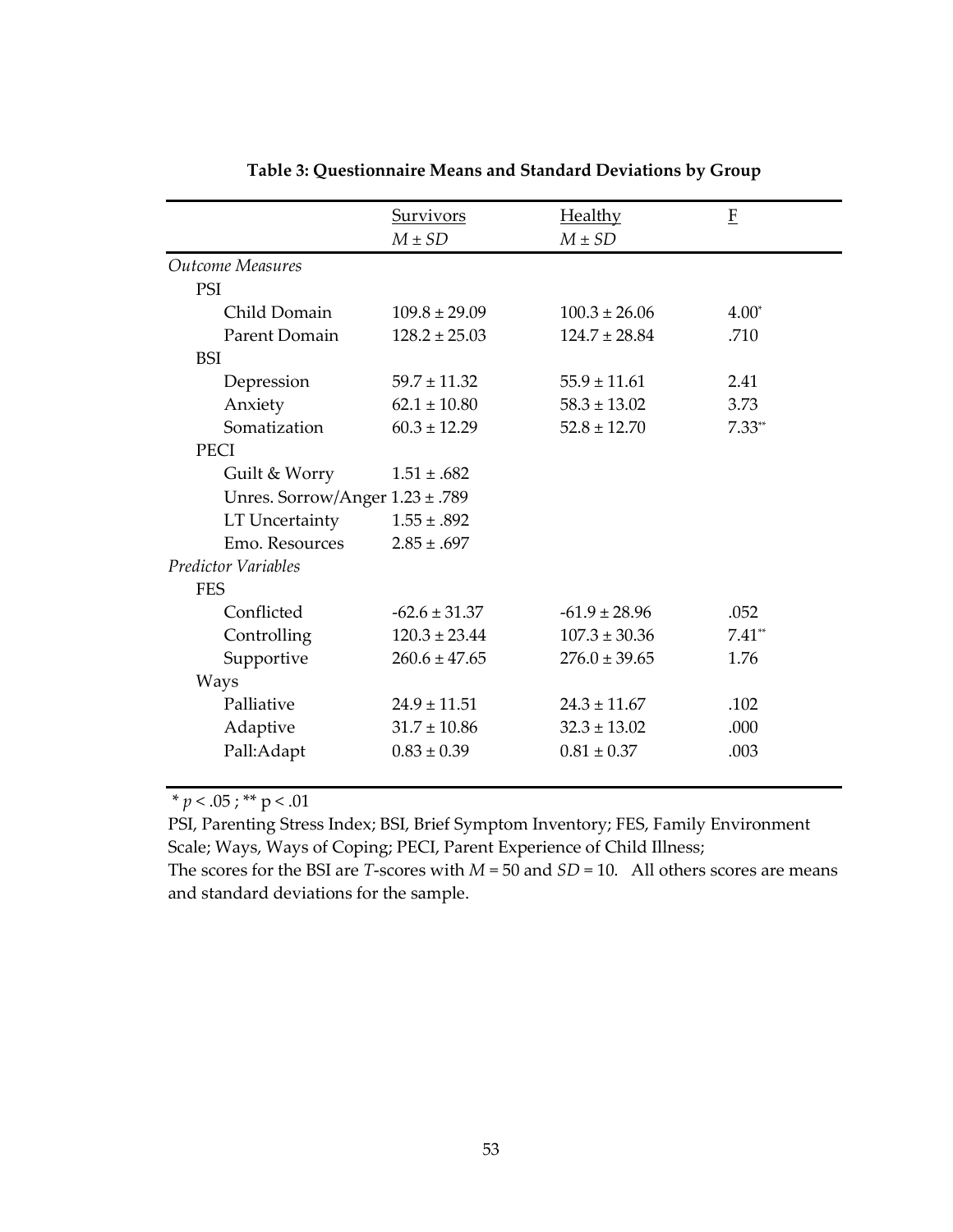**Table 3: Questionnaire Means and Standard Deviations by Group**

| | Survivors<br>*M* ± *SD* | Healthy<br>*M* ± *SD* | F |
|---|---|---|---|
| *Outcome Measures* | | | |
| PSI | | | |
| Child Domain | 109.8 ± 29.09 | 100.3 ± 26.06 | 4.00* |
| Parent Domain | 128.2 ± 25.03 | 124.7 ± 28.84 | .710 |
| BSI | | | |
| Depression | 59.7 ± 11.32 | 55.9 ± 11.61 | 2.41 |
| Anxiety | 62.1 ± 10.80 | 58.3 ± 13.02 | 3.73 |
| Somatization | 60.3 ± 12.29 | 52.8 ± 12.70 | 7.33** |
| PECI | | | |
| Guilt & Worry | 1.51 ± .682 | | |
| Unres. Sorrow/Anger | 1.23 ± .789 | | |
| LT Uncertainty | 1.55 ± .892 | | |
| Emo. Resources | 2.85 ± .697 | | |
| *Predictor Variables* | | | |
| FES | | | |
| Conflicted | -62.6 ± 31.37 | -61.9 ± 28.96 | .052 |
| Controlling | 120.3 ± 23.44 | 107.3 ± 30.36 | 7.41** |
| Supportive | 260.6 ± 47.65 | 276.0 ± 39.65 | 1.76 |
| Ways | | | |
| Palliative | 24.9 ± 11.51 | 24.3 ± 11.67 | .102 |
| Adaptive | 31.7 ± 10.86 | 32.3 ± 13.02 | .000 |
| Pall:Adapt | 0.83 ± 0.39 | 0.81 ± 0.37 | .003 |

* $p < .05$ ; ** $p < .01$

PSI, Parenting Stress Index; BSI, Brief Symptom Inventory; FES, Family Environment Scale; Ways, Ways of Coping; PECI, Parent Experience of Child Illness;
The scores for the BSI are *T*-scores with $M = 50$ and $SD = 10$. All others scores are means and standard deviations for the sample.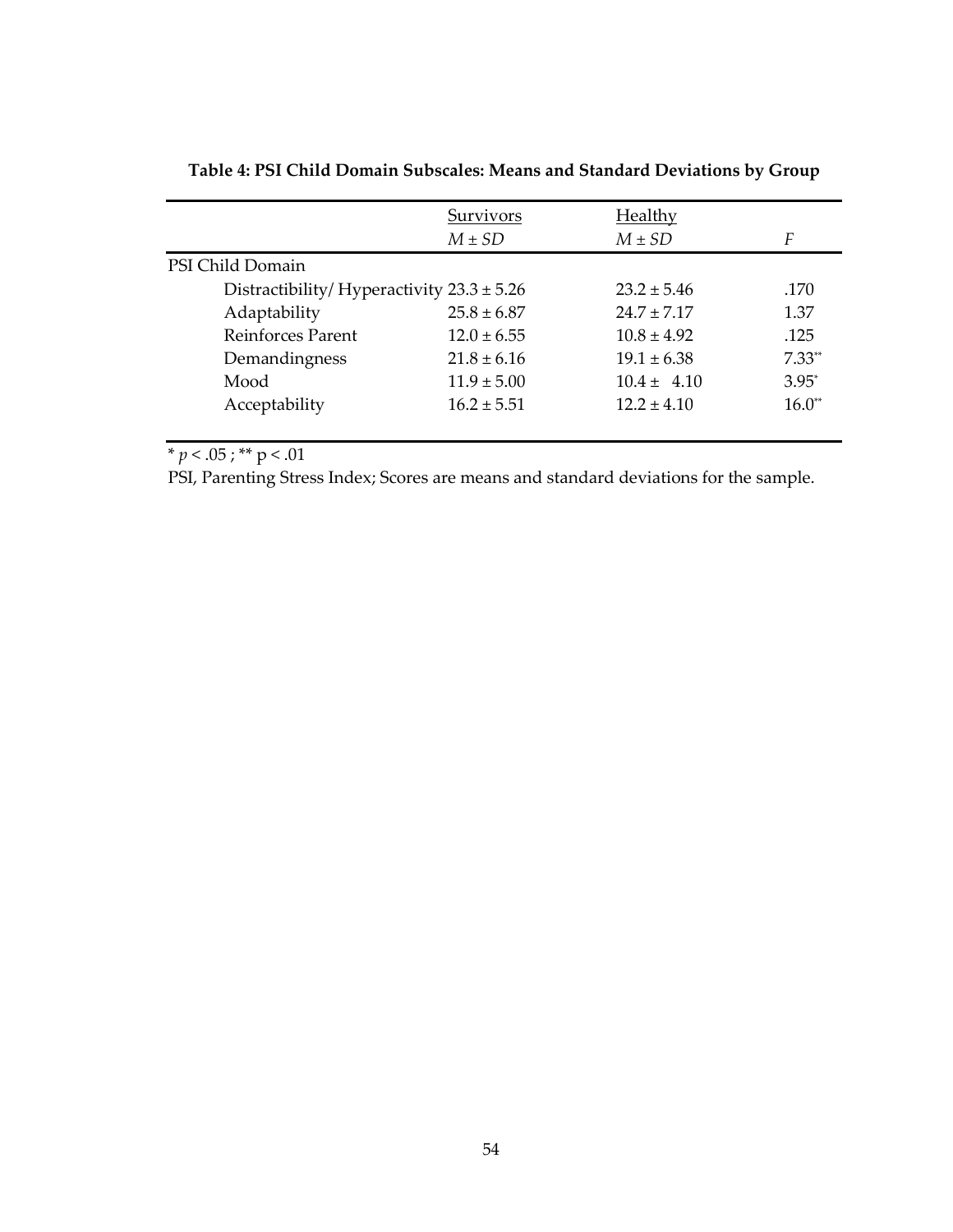**Table 4: PSI Child Domain Subscales: Means and Standard Deviations by Group**

| | Survivors | Healthy | |
|---|---|---|---|
| | *M* ± *SD* | *M* ± *SD* | *F* |
| PSI Child Domain | | | |
| Distractibility/ Hyperactivity | 23.3 ± 5.26 | 23.2 ± 5.46 | .170 |
| Adaptability | 25.8 ± 6.87 | 24.7 ± 7.17 | 1.37 |
| Reinforces Parent | 12.0 ± 6.55 | 10.8 ± 4.92 | .125 |
| Demandingness | 21.8 ± 6.16 | 19.1 ± 6.38 | 7.33** |
| Mood | 11.9 ± 5.00 | 10.4 ± 4.10 | 3.95* |
| Acceptability | 16.2 ± 5.51 | 12.2 ± 4.10 | 16.0** |

* $p < .05$ ; ** $p < .01$

PSI, Parenting Stress Index; Scores are means and standard deviations for the sample.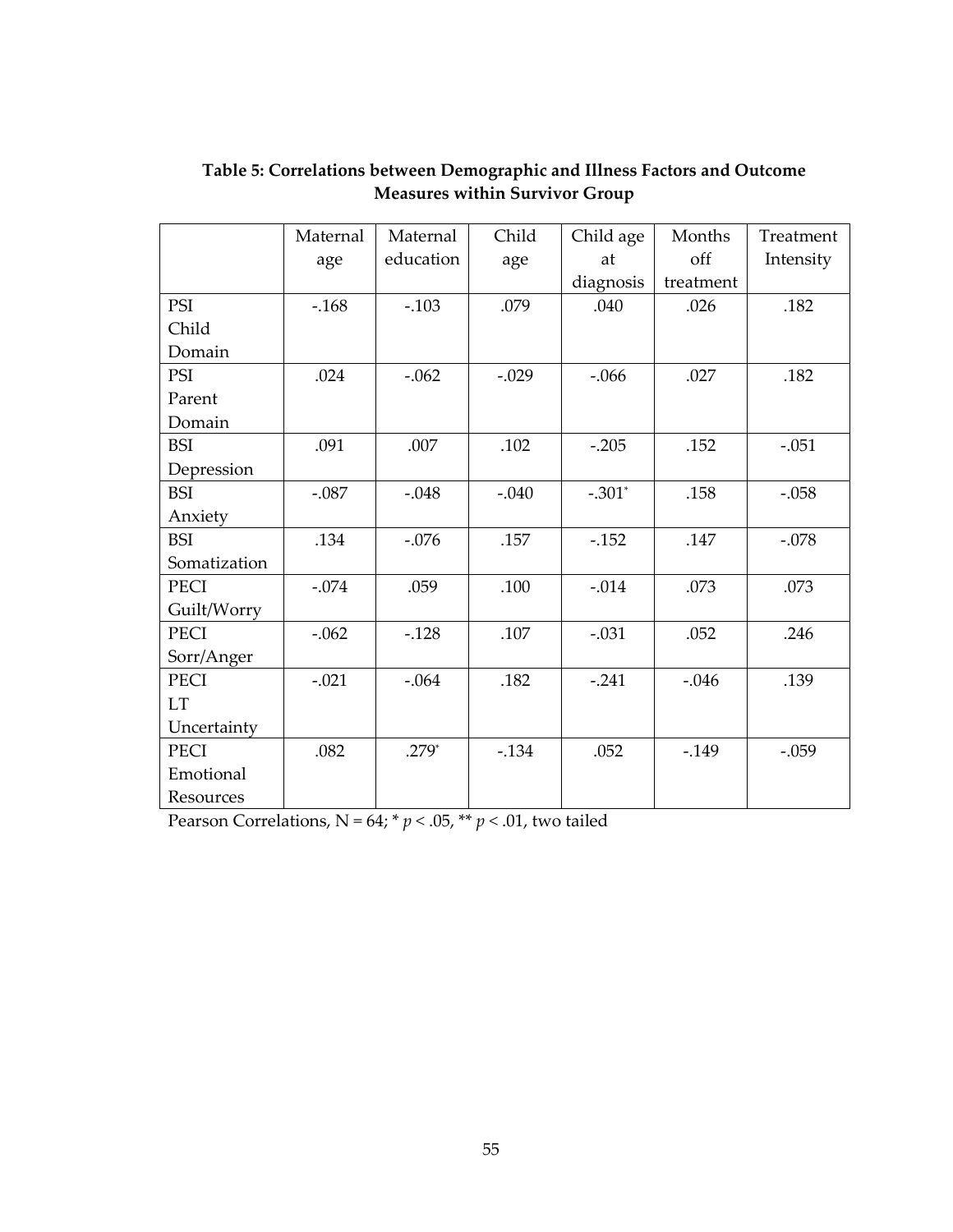**Table 5: Correlations between Demographic and Illness Factors and Outcome Measures within Survivor Group**

| | Maternal age | Maternal education | Child age | Child age at diagnosis | Months off treatment | Treatment Intensity |
|---|---|---|---|---|---|---|
| PSI Child Domain | -.168 | -.103 | .079 | .040 | .026 | .182 |
| PSI Parent Domain | .024 | -.062 | -.029 | -.066 | .027 | .182 |
| BSI Depression | .091 | .007 | .102 | -.205 | .152 | -.051 |
| BSI Anxiety | -.087 | -.048 | -.040 | -.301* | .158 | -.058 |
| BSI Somatization | .134 | -.076 | .157 | -.152 | .147 | -.078 |
| PECI Guilt/Worry | -.074 | .059 | .100 | -.014 | .073 | .073 |
| PECI Sorr/Anger | -.062 | -.128 | .107 | -.031 | .052 | .246 |
| PECI LT Uncertainty | -.021 | -.064 | .182 | -.241 | -.046 | .139 |
| PECI Emotional Resources | .082 | .279* | -.134 | .052 | -.149 | -.059 |

Pearson Correlations, N = 64; * $p < .05$, ** $p < .01$, two tailed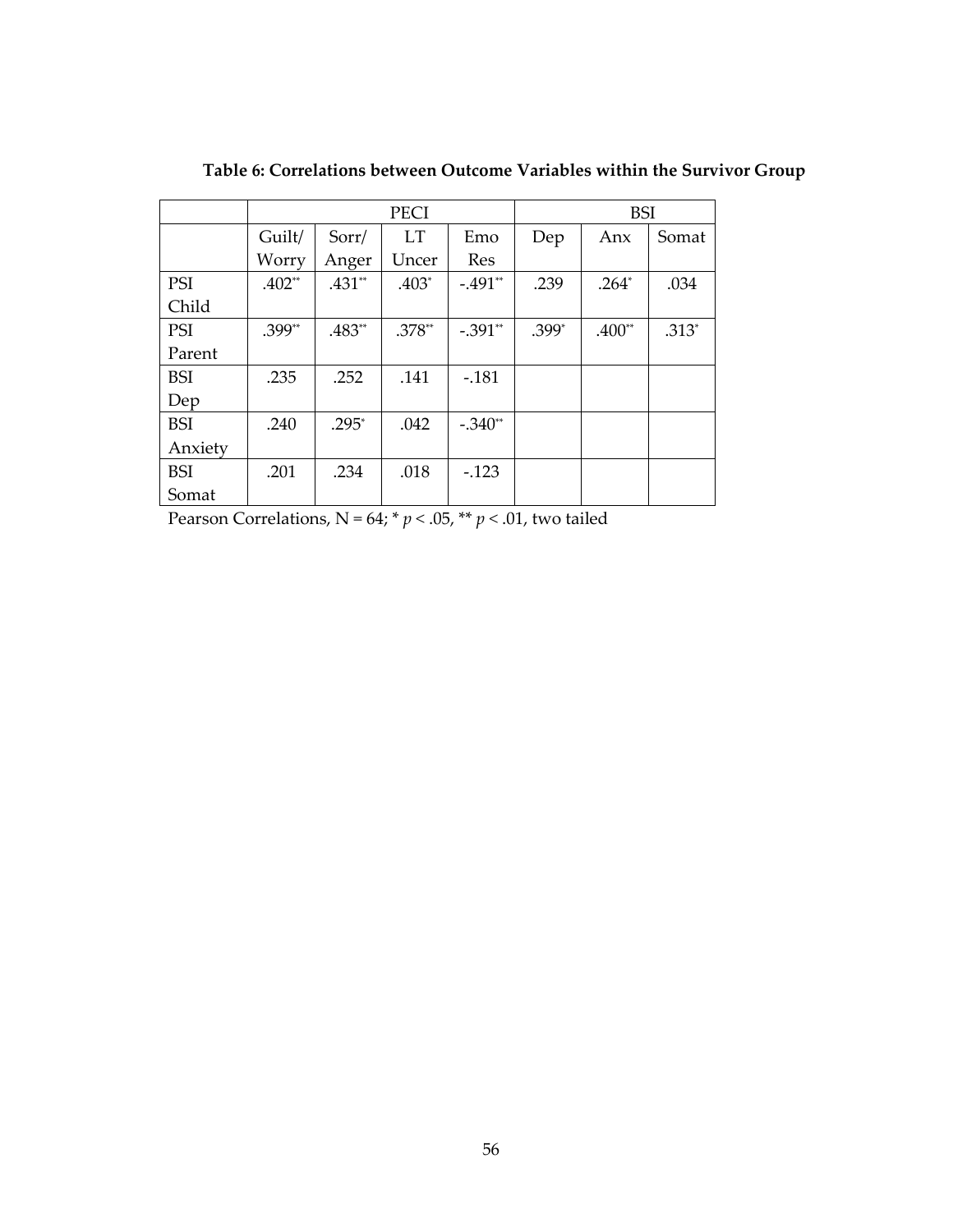**Table 6: Correlations between Outcome Variables within the Survivor Group**

| | PECI | | | | BSI | | |
|---|---|---|---|---|---|---|---|
| | Guilt/ Worry | Sorr/ Anger | LT Uncer | Emo Res | Dep | Anx | Somat |
| PSI Child | .402** | .431** | .403* | -.491** | .239 | .264* | .034 |
| PSI Parent | .399** | .483** | .378** | -.391** | .399* | .400** | .313* |
| BSI Dep | .235 | .252 | .141 | -.181 | | | |
| BSI Anxiety | .240 | .295* | .042 | -.340** | | | |
| BSI Somat | .201 | .234 | .018 | -.123 | | | |

Pearson Correlations, N = 64; * $p < .05$, ** $p < .01$, two tailed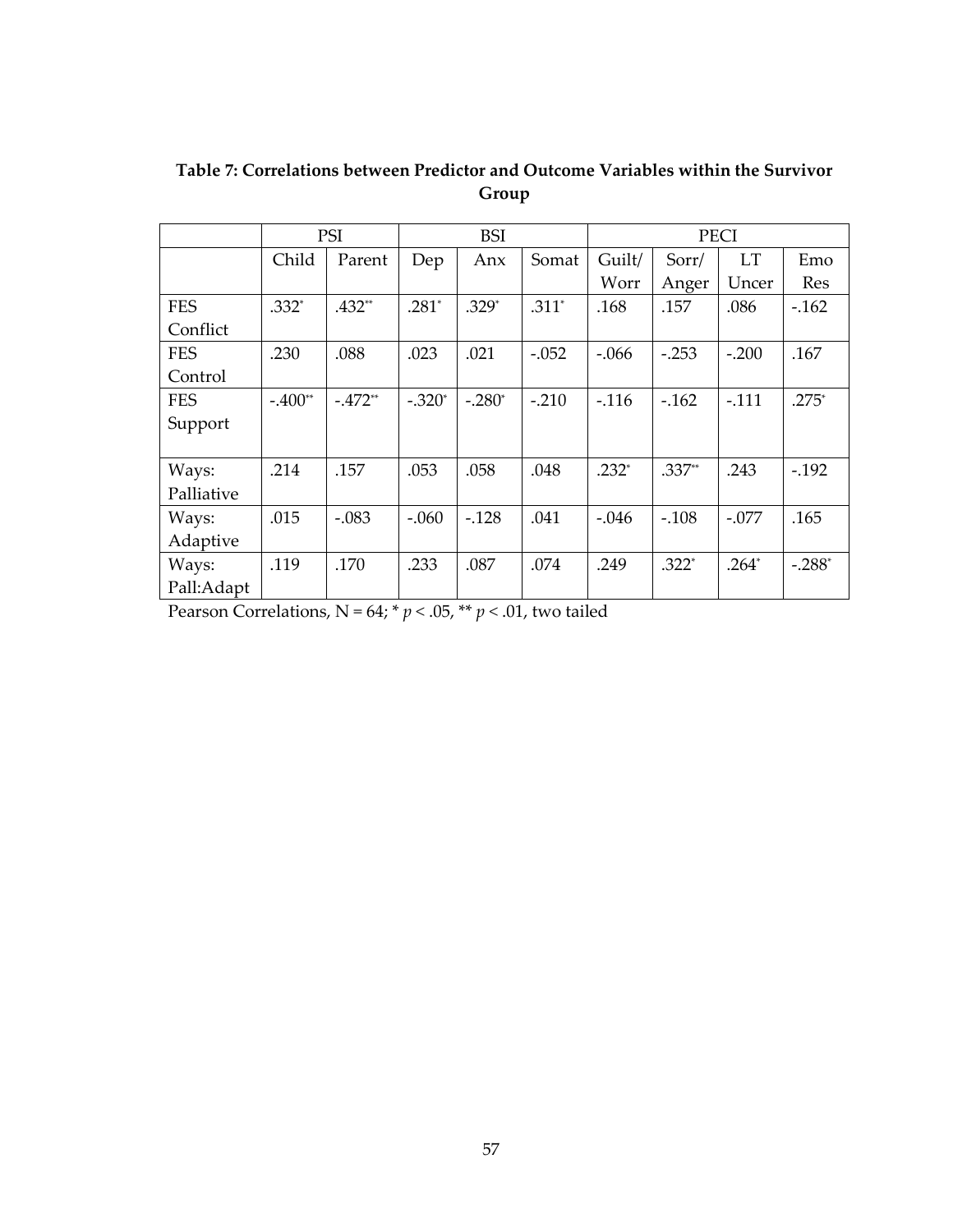**Table 7: Correlations between Predictor and Outcome Variables within the Survivor Group**

| | PSI | | BSI | | | PECI | | | |
|---|---|---|---|---|---|---|---|---|---|
| | Child | Parent | Dep | Anx | Somat | Guilt/ Worr | Sorr/ Anger | LT Uncer | Emo Res |
| FES Conflict | .332* | .432** | .281* | .329* | .311* | .168 | .157 | .086 | -.162 |
| FES Control | .230 | .088 | .023 | .021 | -.052 | -.066 | -.253 | -.200 | .167 |
| FES Support | -.400** | -.472** | -.320* | -.280* | -.210 | -.116 | -.162 | -.111 | .275* |
| Ways: Palliative | .214 | .157 | .053 | .058 | .048 | .232* | .337** | .243 | -.192 |
| Ways: Adaptive | .015 | -.083 | -.060 | -.128 | .041 | -.046 | -.108 | -.077 | .165 |
| Ways: Pall:Adapt | .119 | .170 | .233 | .087 | .074 | .249 | .322* | .264* | -.288* |

Pearson Correlations, N = 64; * $p < .05$, ** $p < .01$, two tailed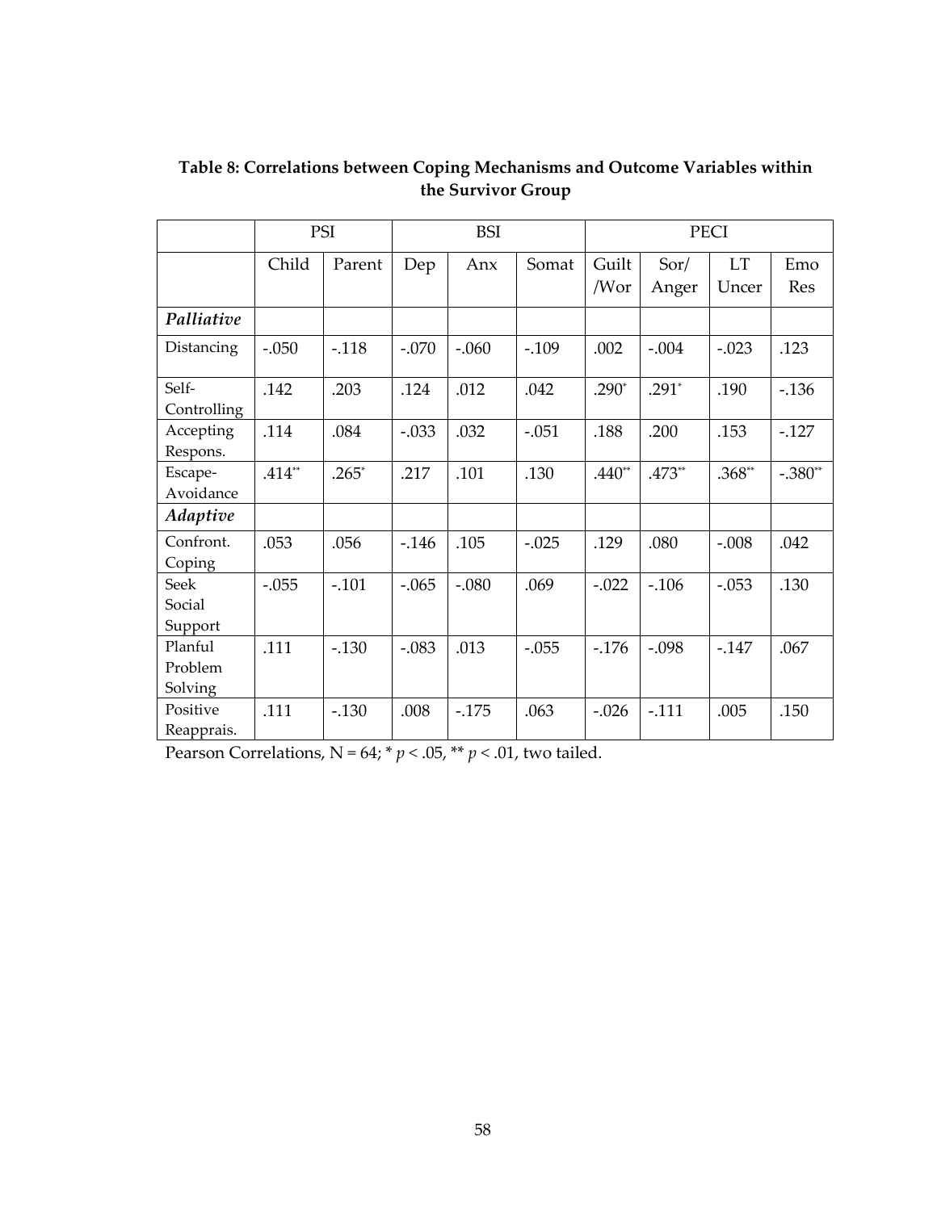**Table 8: Correlations between Coping Mechanisms and Outcome Variables within the Survivor Group**

| | PSI | | BSI | | | PECI | | | |
|---|---|---|---|---|---|---|---|---|---|
| | Child | Parent | Dep | Anx | Somat | Guilt /Wor | Sor/ Anger | LT Uncer | Emo Res |
| ***Palliative*** | | | | | | | | | |
| Distancing | -.050 | -.118 | -.070 | -.060 | -.109 | .002 | -.004 | -.023 | .123 |
| Self-Controlling | .142 | .203 | .124 | .012 | .042 | .290* | .291* | .190 | -.136 |
| Accepting Respons. | .114 | .084 | -.033 | .032 | -.051 | .188 | .200 | .153 | -.127 |
| Escape-Avoidance | .414** | .265* | .217 | .101 | .130 | .440** | .473** | .368** | -.380** |
| ***Adaptive*** | | | | | | | | | |
| Confront. Coping | .053 | .056 | -.146 | .105 | -.025 | .129 | .080 | -.008 | .042 |
| Seek Social Support | -.055 | -.101 | -.065 | -.080 | .069 | -.022 | -.106 | -.053 | .130 |
| Planful Problem Solving | .111 | -.130 | -.083 | .013 | -.055 | -.176 | -.098 | -.147 | .067 |
| Positive Reapprais. | .111 | -.130 | .008 | -.175 | .063 | -.026 | -.111 | .005 | .150 |

Pearson Correlations, N = 64; * $p < .05$, ** $p < .01$, two tailed.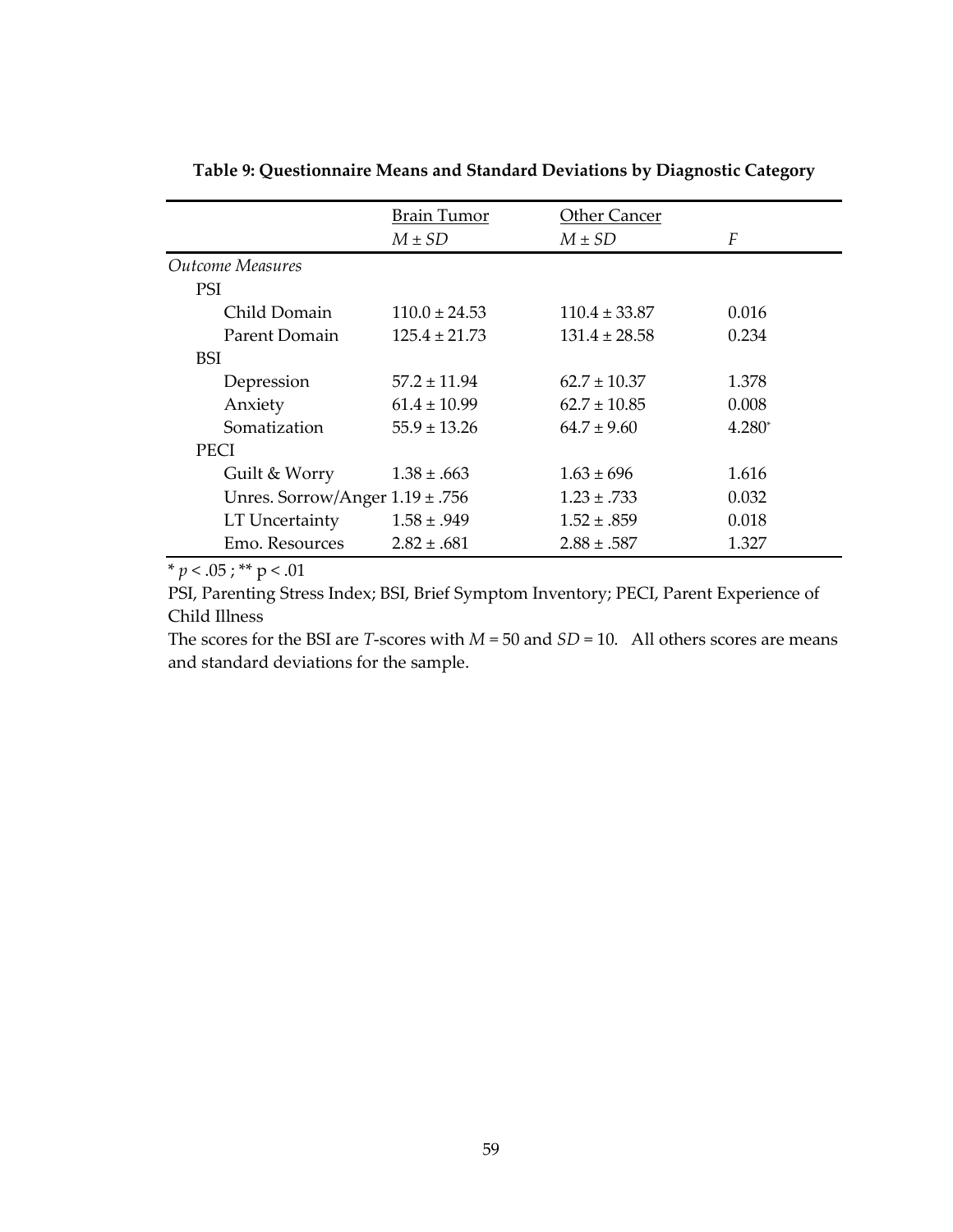**Table 9: Questionnaire Means and Standard Deviations by Diagnostic Category**

| | Brain Tumor | Other Cancer | |
|---|---|---|---|
| | *M* ± *SD* | *M* ± *SD* | *F* |
| *Outcome Measures* | | | |
| PSI | | | |
| Child Domain | 110.0 ± 24.53 | 110.4 ± 33.87 | 0.016 |
| Parent Domain | 125.4 ± 21.73 | 131.4 ± 28.58 | 0.234 |
| BSI | | | |
| Depression | 57.2 ± 11.94 | 62.7 ± 10.37 | 1.378 |
| Anxiety | 61.4 ± 10.99 | 62.7 ± 10.85 | 0.008 |
| Somatization | 55.9 ± 13.26 | 64.7 ± 9.60 | 4.280* |
| PECI | | | |
| Guilt & Worry | 1.38 ± .663 | 1.63 ± 696 | 1.616 |
| Unres. Sorrow/Anger | 1.19 ± .756 | 1.23 ± .733 | 0.032 |
| LT Uncertainty | 1.58 ± .949 | 1.52 ± .859 | 0.018 |
| Emo. Resources | 2.82 ± .681 | 2.88 ± .587 | 1.327 |

\* $p < .05$ ; ** $p < .01$

PSI, Parenting Stress Index; BSI, Brief Symptom Inventory; PECI, Parent Experience of Child Illness

The scores for the BSI are *T*-scores with $M = 50$ and $SD = 10$. All others scores are means and standard deviations for the sample.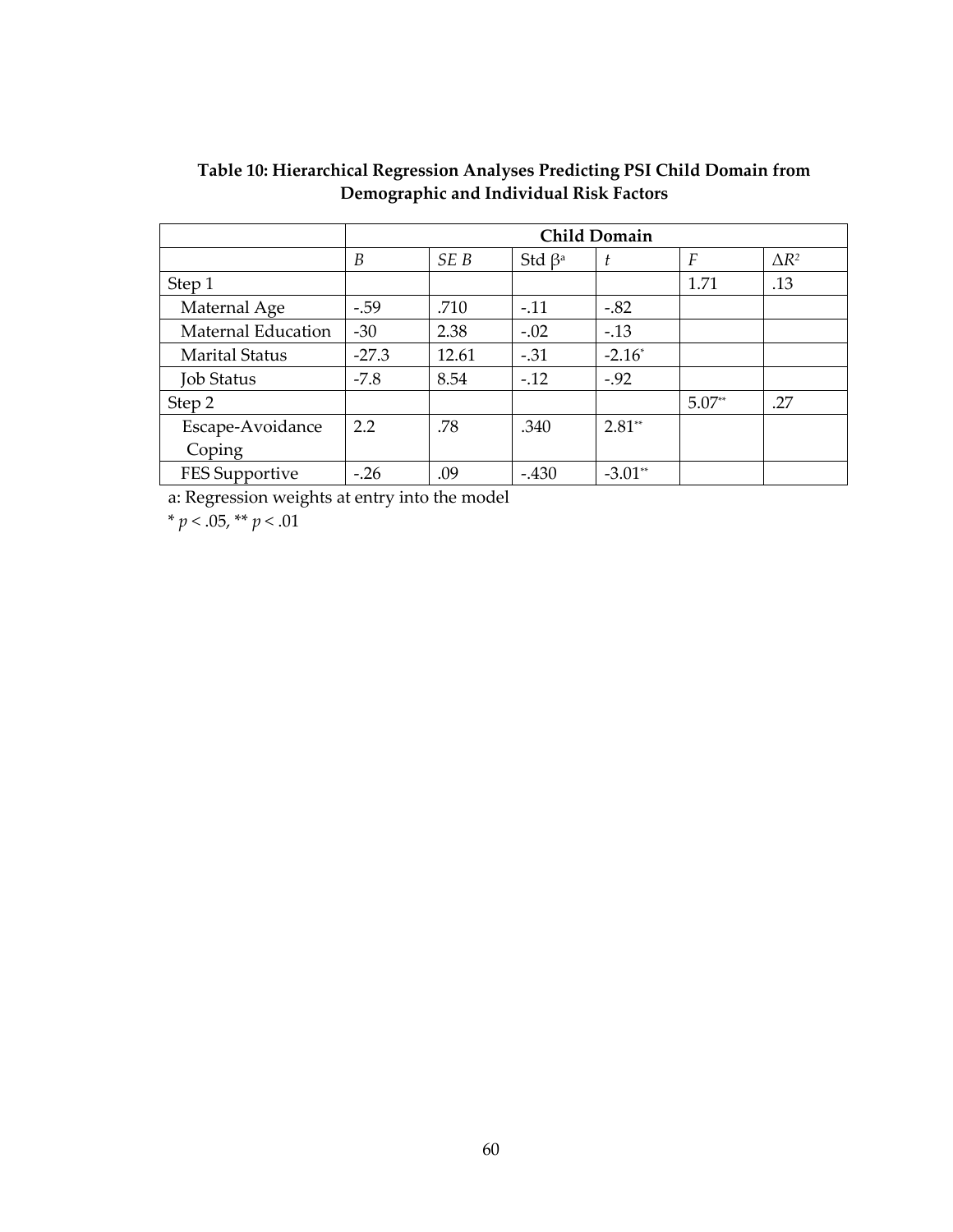**Table 10: Hierarchical Regression Analyses Predicting PSI Child Domain from Demographic and Individual Risk Factors**

| | Child Domain | | | | | |
|---|---|---|---|---|---|---|
| | *B* | *SE B* | Std $\beta^a$ | *t* | *F* | $\Delta R^2$ |
| Step 1 | | | | | 1.71 | .13 |
| Maternal Age | -.59 | .710 | -.11 | -.82 | | |
| Maternal Education | -30 | 2.38 | -.02 | -.13 | | |
| Marital Status | -27.3 | 12.61 | -.31 | -2.16* | | |
| Job Status | -7.8 | 8.54 | -.12 | -.92 | | |
| Step 2 | | | | | 5.07** | .27 |
| Escape-Avoidance Coping | 2.2 | .78 | .340 | 2.81** | | |
| FES Supportive | -.26 | .09 | -.430 | -3.01** | | |

a: Regression weights at entry into the model

* $p < .05$, ** $p < .01$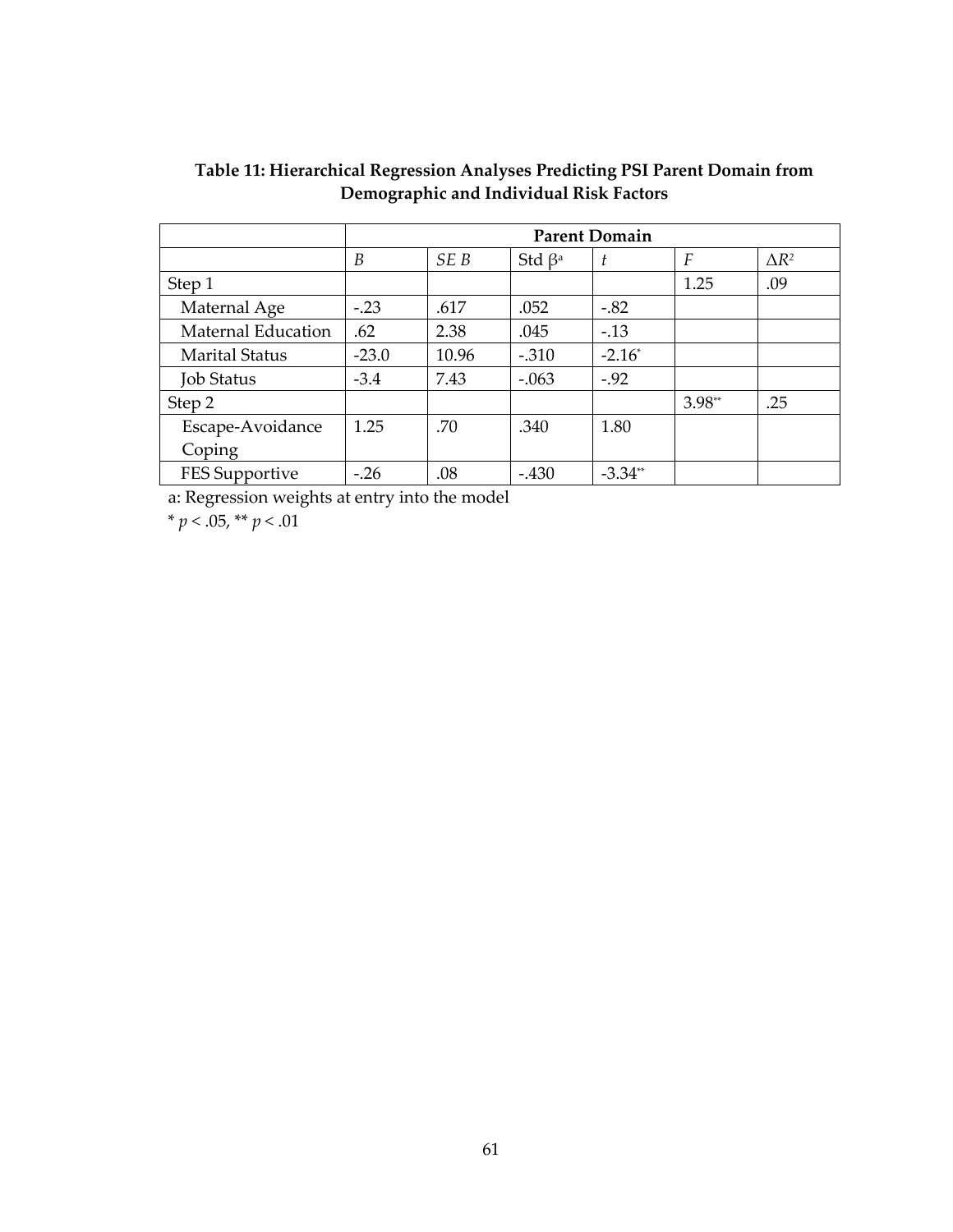**Table 11: Hierarchical Regression Analyses Predicting PSI Parent Domain from Demographic and Individual Risk Factors**

| | Parent Domain | | | | | |
|---|---|---|---|---|---|---|
| | *B* | *SE B* | Std β[a] | *t* | *F* | Δ$R^2$ |
| Step 1 | | | | | 1.25 | .09 |
| Maternal Age | -.23 | .617 | .052 | -.82 | | |
| Maternal Education | .62 | 2.38 | .045 | -.13 | | |
| Marital Status | -23.0 | 10.96 | -.310 | -2.16* | | |
| Job Status | -3.4 | 7.43 | -.063 | -.92 | | |
| Step 2 | | | | | 3.98** | .25 |
| Escape-Avoidance Coping | 1.25 | .70 | .340 | 1.80 | | |
| FES Supportive | -.26 | .08 | -.430 | -3.34** | | |

a: Regression weights at entry into the model

* $p < .05$, ** $p < .01$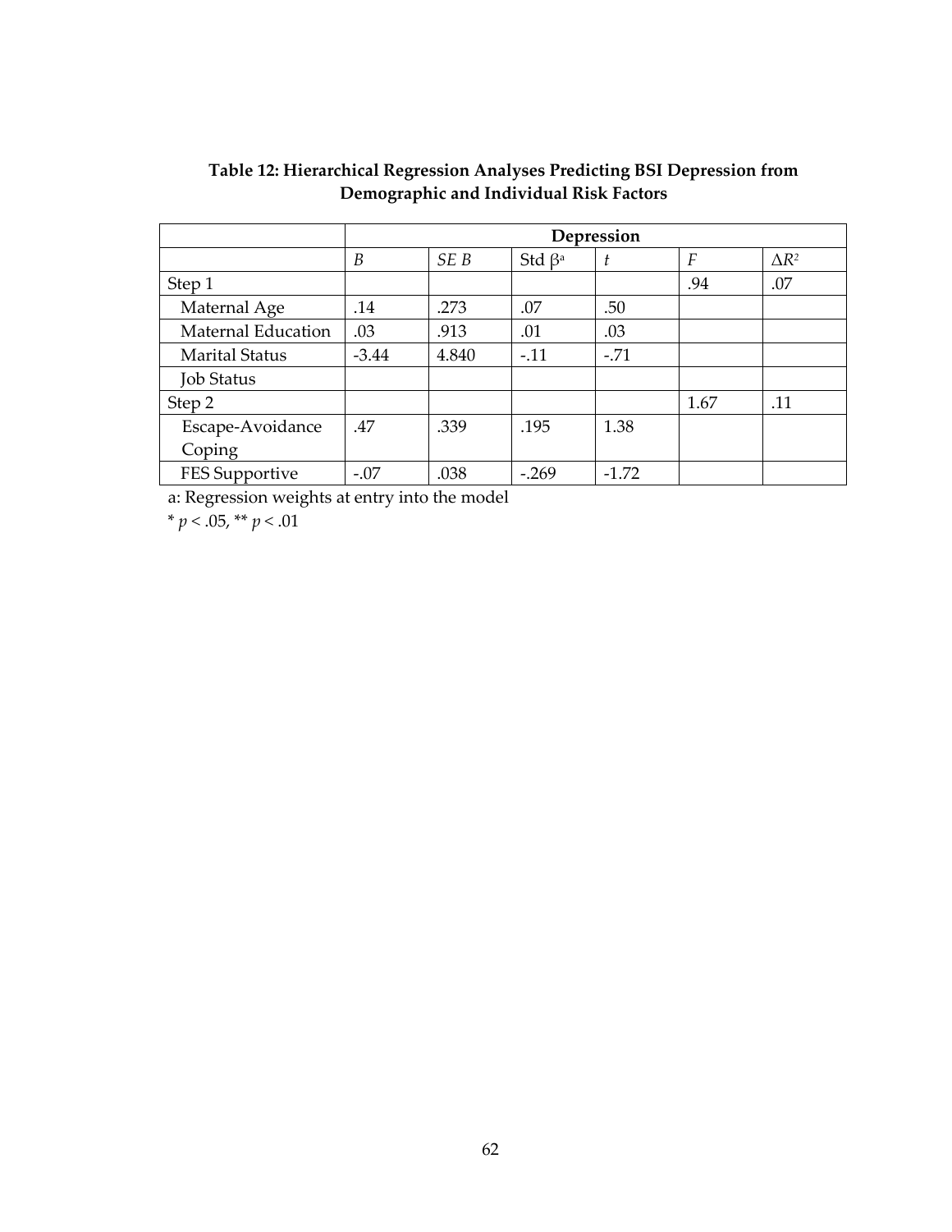**Table 12: Hierarchical Regression Analyses Predicting BSI Depression from Demographic and Individual Risk Factors**

| | Depression | | | | | |
|---|---|---|---|---|---|---|
| | *B* | *SE B* | Std β[a] | *t* | *F* | $\Delta R^2$ |
| Step 1 | | | | | .94 | .07 |
| Maternal Age | .14 | .273 | .07 | .50 | | |
| Maternal Education | .03 | .913 | .01 | .03 | | |
| Marital Status | -3.44 | 4.840 | -.11 | -.71 | | |
| Job Status | | | | | | |
| Step 2 | | | | | 1.67 | .11 |
| Escape-Avoidance Coping | .47 | .339 | .195 | 1.38 | | |
| FES Supportive | -.07 | .038 | -.269 | -1.72 | | |

a: Regression weights at entry into the model

* $p < .05$, ** $p < .01$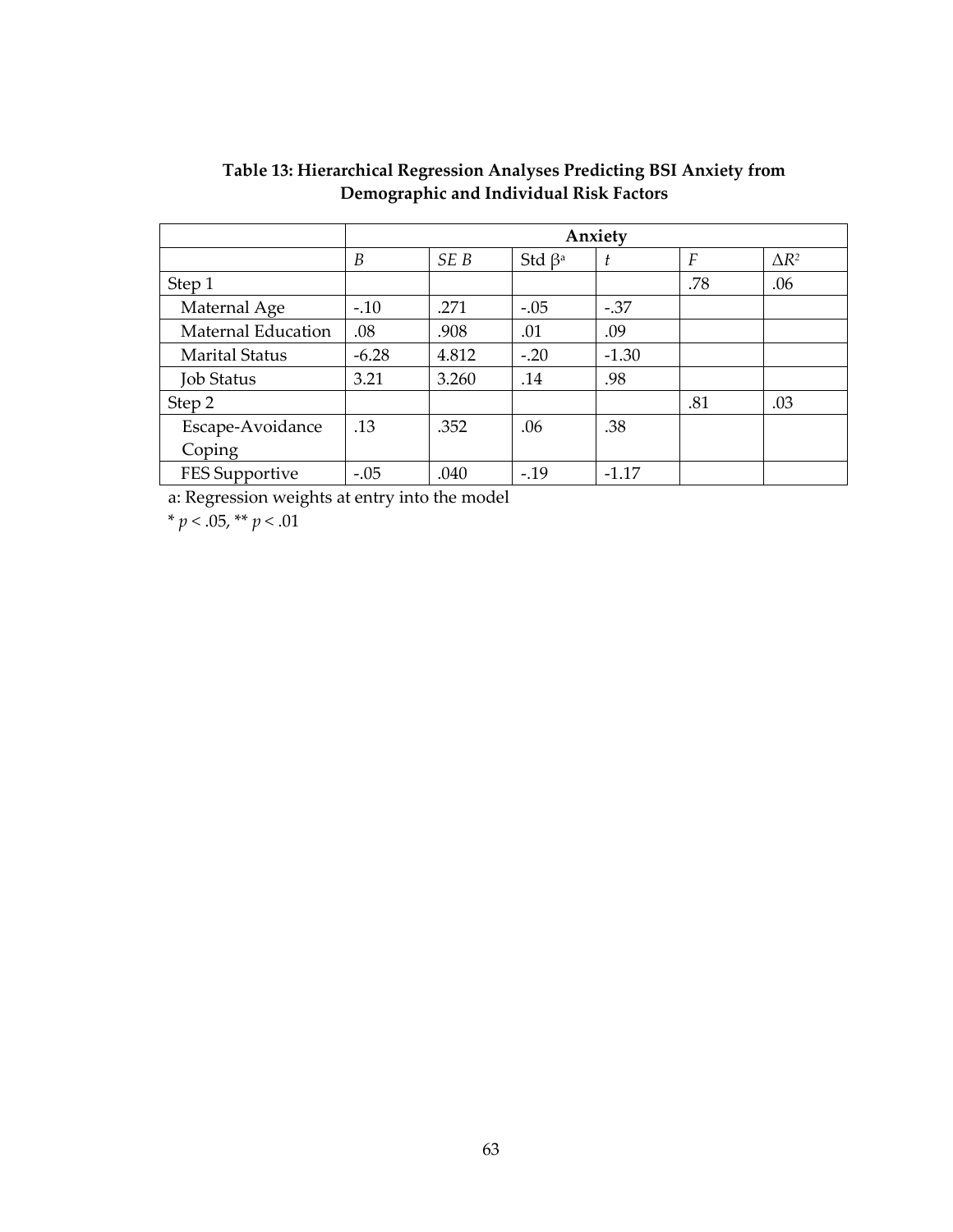**Table 13: Hierarchical Regression Analyses Predicting BSI Anxiety from Demographic and Individual Risk Factors**

| | Anxiety | | | | | |
|---|---|---|---|---|---|---|
| | *B* | *SE B* | Std β[a] | *t* | *F* | $\Delta R^2$ |
| Step 1 | | | | | .78 | .06 |
| Maternal Age | -.10 | .271 | -.05 | -.37 | | |
| Maternal Education | .08 | .908 | .01 | .09 | | |
| Marital Status | -6.28 | 4.812 | -.20 | -1.30 | | |
| Job Status | 3.21 | 3.260 | .14 | .98 | | |
| Step 2 | | | | | .81 | .03 |
| Escape-Avoidance Coping | .13 | .352 | .06 | .38 | | |
| FES Supportive | -.05 | .040 | -.19 | -1.17 | | |

a: Regression weights at entry into the model

\* $p < .05$, \*\* $p < .01$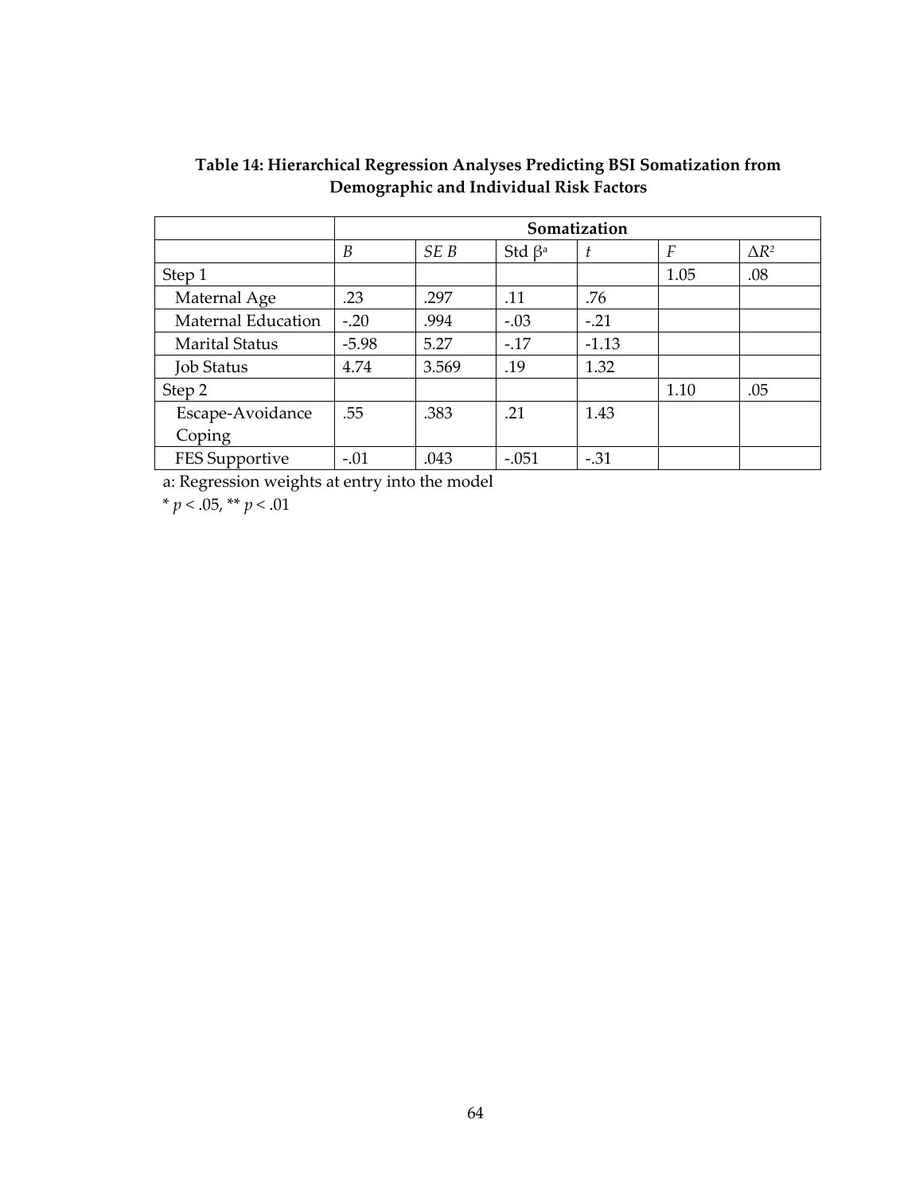**Table 14: Hierarchical Regression Analyses Predicting BSI Somatization from Demographic and Individual Risk Factors**

| | Somatization | | | | | |
|---|---|---|---|---|---|---|
| | *B* | *SE B* | Std $\beta^a$ | *t* | *F* | $\Delta R^2$ |
| Step 1 | | | | | 1.05 | .08 |
| Maternal Age | .23 | .297 | .11 | .76 | | |
| Maternal Education | -.20 | .994 | -.03 | -.21 | | |
| Marital Status | -5.98 | 5.27 | -.17 | -1.13 | | |
| Job Status | 4.74 | 3.569 | .19 | 1.32 | | |
| Step 2 | | | | | 1.10 | .05 |
| Escape-Avoidance Coping | .55 | .383 | .21 | 1.43 | | |
| FES Supportive | -.01 | .043 | -.051 | -.31 | | |

a: Regression weights at entry into the model

* $p < .05$, ** $p < .01$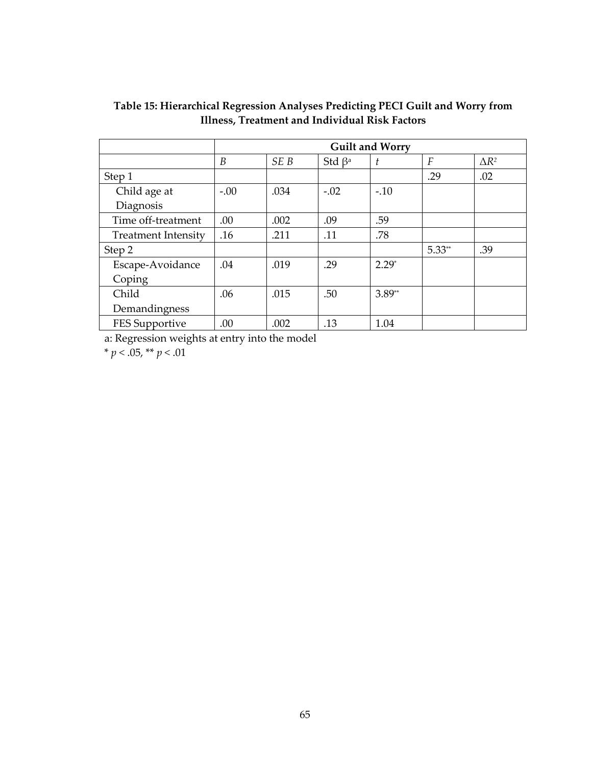**Table 15: Hierarchical Regression Analyses Predicting PECI Guilt and Worry from Illness, Treatment and Individual Risk Factors**

| | Guilt and Worry | | | | | |
|---|---|---|---|---|---|---|
| | *B* | *SE B* | Std β[a] | *t* | *F* | $\Delta R^2$ |
| Step 1 | | | | | .29 | .02 |
| Child age at Diagnosis | -.00 | .034 | -.02 | -.10 | | |
| Time off-treatment | .00 | .002 | .09 | .59 | | |
| Treatment Intensity | .16 | .211 | .11 | .78 | | |
| Step 2 | | | | | 5.33** | .39 |
| Escape-Avoidance Coping | .04 | .019 | .29 | 2.29* | | |
| Child Demandingness | .06 | .015 | .50 | 3.89** | | |
| FES Supportive | .00 | .002 | .13 | 1.04 | | |

a: Regression weights at entry into the model

* $p < .05$, ** $p < .01$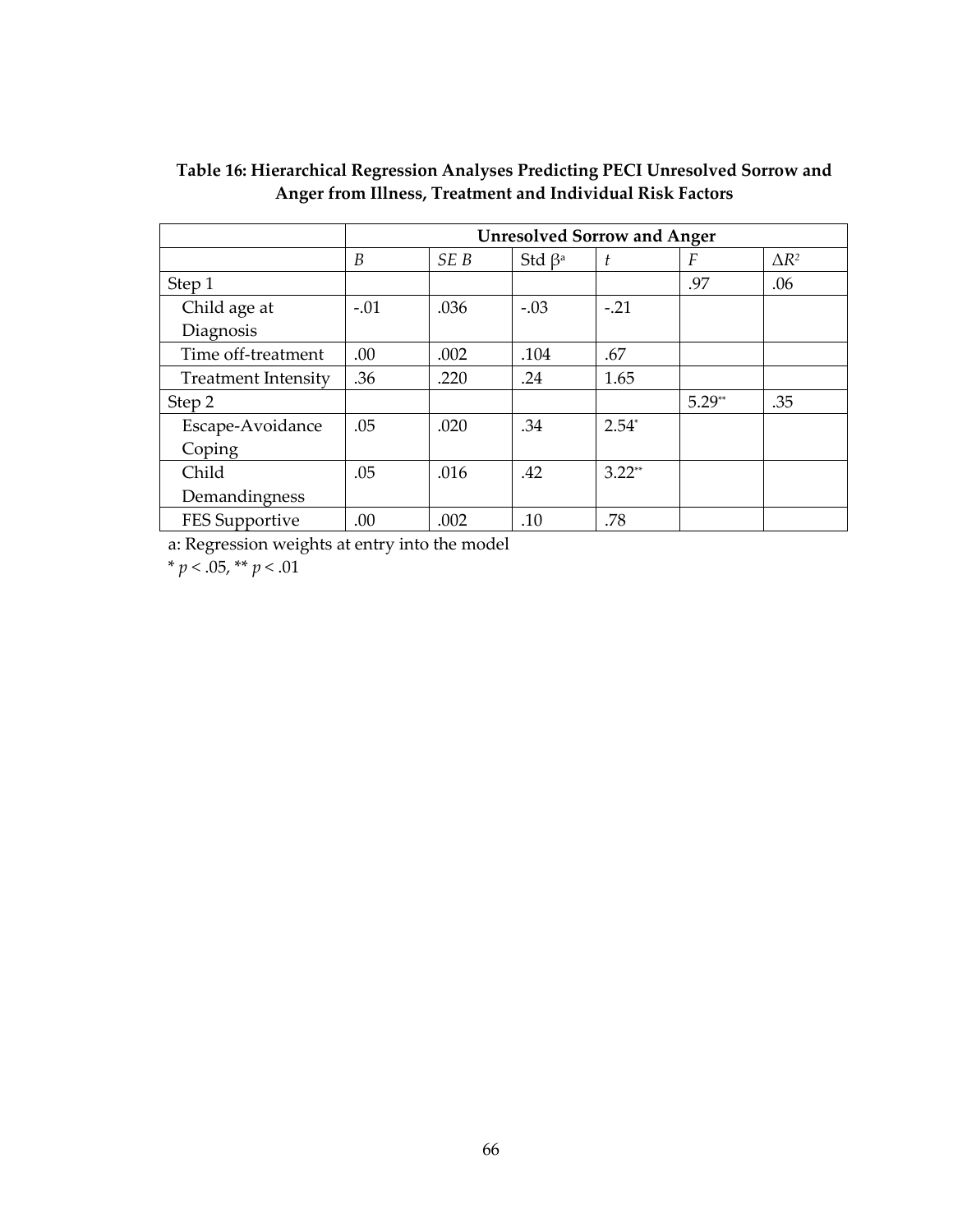**Table 16: Hierarchical Regression Analyses Predicting PECI Unresolved Sorrow and Anger from Illness, Treatment and Individual Risk Factors**

| | Unresolved Sorrow and Anger | | | | | |
|---|---|---|---|---|---|---|
| | *B* | *SE B* | Std $\beta^a$ | *t* | *F* | $\Delta R^2$ |
| Step 1 | | | | | .97 | .06 |
| Child age at Diagnosis | -.01 | .036 | -.03 | -.21 | | |
| Time off-treatment | .00 | .002 | .104 | .67 | | |
| Treatment Intensity | .36 | .220 | .24 | 1.65 | | |
| Step 2 | | | | | 5.29** | .35 |
| Escape-Avoidance Coping | .05 | .020 | .34 | 2.54* | | |
| Child Demandingness | .05 | .016 | .42 | 3.22** | | |
| FES Supportive | .00 | .002 | .10 | .78 | | |

a: Regression weights at entry into the model

* $p < .05$, ** $p < .01$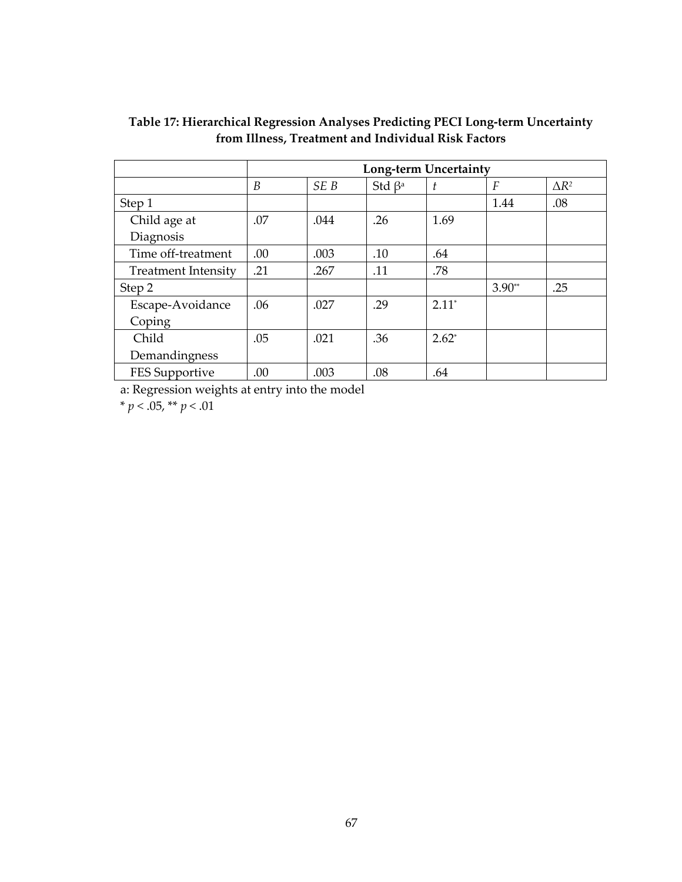**Table 17: Hierarchical Regression Analyses Predicting PECI Long-term Uncertainty from Illness, Treatment and Individual Risk Factors**

| | Long-term Uncertainty | | | | | |
|---|---|---|---|---|---|---|
| | *B* | *SE B* | Std $\beta^a$ | *t* | *F* | $\Delta R^2$ |
| Step 1 | | | | | 1.44 | .08 |
| Child age at Diagnosis | .07 | .044 | .26 | 1.69 | | |
| Time off-treatment | .00 | .003 | .10 | .64 | | |
| Treatment Intensity | .21 | .267 | .11 | .78 | | |
| Step 2 | | | | | 3.90** | .25 |
| Escape-Avoidance Coping | .06 | .027 | .29 | 2.11* | | |
| Child Demandingness | .05 | .021 | .36 | 2.62* | | |
| FES Supportive | .00 | .003 | .08 | .64 | | |

a: Regression weights at entry into the model

* $p < .05$, ** $p < .01$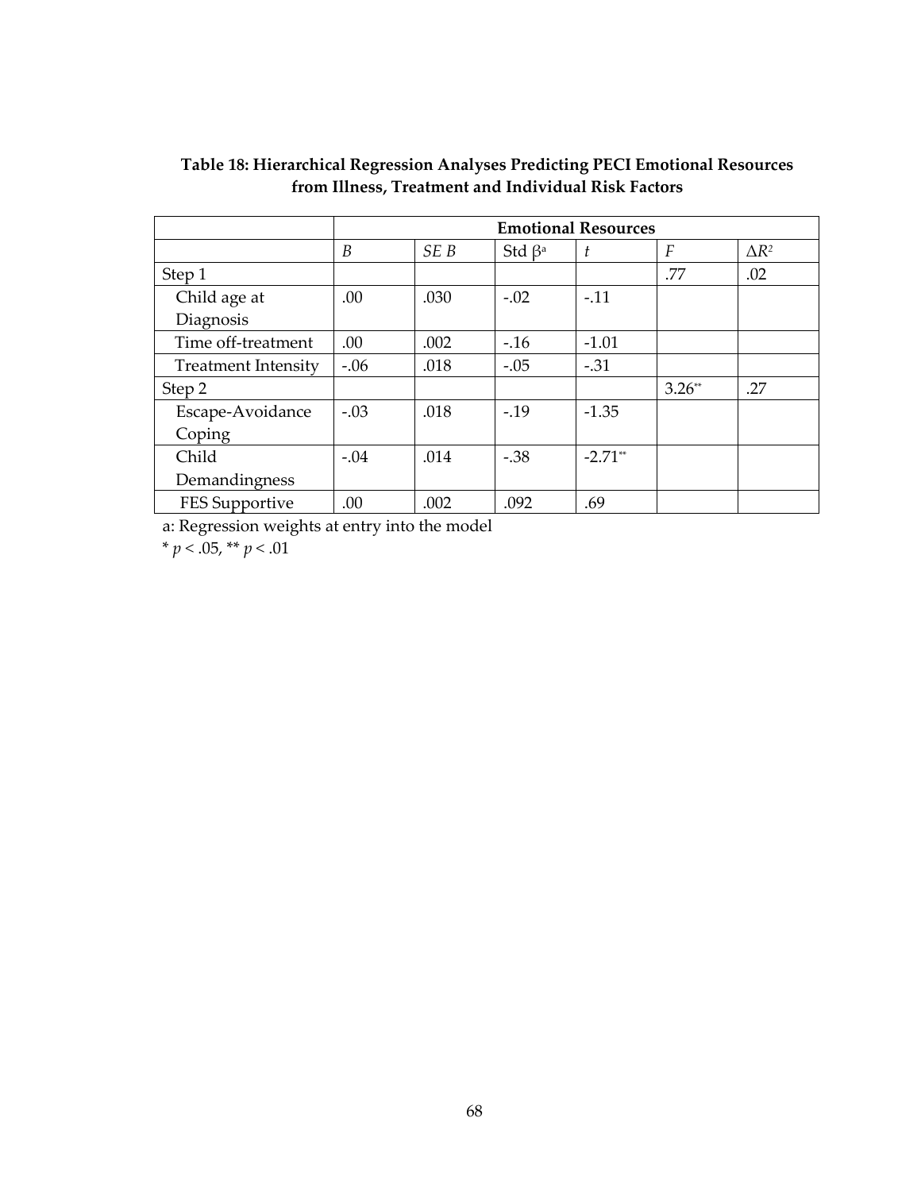**Table 18: Hierarchical Regression Analyses Predicting PECI Emotional Resources from Illness, Treatment and Individual Risk Factors**

| | Emotional Resources | | | | | |
|---|---|---|---|---|---|---|
| | *B* | *SE B* | Std $\beta^a$ | *t* | *F* | $\Delta R^2$ |
| Step 1 | | | | | .77 | .02 |
| Child age at Diagnosis | .00 | .030 | -.02 | -.11 | | |
| Time off-treatment | .00 | .002 | -.16 | -1.01 | | |
| Treatment Intensity | -.06 | .018 | -.05 | -.31 | | |
| Step 2 | | | | | 3.26** | .27 |
| Escape-Avoidance Coping | -.03 | .018 | -.19 | -1.35 | | |
| Child Demandingness | -.04 | .014 | -.38 | -2.71** | | |
| FES Supportive | .00 | .002 | .092 | .69 | | |

a: Regression weights at entry into the model

* $p < .05$, ** $p < .01$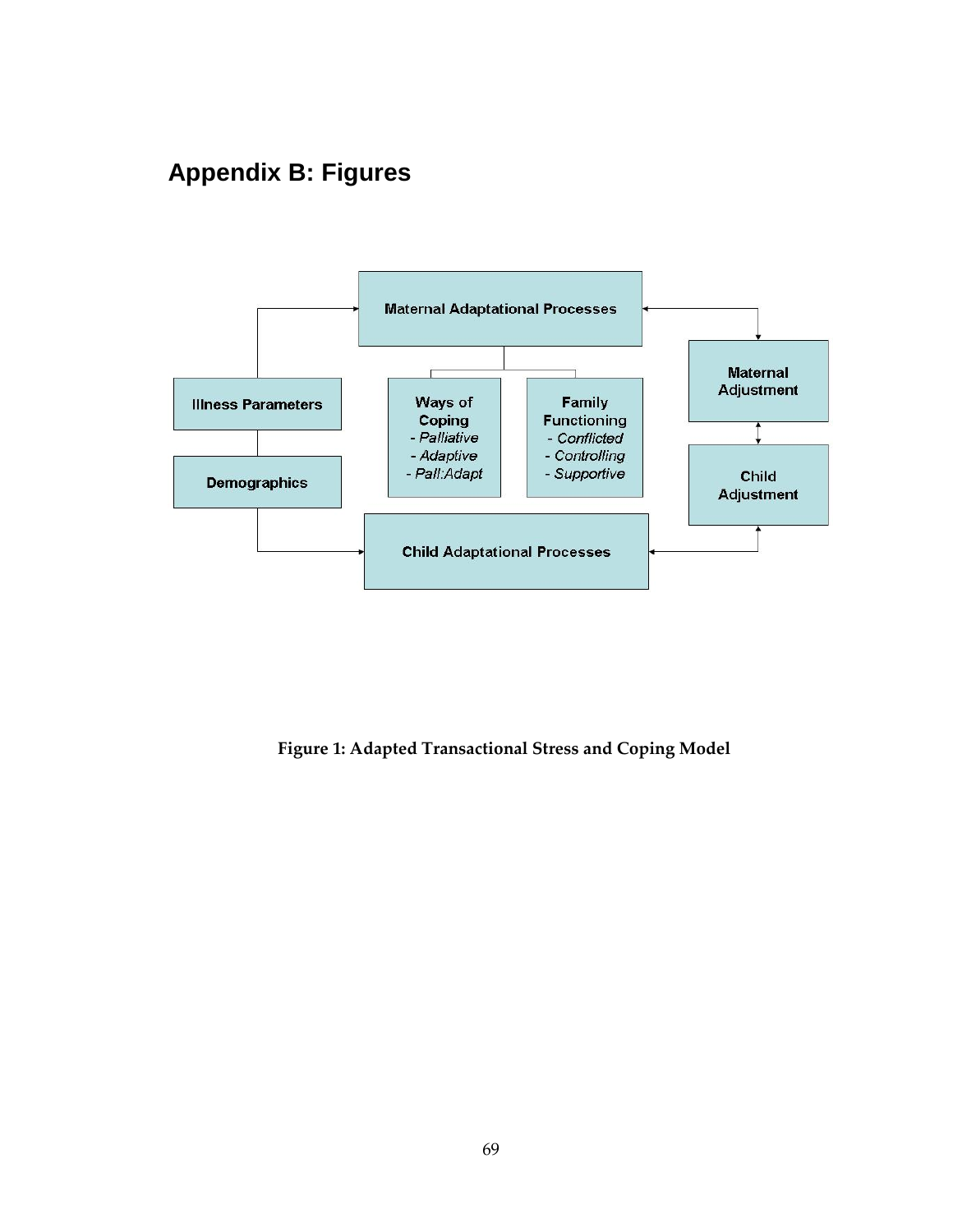# Appendix B: Figures

Maternal Adaptational Processes

Illness Parameters

Demographics

Ways of Coping
- *Palliative*
- *Adaptive*
- *Pall:Adapt*

Family Functioning
- *Conflicted*
- *Controlling*
- *Supportive*

Maternal Adjustment

Child Adjustment

Child Adaptational Processes

**Figure 1: Adapted Transactional Stress and Coping Model**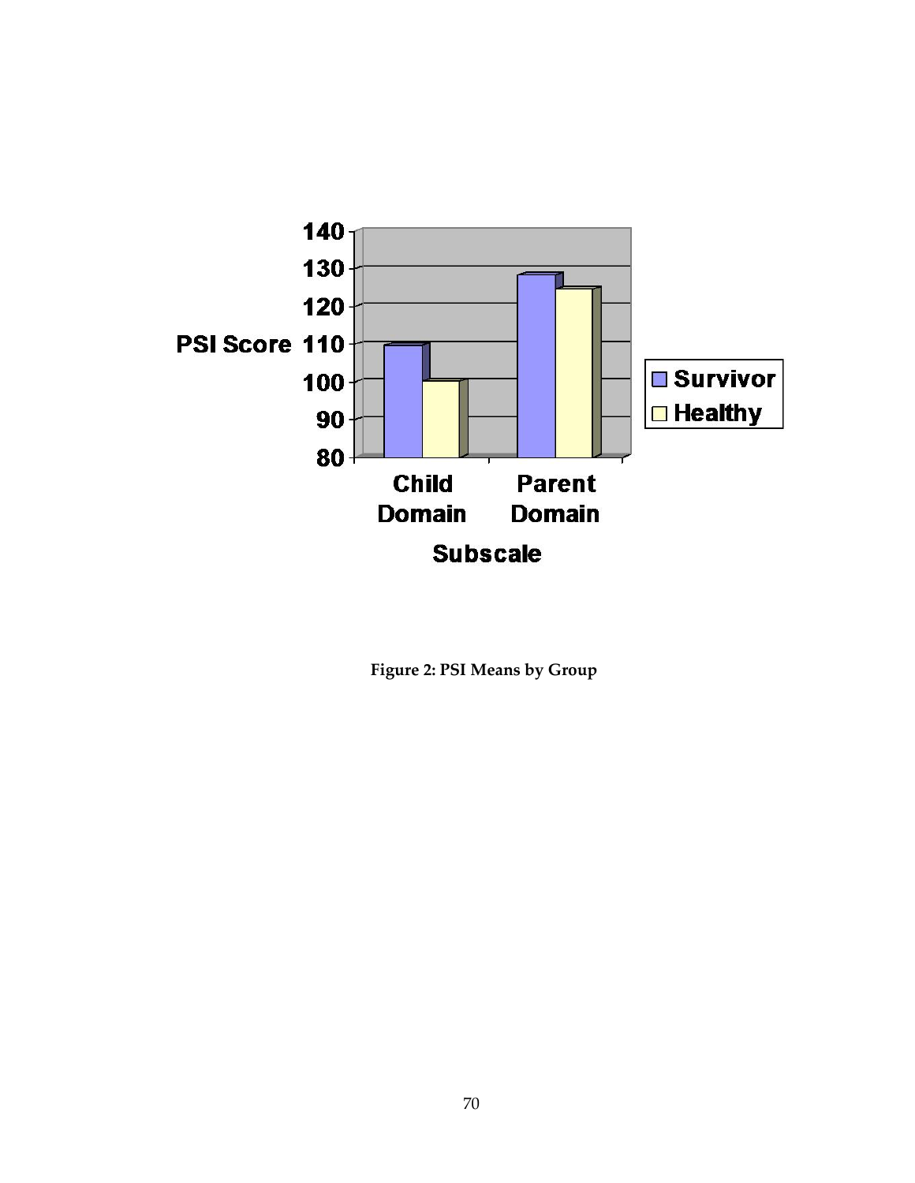Figure 2: PSI Means by Group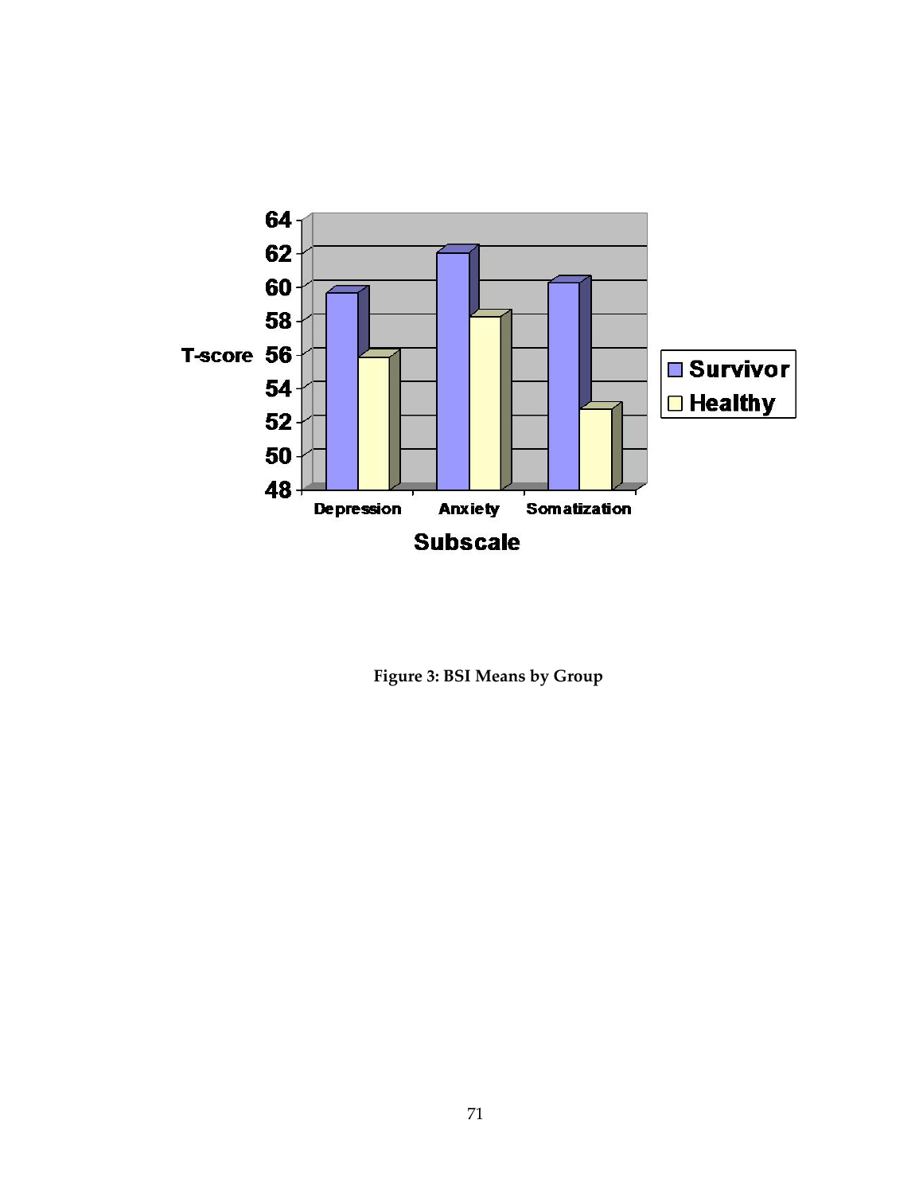**Figure 3: BSI Means by Group**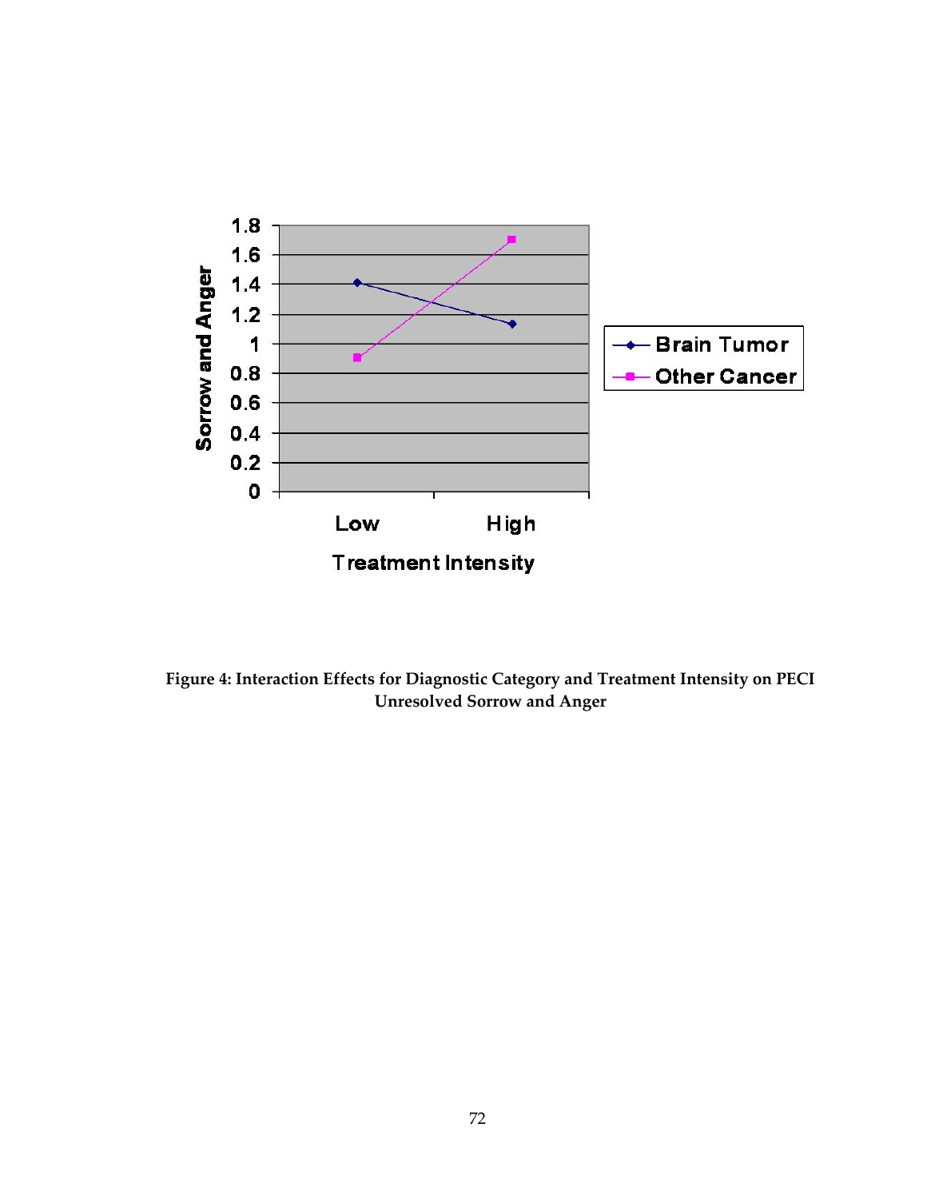**Figure 4: Interaction Effects for Diagnostic Category and Treatment Intensity on PECI Unresolved Sorrow and Anger**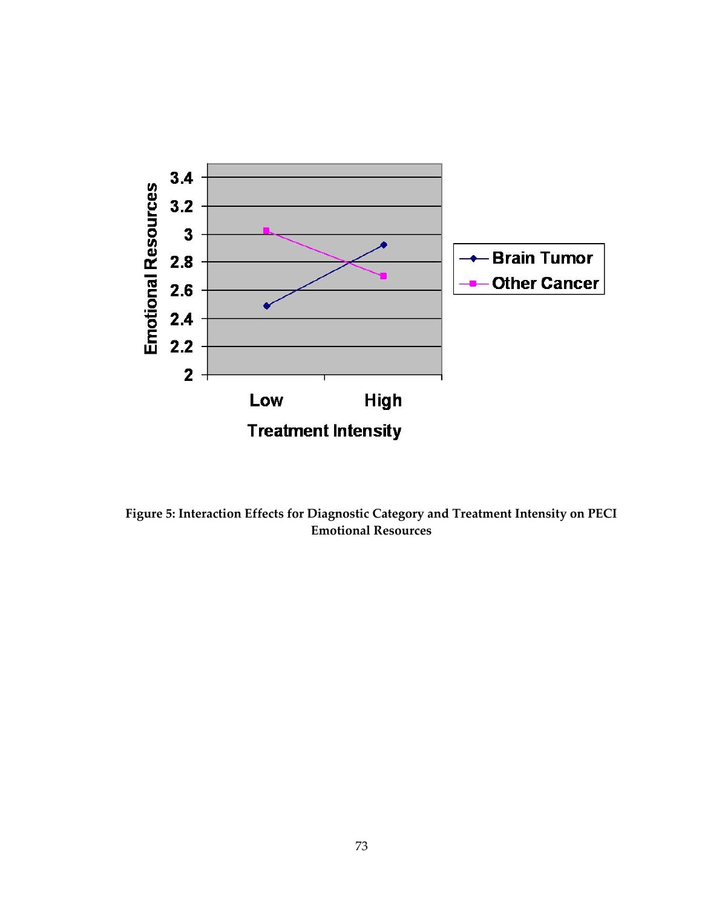Figure 5: Interaction Effects for Diagnostic Category and Treatment Intensity on PECI Emotional Resources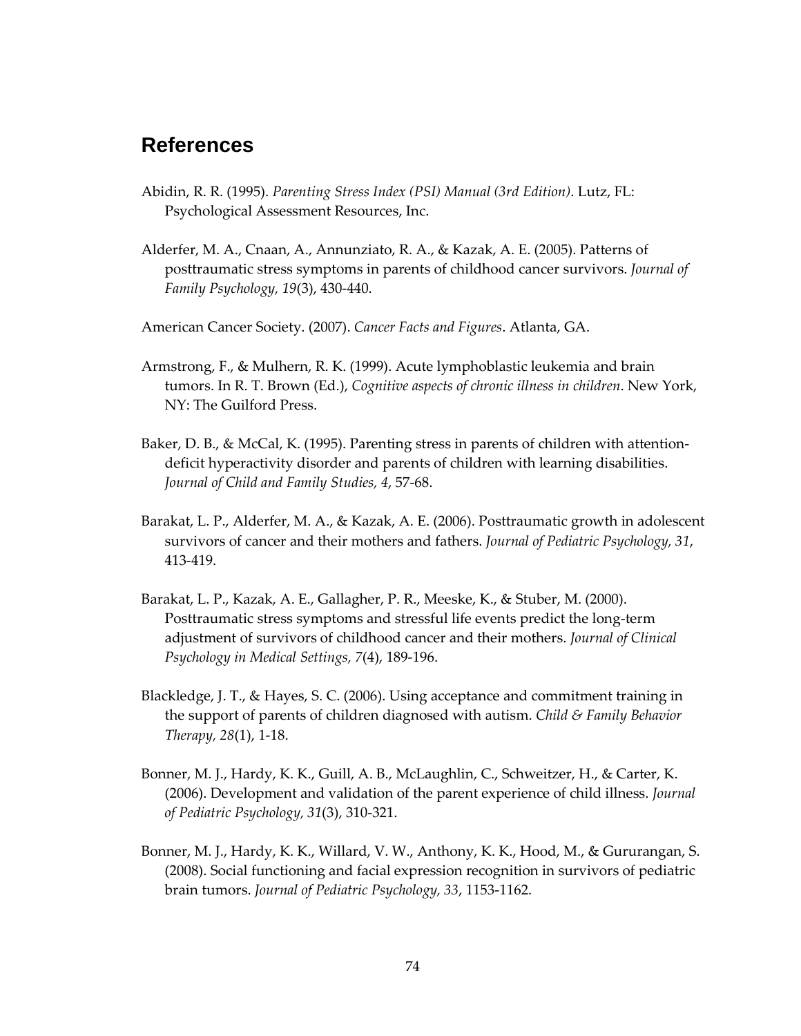## References

Abidin, R. R. (1995). *Parenting Stress Index (PSI) Manual (3rd Edition)*. Lutz, FL: Psychological Assessment Resources, Inc.

Alderfer, M. A., Cnaan, A., Annunziato, R. A., & Kazak, A. E. (2005). Patterns of posttraumatic stress symptoms in parents of childhood cancer survivors. *Journal of Family Psychology, 19*(3), 430-440.

American Cancer Society. (2007). *Cancer Facts and Figures*. Atlanta, GA.

Armstrong, F., & Mulhern, R. K. (1999). Acute lymphoblastic leukemia and brain tumors. In R. T. Brown (Ed.), *Cognitive aspects of chronic illness in children*. New York, NY: The Guilford Press.

Baker, D. B., & McCal, K. (1995). Parenting stress in parents of children with attention-deficit hyperactivity disorder and parents of children with learning disabilities. *Journal of Child and Family Studies, 4*, 57-68.

Barakat, L. P., Alderfer, M. A., & Kazak, A. E. (2006). Posttraumatic growth in adolescent survivors of cancer and their mothers and fathers. *Journal of Pediatric Psychology, 31*, 413-419.

Barakat, L. P., Kazak, A. E., Gallagher, P. R., Meeske, K., & Stuber, M. (2000). Posttraumatic stress symptoms and stressful life events predict the long-term adjustment of survivors of childhood cancer and their mothers. *Journal of Clinical Psychology in Medical Settings, 7*(4), 189-196.

Blackledge, J. T., & Hayes, S. C. (2006). Using acceptance and commitment training in the support of parents of children diagnosed with autism. *Child & Family Behavior Therapy, 28*(1), 1-18.

Bonner, M. J., Hardy, K. K., Guill, A. B., McLaughlin, C., Schweitzer, H., & Carter, K. (2006). Development and validation of the parent experience of child illness. *Journal of Pediatric Psychology, 31*(3), 310-321.

Bonner, M. J., Hardy, K. K., Willard, V. W., Anthony, K. K., Hood, M., & Gururangan, S. (2008). Social functioning and facial expression recognition in survivors of pediatric brain tumors. *Journal of Pediatric Psychology, 33*, 1153-1162.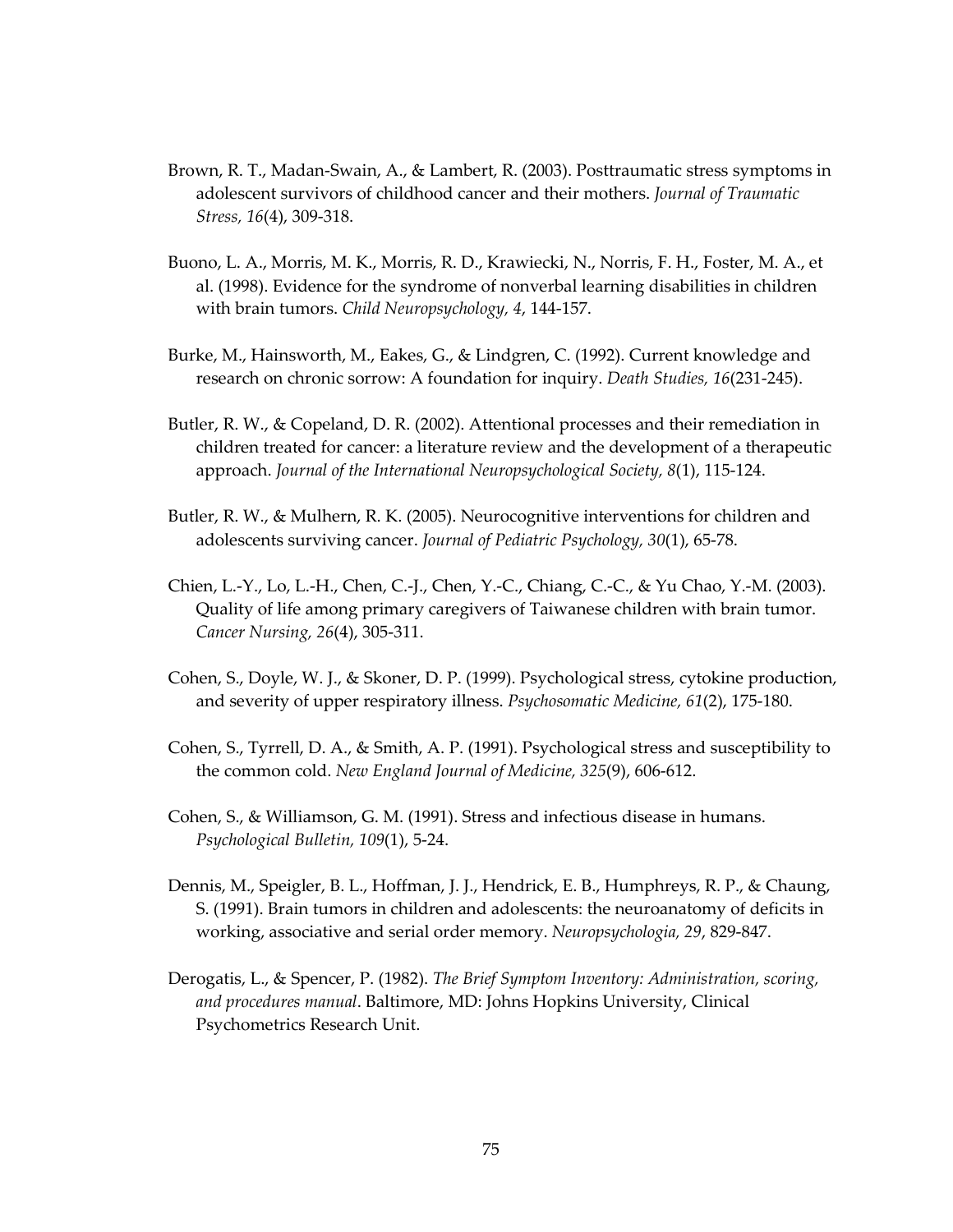Brown, R. T., Madan-Swain, A., & Lambert, R. (2003). Posttraumatic stress symptoms in adolescent survivors of childhood cancer and their mothers. *Journal of Traumatic Stress, 16*(4), 309-318.

Buono, L. A., Morris, M. K., Morris, R. D., Krawiecki, N., Norris, F. H., Foster, M. A., et al. (1998). Evidence for the syndrome of nonverbal learning disabilities in children with brain tumors. *Child Neuropsychology, 4*, 144-157.

Burke, M., Hainsworth, M., Eakes, G., & Lindgren, C. (1992). Current knowledge and research on chronic sorrow: A foundation for inquiry. *Death Studies, 16*(231-245).

Butler, R. W., & Copeland, D. R. (2002). Attentional processes and their remediation in children treated for cancer: a literature review and the development of a therapeutic approach. *Journal of the International Neuropsychological Society, 8*(1), 115-124.

Butler, R. W., & Mulhern, R. K. (2005). Neurocognitive interventions for children and adolescents surviving cancer. *Journal of Pediatric Psychology, 30*(1), 65-78.

Chien, L.-Y., Lo, L.-H., Chen, C.-J., Chen, Y.-C., Chiang, C.-C., & Yu Chao, Y.-M. (2003). Quality of life among primary caregivers of Taiwanese children with brain tumor. *Cancer Nursing, 26*(4), 305-311.

Cohen, S., Doyle, W. J., & Skoner, D. P. (1999). Psychological stress, cytokine production, and severity of upper respiratory illness. *Psychosomatic Medicine, 61*(2), 175-180.

Cohen, S., Tyrrell, D. A., & Smith, A. P. (1991). Psychological stress and susceptibility to the common cold. *New England Journal of Medicine, 325*(9), 606-612.

Cohen, S., & Williamson, G. M. (1991). Stress and infectious disease in humans. *Psychological Bulletin, 109*(1), 5-24.

Dennis, M., Speigler, B. L., Hoffman, J. J., Hendrick, E. B., Humphreys, R. P., & Chaung, S. (1991). Brain tumors in children and adolescents: the neuroanatomy of deficits in working, associative and serial order memory. *Neuropsychologia, 29*, 829-847.

Derogatis, L., & Spencer, P. (1982). *The Brief Symptom Inventory: Administration, scoring, and procedures manual*. Baltimore, MD: Johns Hopkins University, Clinical Psychometrics Research Unit.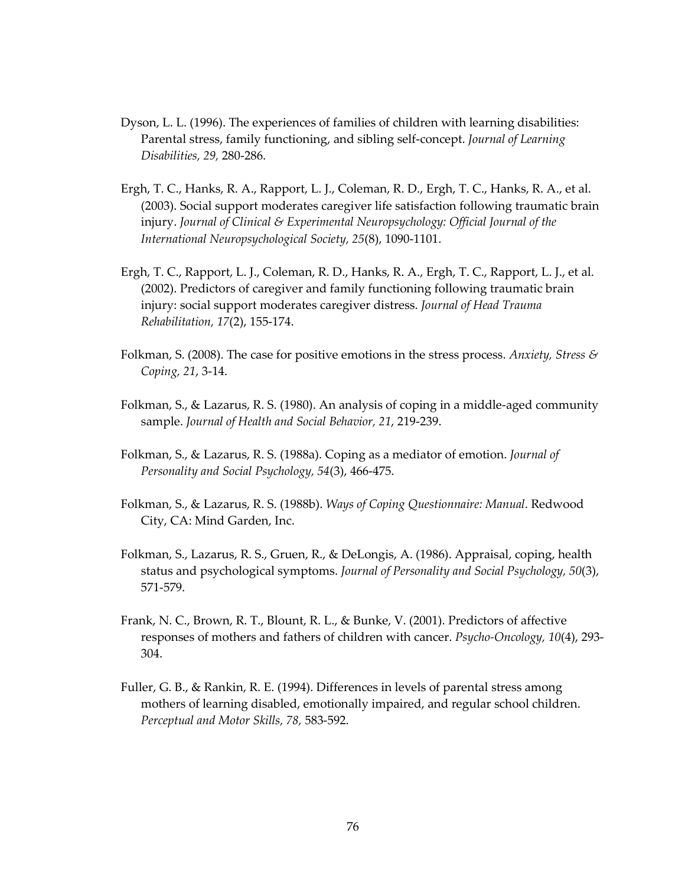Dyson, L. L. (1996). The experiences of families of children with learning disabilities: Parental stress, family functioning, and sibling self-concept. *Journal of Learning Disabilities, 29,* 280-286.

Ergh, T. C., Hanks, R. A., Rapport, L. J., Coleman, R. D., Ergh, T. C., Hanks, R. A., et al. (2003). Social support moderates caregiver life satisfaction following traumatic brain injury. *Journal of Clinical & Experimental Neuropsychology: Official Journal of the International Neuropsychological Society, 25*(8), 1090-1101.

Ergh, T. C., Rapport, L. J., Coleman, R. D., Hanks, R. A., Ergh, T. C., Rapport, L. J., et al. (2002). Predictors of caregiver and family functioning following traumatic brain injury: social support moderates caregiver distress. *Journal of Head Trauma Rehabilitation, 17*(2), 155-174.

Folkman, S. (2008). The case for positive emotions in the stress process. *Anxiety, Stress & Coping, 21*, 3-14.

Folkman, S., & Lazarus, R. S. (1980). An analysis of coping in a middle-aged community sample. *Journal of Health and Social Behavior, 21*, 219-239.

Folkman, S., & Lazarus, R. S. (1988a). Coping as a mediator of emotion. *Journal of Personality and Social Psychology, 54*(3), 466-475.

Folkman, S., & Lazarus, R. S. (1988b). *Ways of Coping Questionnaire: Manual*. Redwood City, CA: Mind Garden, Inc.

Folkman, S., Lazarus, R. S., Gruen, R., & DeLongis, A. (1986). Appraisal, coping, health status and psychological symptoms. *Journal of Personality and Social Psychology, 50*(3), 571-579.

Frank, N. C., Brown, R. T., Blount, R. L., & Bunke, V. (2001). Predictors of affective responses of mothers and fathers of children with cancer. *Psycho-Oncology, 10*(4), 293-304.

Fuller, G. B., & Rankin, R. E. (1994). Differences in levels of parental stress among mothers of learning disabled, emotionally impaired, and regular school children. *Perceptual and Motor Skills, 78,* 583-592.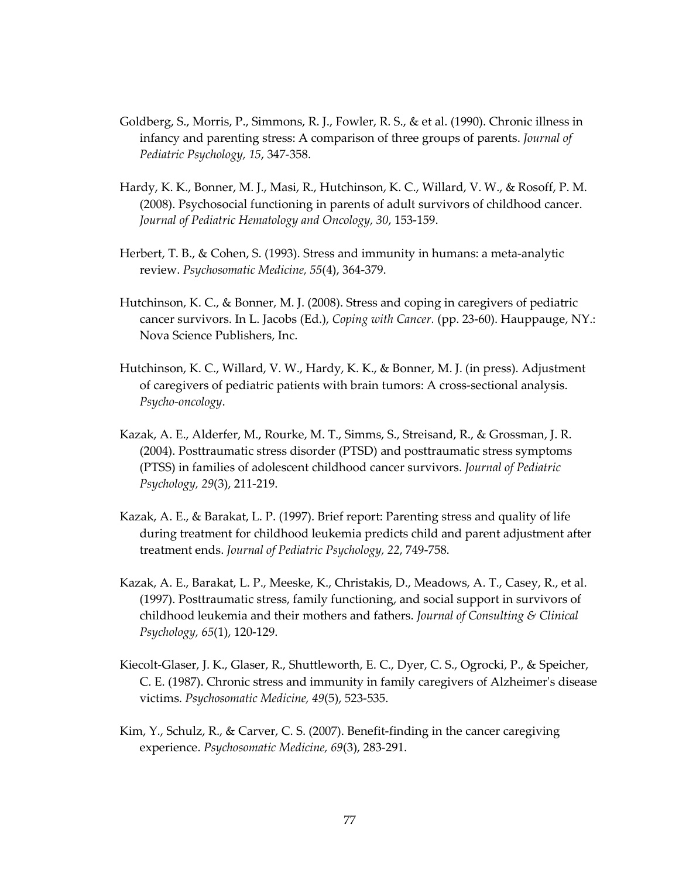Goldberg, S., Morris, P., Simmons, R. J., Fowler, R. S., & et al. (1990). Chronic illness in infancy and parenting stress: A comparison of three groups of parents. *Journal of Pediatric Psychology, 15*, 347-358.

Hardy, K. K., Bonner, M. J., Masi, R., Hutchinson, K. C., Willard, V. W., & Rosoff, P. M. (2008). Psychosocial functioning in parents of adult survivors of childhood cancer. *Journal of Pediatric Hematology and Oncology, 30*, 153-159.

Herbert, T. B., & Cohen, S. (1993). Stress and immunity in humans: a meta-analytic review. *Psychosomatic Medicine, 55*(4), 364-379.

Hutchinson, K. C., & Bonner, M. J. (2008). Stress and coping in caregivers of pediatric cancer survivors. In L. Jacobs (Ed.), *Coping with Cancer.* (pp. 23-60). Hauppauge, NY.: Nova Science Publishers, Inc.

Hutchinson, K. C., Willard, V. W., Hardy, K. K., & Bonner, M. J. (in press). Adjustment of caregivers of pediatric patients with brain tumors: A cross-sectional analysis. *Psycho-oncology*.

Kazak, A. E., Alderfer, M., Rourke, M. T., Simms, S., Streisand, R., & Grossman, J. R. (2004). Posttraumatic stress disorder (PTSD) and posttraumatic stress symptoms (PTSS) in families of adolescent childhood cancer survivors. *Journal of Pediatric Psychology, 29*(3), 211-219.

Kazak, A. E., & Barakat, L. P. (1997). Brief report: Parenting stress and quality of life during treatment for childhood leukemia predicts child and parent adjustment after treatment ends. *Journal of Pediatric Psychology, 22*, 749-758.

Kazak, A. E., Barakat, L. P., Meeske, K., Christakis, D., Meadows, A. T., Casey, R., et al. (1997). Posttraumatic stress, family functioning, and social support in survivors of childhood leukemia and their mothers and fathers. *Journal of Consulting & Clinical Psychology, 65*(1), 120-129.

Kiecolt-Glaser, J. K., Glaser, R., Shuttleworth, E. C., Dyer, C. S., Ogrocki, P., & Speicher, C. E. (1987). Chronic stress and immunity in family caregivers of Alzheimer's disease victims. *Psychosomatic Medicine, 49*(5), 523-535.

Kim, Y., Schulz, R., & Carver, C. S. (2007). Benefit-finding in the cancer caregiving experience. *Psychosomatic Medicine, 69*(3), 283-291.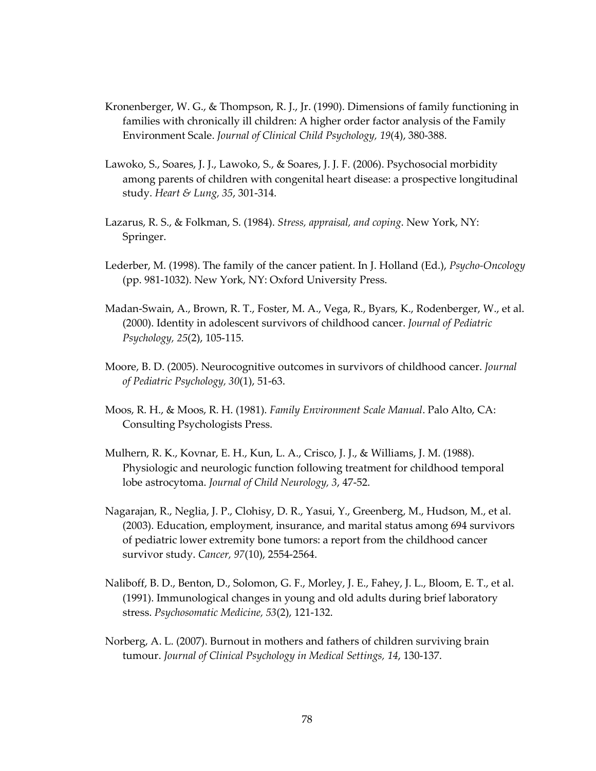Kronenberger, W. G., & Thompson, R. J., Jr. (1990). Dimensions of family functioning in families with chronically ill children: A higher order factor analysis of the Family Environment Scale. *Journal of Clinical Child Psychology, 19*(4), 380-388.

Lawoko, S., Soares, J. J., Lawoko, S., & Soares, J. J. F. (2006). Psychosocial morbidity among parents of children with congenital heart disease: a prospective longitudinal study. *Heart & Lung, 35*, 301-314.

Lazarus, R. S., & Folkman, S. (1984). *Stress, appraisal, and coping*. New York, NY: Springer.

Lederber, M. (1998). The family of the cancer patient. In J. Holland (Ed.), *Psycho-Oncology* (pp. 981-1032). New York, NY: Oxford University Press.

Madan-Swain, A., Brown, R. T., Foster, M. A., Vega, R., Byars, K., Rodenberger, W., et al. (2000). Identity in adolescent survivors of childhood cancer. *Journal of Pediatric Psychology, 25*(2), 105-115.

Moore, B. D. (2005). Neurocognitive outcomes in survivors of childhood cancer. *Journal of Pediatric Psychology, 30*(1), 51-63.

Moos, R. H., & Moos, R. H. (1981). *Family Environment Scale Manual*. Palo Alto, CA: Consulting Psychologists Press.

Mulhern, R. K., Kovnar, E. H., Kun, L. A., Crisco, J. J., & Williams, J. M. (1988). Physiologic and neurologic function following treatment for childhood temporal lobe astrocytoma. *Journal of Child Neurology, 3*, 47-52.

Nagarajan, R., Neglia, J. P., Clohisy, D. R., Yasui, Y., Greenberg, M., Hudson, M., et al. (2003). Education, employment, insurance, and marital status among 694 survivors of pediatric lower extremity bone tumors: a report from the childhood cancer survivor study. *Cancer, 97*(10), 2554-2564.

Naliboff, B. D., Benton, D., Solomon, G. F., Morley, J. E., Fahey, J. L., Bloom, E. T., et al. (1991). Immunological changes in young and old adults during brief laboratory stress. *Psychosomatic Medicine, 53*(2), 121-132.

Norberg, A. L. (2007). Burnout in mothers and fathers of children surviving brain tumour. *Journal of Clinical Psychology in Medical Settings, 14*, 130-137.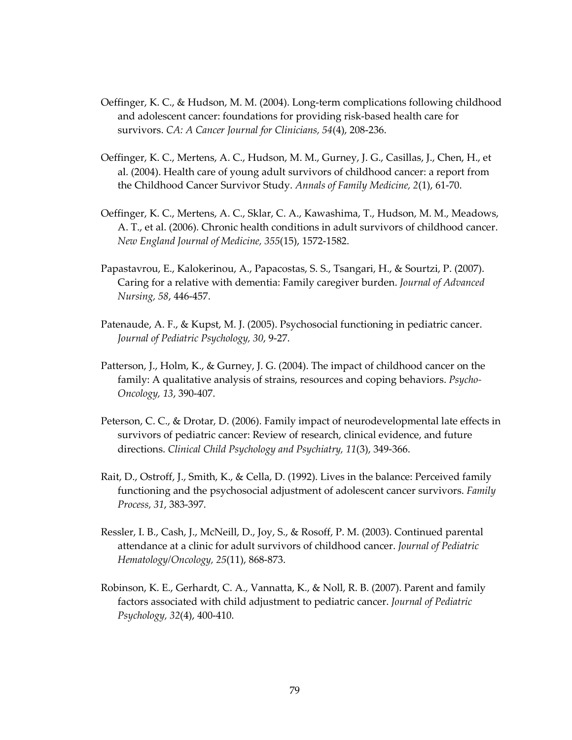Oeffinger, K. C., & Hudson, M. M. (2004). Long-term complications following childhood and adolescent cancer: foundations for providing risk-based health care for survivors. *CA: A Cancer Journal for Clinicians, 54*(4), 208-236.

Oeffinger, K. C., Mertens, A. C., Hudson, M. M., Gurney, J. G., Casillas, J., Chen, H., et al. (2004). Health care of young adult survivors of childhood cancer: a report from the Childhood Cancer Survivor Study. *Annals of Family Medicine, 2*(1), 61-70.

Oeffinger, K. C., Mertens, A. C., Sklar, C. A., Kawashima, T., Hudson, M. M., Meadows, A. T., et al. (2006). Chronic health conditions in adult survivors of childhood cancer. *New England Journal of Medicine, 355*(15), 1572-1582.

Papastavrou, E., Kalokerinou, A., Papacostas, S. S., Tsangari, H., & Sourtzi, P. (2007). Caring for a relative with dementia: Family caregiver burden. *Journal of Advanced Nursing, 58*, 446-457.

Patenaude, A. F., & Kupst, M. J. (2005). Psychosocial functioning in pediatric cancer. *Journal of Pediatric Psychology, 30*, 9-27.

Patterson, J., Holm, K., & Gurney, J. G. (2004). The impact of childhood cancer on the family: A qualitative analysis of strains, resources and coping behaviors. *Psycho-Oncology, 13*, 390-407.

Peterson, C. C., & Drotar, D. (2006). Family impact of neurodevelopmental late effects in survivors of pediatric cancer: Review of research, clinical evidence, and future directions. *Clinical Child Psychology and Psychiatry, 11*(3), 349-366.

Rait, D., Ostroff, J., Smith, K., & Cella, D. (1992). Lives in the balance: Perceived family functioning and the psychosocial adjustment of adolescent cancer survivors. *Family Process, 31*, 383-397.

Ressler, I. B., Cash, J., McNeill, D., Joy, S., & Rosoff, P. M. (2003). Continued parental attendance at a clinic for adult survivors of childhood cancer. *Journal of Pediatric Hematology/Oncology, 25*(11), 868-873.

Robinson, K. E., Gerhardt, C. A., Vannatta, K., & Noll, R. B. (2007). Parent and family factors associated with child adjustment to pediatric cancer. *Journal of Pediatric Psychology, 32*(4), 400-410.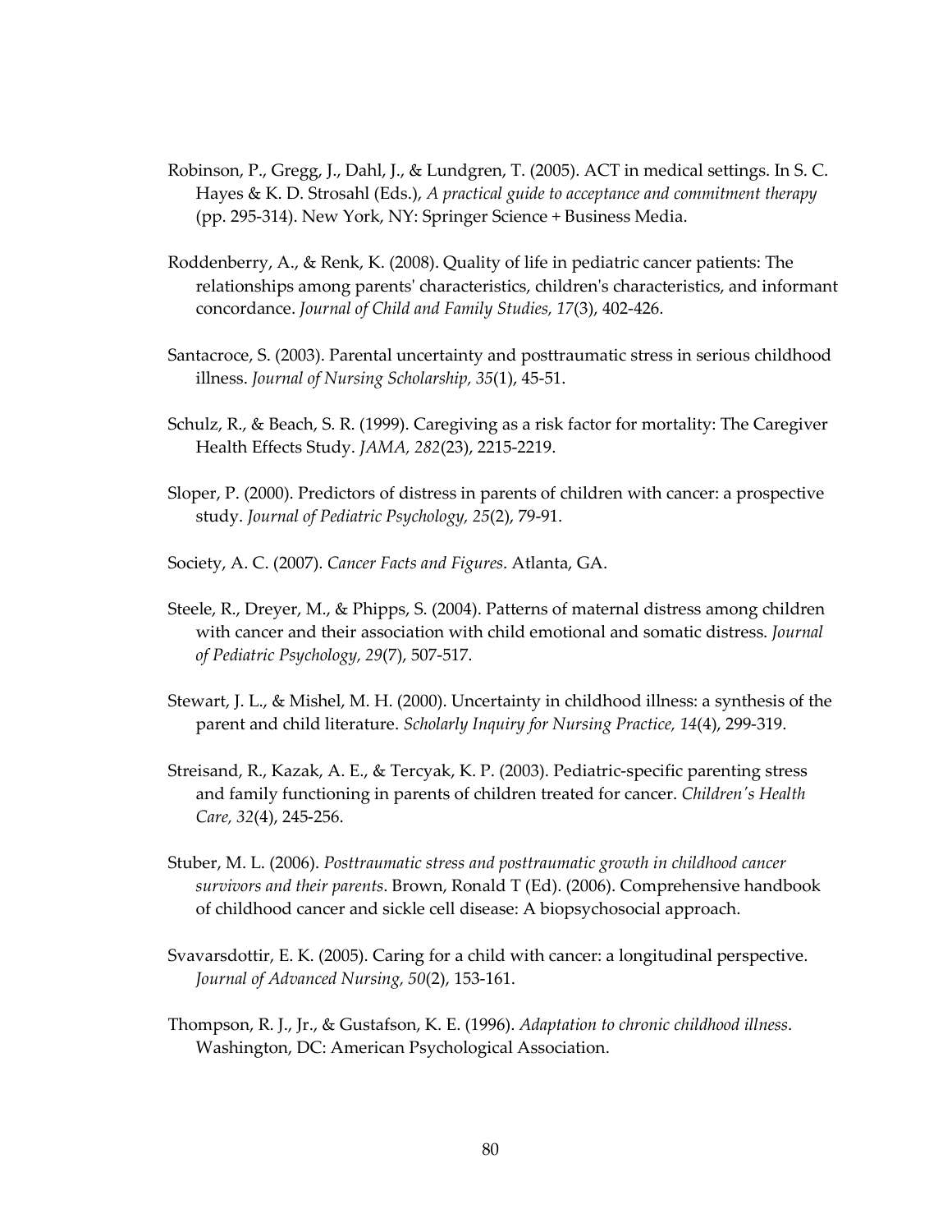Robinson, P., Gregg, J., Dahl, J., & Lundgren, T. (2005). ACT in medical settings. In S. C. Hayes & K. D. Strosahl (Eds.), *A practical guide to acceptance and commitment therapy* (pp. 295-314). New York, NY: Springer Science + Business Media.

Roddenberry, A., & Renk, K. (2008). Quality of life in pediatric cancer patients: The relationships among parents' characteristics, children's characteristics, and informant concordance. *Journal of Child and Family Studies, 17*(3), 402-426.

Santacroce, S. (2003). Parental uncertainty and posttraumatic stress in serious childhood illness. *Journal of Nursing Scholarship, 35*(1), 45-51.

Schulz, R., & Beach, S. R. (1999). Caregiving as a risk factor for mortality: The Caregiver Health Effects Study. *JAMA, 282*(23), 2215-2219.

Sloper, P. (2000). Predictors of distress in parents of children with cancer: a prospective study. *Journal of Pediatric Psychology, 25*(2), 79-91.

Society, A. C. (2007). *Cancer Facts and Figures*. Atlanta, GA.

Steele, R., Dreyer, M., & Phipps, S. (2004). Patterns of maternal distress among children with cancer and their association with child emotional and somatic distress. *Journal of Pediatric Psychology, 29*(7), 507-517.

Stewart, J. L., & Mishel, M. H. (2000). Uncertainty in childhood illness: a synthesis of the parent and child literature. *Scholarly Inquiry for Nursing Practice, 14*(4), 299-319.

Streisand, R., Kazak, A. E., & Tercyak, K. P. (2003). Pediatric-specific parenting stress and family functioning in parents of children treated for cancer. *Children's Health Care, 32*(4), 245-256.

Stuber, M. L. (2006). *Posttraumatic stress and posttraumatic growth in childhood cancer survivors and their parents*. Brown, Ronald T (Ed). (2006). Comprehensive handbook of childhood cancer and sickle cell disease: A biopsychosocial approach.

Svavarsdottir, E. K. (2005). Caring for a child with cancer: a longitudinal perspective. *Journal of Advanced Nursing, 50*(2), 153-161.

Thompson, R. J., Jr., & Gustafson, K. E. (1996). *Adaptation to chronic childhood illness*. Washington, DC: American Psychological Association.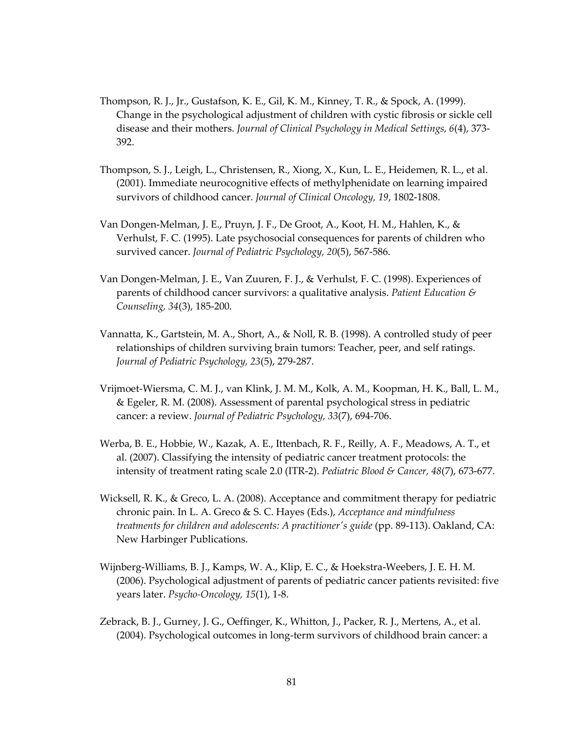Thompson, R. J., Jr., Gustafson, K. E., Gil, K. M., Kinney, T. R., & Spock, A. (1999). Change in the psychological adjustment of children with cystic fibrosis or sickle cell disease and their mothers. *Journal of Clinical Psychology in Medical Settings, 6*(4), 373-392.

Thompson, S. J., Leigh, L., Christensen, R., Xiong, X., Kun, L. E., Heidemen, R. L., et al. (2001). Immediate neurocognitive effects of methylphenidate on learning impaired survivors of childhood cancer. *Journal of Clinical Oncology, 19*, 1802-1808.

Van Dongen-Melman, J. E., Pruyn, J. F., De Groot, A., Koot, H. M., Hahlen, K., & Verhulst, F. C. (1995). Late psychosocial consequences for parents of children who survived cancer. *Journal of Pediatric Psychology, 20*(5), 567-586.

Van Dongen-Melman, J. E., Van Zuuren, F. J., & Verhulst, F. C. (1998). Experiences of parents of childhood cancer survivors: a qualitative analysis. *Patient Education & Counseling, 34*(3), 185-200.

Vannatta, K., Gartstein, M. A., Short, A., & Noll, R. B. (1998). A controlled study of peer relationships of children surviving brain tumors: Teacher, peer, and self ratings. *Journal of Pediatric Psychology, 23*(5), 279-287.

Vrijmoet-Wiersma, C. M. J., van Klink, J. M. M., Kolk, A. M., Koopman, H. K., Ball, L. M., & Egeler, R. M. (2008). Assessment of parental psychological stress in pediatric cancer: a review. *Journal of Pediatric Psychology, 33*(7), 694-706.

Werba, B. E., Hobbie, W., Kazak, A. E., Ittenbach, R. F., Reilly, A. F., Meadows, A. T., et al. (2007). Classifying the intensity of pediatric cancer treatment protocols: the intensity of treatment rating scale 2.0 (ITR-2). *Pediatric Blood & Cancer, 48*(7), 673-677.

Wicksell, R. K., & Greco, L. A. (2008). Acceptance and commitment therapy for pediatric chronic pain. In L. A. Greco & S. C. Hayes (Eds.), *Acceptance and mindfulness treatments for children and adolescents: A practitioner's guide* (pp. 89-113). Oakland, CA: New Harbinger Publications.

Wijnberg-Williams, B. J., Kamps, W. A., Klip, E. C., & Hoekstra-Weebers, J. E. H. M. (2006). Psychological adjustment of parents of pediatric cancer patients revisited: five years later. *Psycho-Oncology, 15*(1), 1-8.

Zebrack, B. J., Gurney, J. G., Oeffinger, K., Whitton, J., Packer, R. J., Mertens, A., et al. (2004). Psychological outcomes in long-term survivors of childhood brain cancer: a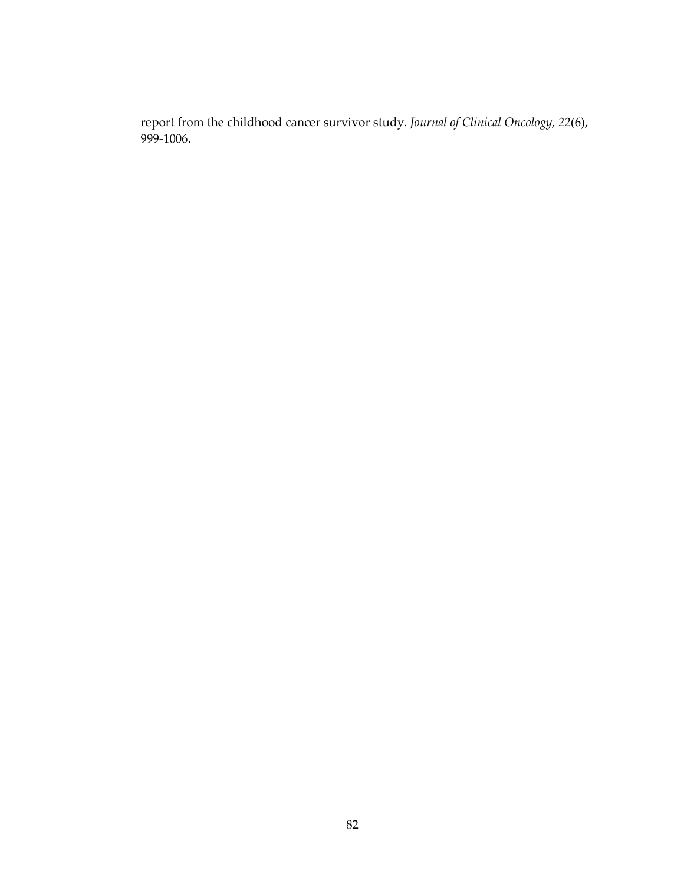report from the childhood cancer survivor study. *Journal of Clinical Oncology, 22*(6), 999-1006.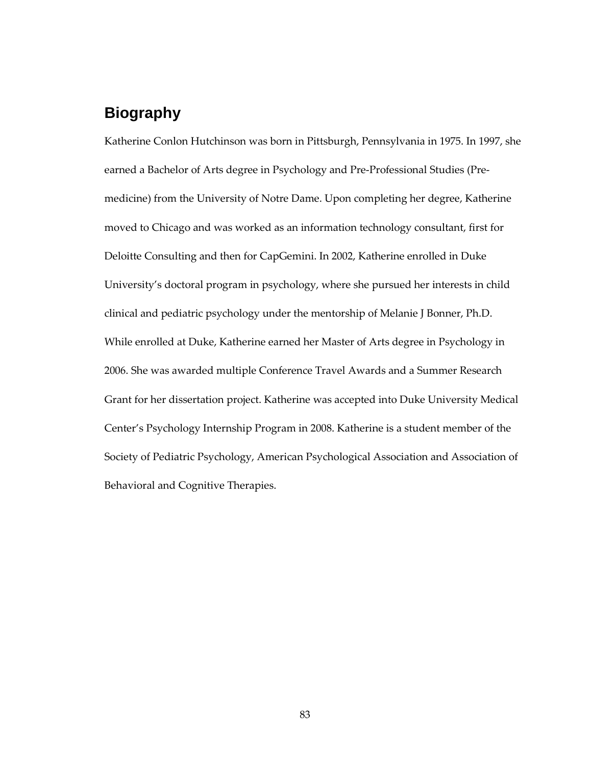## Biography

Katherine Conlon Hutchinson was born in Pittsburgh, Pennsylvania in 1975. In 1997, she earned a Bachelor of Arts degree in Psychology and Pre-Professional Studies (Pre-medicine) from the University of Notre Dame. Upon completing her degree, Katherine moved to Chicago and was worked as an information technology consultant, first for Deloitte Consulting and then for CapGemini. In 2002, Katherine enrolled in Duke University's doctoral program in psychology, where she pursued her interests in child clinical and pediatric psychology under the mentorship of Melanie J Bonner, Ph.D. While enrolled at Duke, Katherine earned her Master of Arts degree in Psychology in 2006. She was awarded multiple Conference Travel Awards and a Summer Research Grant for her dissertation project. Katherine was accepted into Duke University Medical Center's Psychology Internship Program in 2008. Katherine is a student member of the Society of Pediatric Psychology, American Psychological Association and Association of Behavioral and Cognitive Therapies.